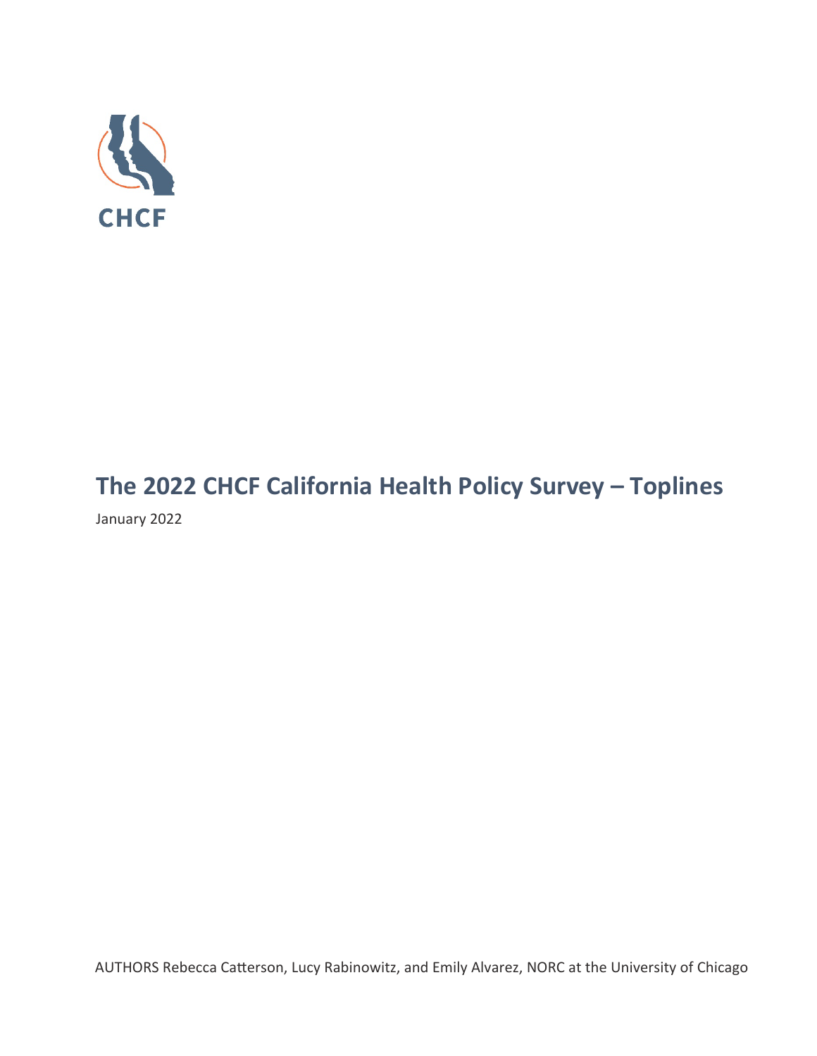CHCF

# The 2022 CHCF California Health Policy Survey – Toplines

January 2022

AUTHORS Rebecca Catterson, Lucy Rabinowitz, and Emily Alvarez, NORC at the University of Chicago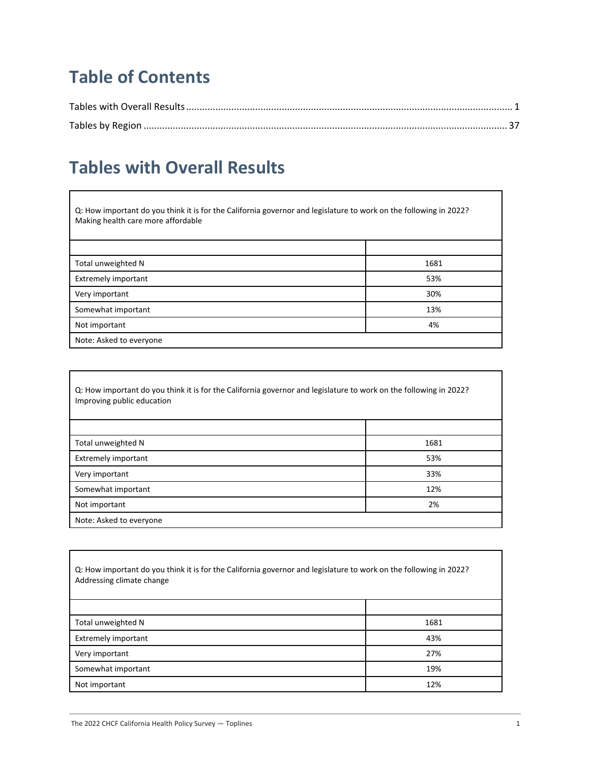# Table of Contents

Tables with Overall Results ........................................................................................................................ 1

Tables by Region ...................................................................................................................................... 37

# Tables with Overall Results

| Q: How important do you think it is for the California governor and legislature to work on the following in 2022? Making health care more affordable | |
|---|---|
| | |
| Total unweighted N | 1681 |
| Extremely important | 53% |
| Very important | 30% |
| Somewhat important | 13% |
| Not important | 4% |
| Note: Asked to everyone | |

| Q: How important do you think it is for the California governor and legislature to work on the following in 2022? Improving public education | |
|---|---|
| | |
| Total unweighted N | 1681 |
| Extremely important | 53% |
| Very important | 33% |
| Somewhat important | 12% |
| Not important | 2% |
| Note: Asked to everyone | |

| Q: How important do you think it is for the California governor and legislature to work on the following in 2022? Addressing climate change | |
|---|---|
| | |
| Total unweighted N | 1681 |
| Extremely important | 43% |
| Very important | 27% |
| Somewhat important | 19% |
| Not important | 12% |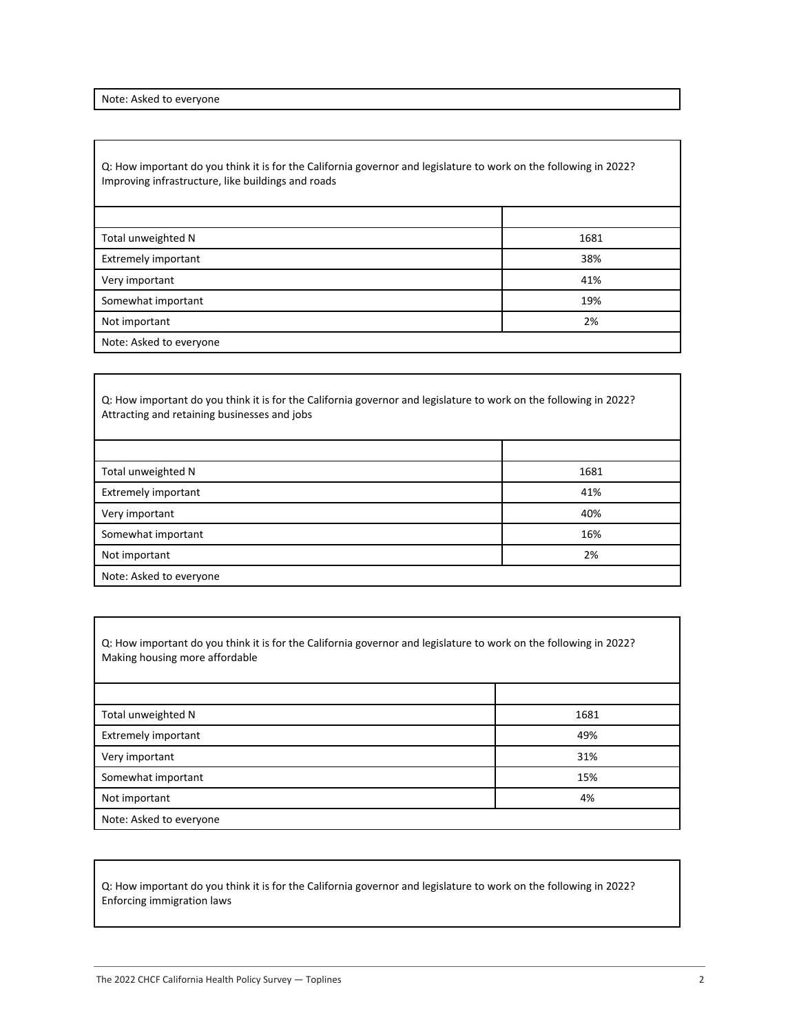Note: Asked to everyone

Q: How important do you think it is for the California governor and legislature to work on the following in 2022? Improving infrastructure, like buildings and roads

| | |
|---|---|
| Total unweighted N | 1681 |
| Extremely important | 38% |
| Very important | 41% |
| Somewhat important | 19% |
| Not important | 2% |

Note: Asked to everyone

Q: How important do you think it is for the California governor and legislature to work on the following in 2022? Attracting and retaining businesses and jobs

| | |
|---|---|
| Total unweighted N | 1681 |
| Extremely important | 41% |
| Very important | 40% |
| Somewhat important | 16% |
| Not important | 2% |

Note: Asked to everyone

Q: How important do you think it is for the California governor and legislature to work on the following in 2022? Making housing more affordable

| | |
|---|---|
| Total unweighted N | 1681 |
| Extremely important | 49% |
| Very important | 31% |
| Somewhat important | 15% |
| Not important | 4% |

Note: Asked to everyone

Q: How important do you think it is for the California governor and legislature to work on the following in 2022? Enforcing immigration laws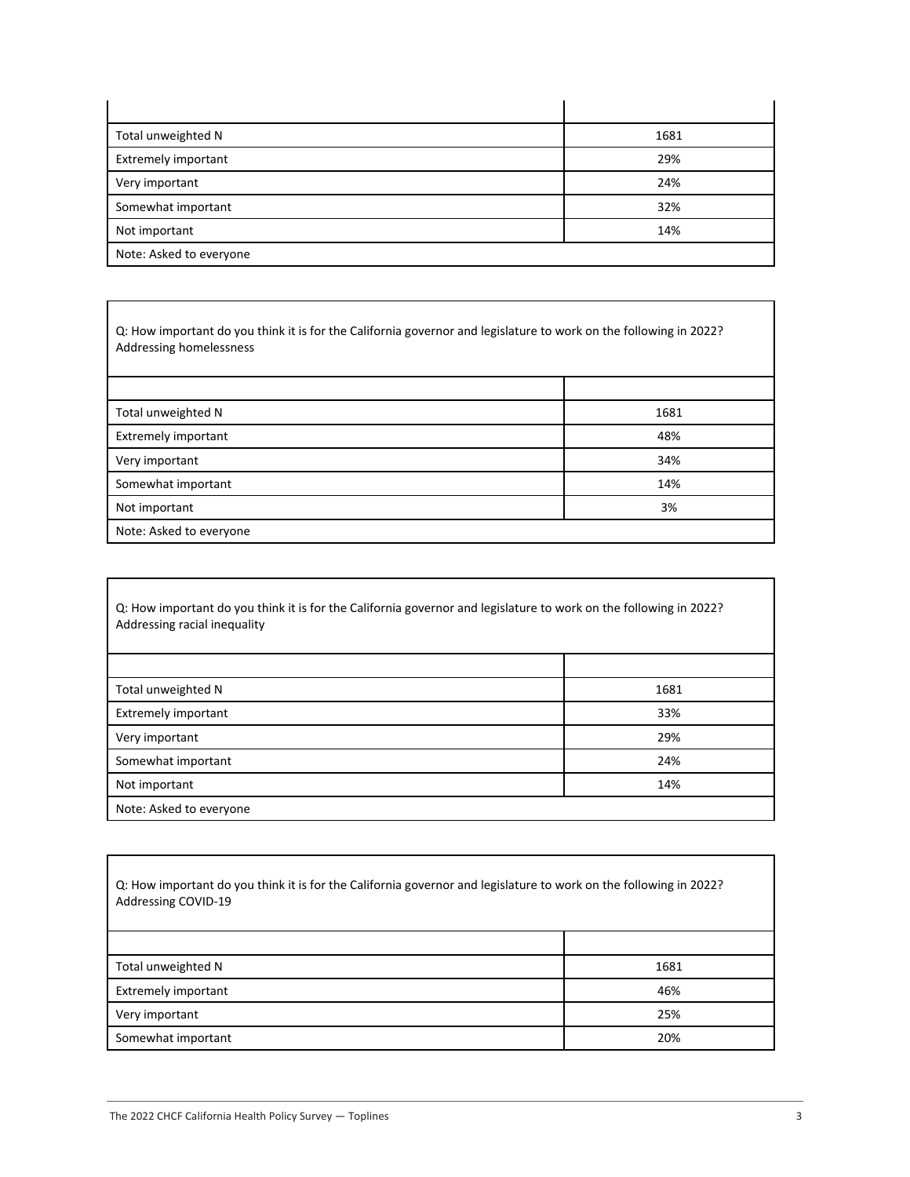| | |
|---|---|
| Total unweighted N | 1681 |
| Extremely important | 29% |
| Very important | 24% |
| Somewhat important | 32% |
| Not important | 14% |
| Note: Asked to everyone | |

Q: How important do you think it is for the California governor and legislature to work on the following in 2022? Addressing homelessness

| | |
|---|---|
| Total unweighted N | 1681 |
| Extremely important | 48% |
| Very important | 34% |
| Somewhat important | 14% |
| Not important | 3% |
| Note: Asked to everyone | |

Q: How important do you think it is for the California governor and legislature to work on the following in 2022? Addressing racial inequality

| | |
|---|---|
| Total unweighted N | 1681 |
| Extremely important | 33% |
| Very important | 29% |
| Somewhat important | 24% |
| Not important | 14% |
| Note: Asked to everyone | |

Q: How important do you think it is for the California governor and legislature to work on the following in 2022? Addressing COVID-19

| | |
|---|---|
| Total unweighted N | 1681 |
| Extremely important | 46% |
| Very important | 25% |
| Somewhat important | 20% |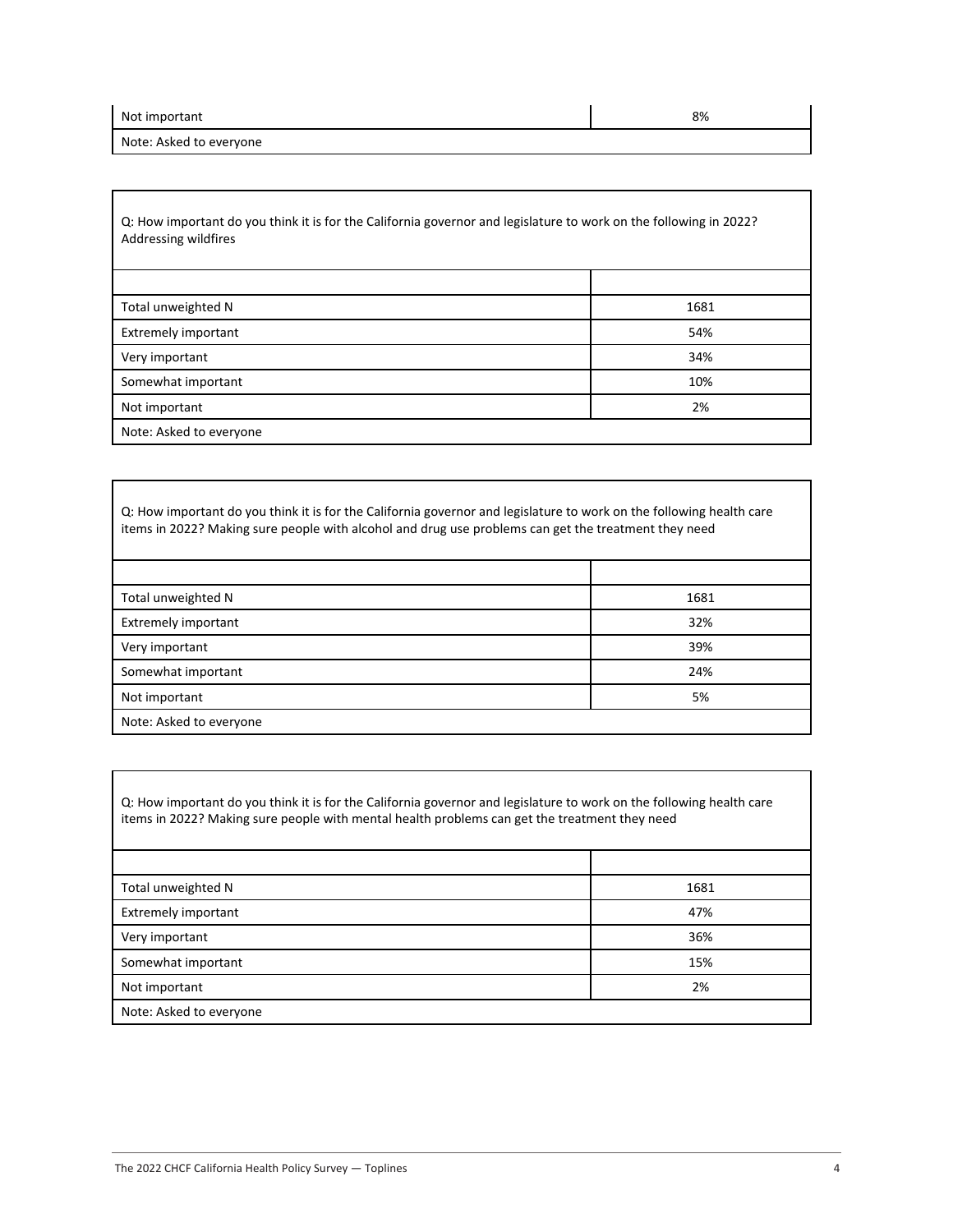| Not important | 8% |
|---|---|
| Note: Asked to everyone | |

| Q: How important do you think it is for the California governor and legislature to work on the following in 2022? Addressing wildfires | |
|---|---|
| | |
| Total unweighted N | 1681 |
| Extremely important | 54% |
| Very important | 34% |
| Somewhat important | 10% |
| Not important | 2% |
| Note: Asked to everyone | |

| Q: How important do you think it is for the California governor and legislature to work on the following health care items in 2022? Making sure people with alcohol and drug use problems can get the treatment they need | |
|---|---|
| | |
| Total unweighted N | 1681 |
| Extremely important | 32% |
| Very important | 39% |
| Somewhat important | 24% |
| Not important | 5% |
| Note: Asked to everyone | |

| Q: How important do you think it is for the California governor and legislature to work on the following health care items in 2022? Making sure people with mental health problems can get the treatment they need | |
|---|---|
| | |
| Total unweighted N | 1681 |
| Extremely important | 47% |
| Very important | 36% |
| Somewhat important | 15% |
| Not important | 2% |
| Note: Asked to everyone | |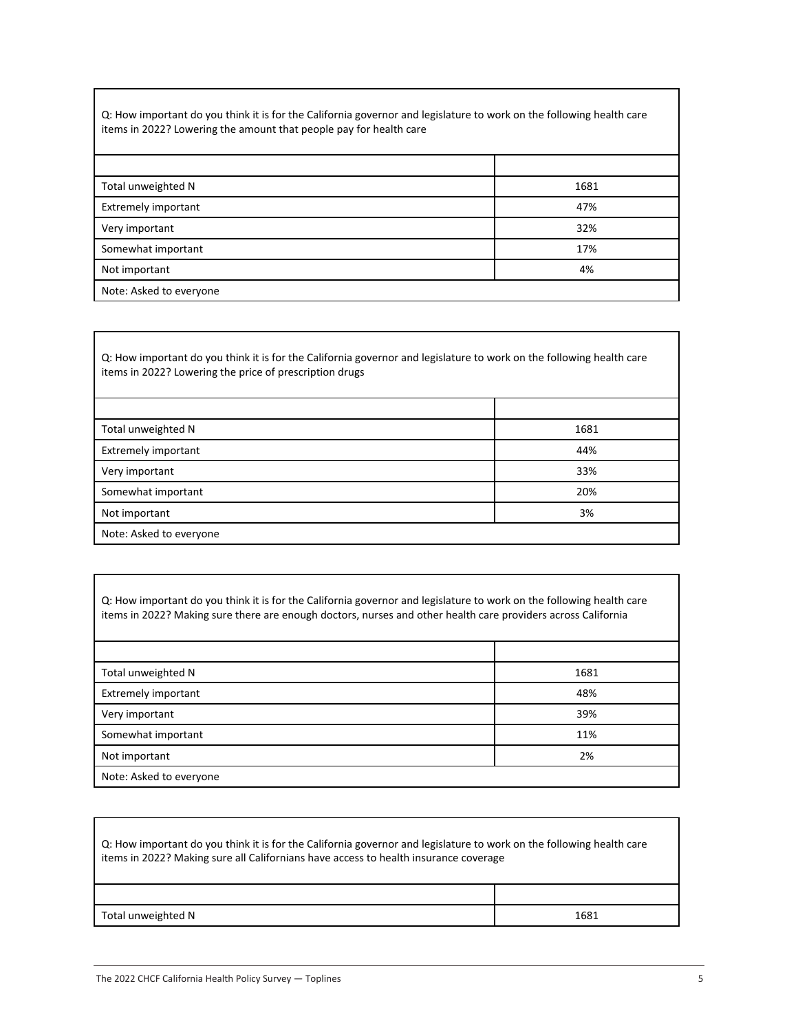Q: How important do you think it is for the California governor and legislature to work on the following health care items in 2022? Lowering the amount that people pay for health care

| | |
|---|---|
| Total unweighted N | 1681 |
| Extremely important | 47% |
| Very important | 32% |
| Somewhat important | 17% |
| Not important | 4% |
| Note: Asked to everyone | |

Q: How important do you think it is for the California governor and legislature to work on the following health care items in 2022? Lowering the price of prescription drugs

| | |
|---|---|
| Total unweighted N | 1681 |
| Extremely important | 44% |
| Very important | 33% |
| Somewhat important | 20% |
| Not important | 3% |
| Note: Asked to everyone | |

Q: How important do you think it is for the California governor and legislature to work on the following health care items in 2022? Making sure there are enough doctors, nurses and other health care providers across California

| | |
|---|---|
| Total unweighted N | 1681 |
| Extremely important | 48% |
| Very important | 39% |
| Somewhat important | 11% |
| Not important | 2% |
| Note: Asked to everyone | |

Q: How important do you think it is for the California governor and legislature to work on the following health care items in 2022? Making sure all Californians have access to health insurance coverage

| | |
|---|---|
| Total unweighted N | 1681 |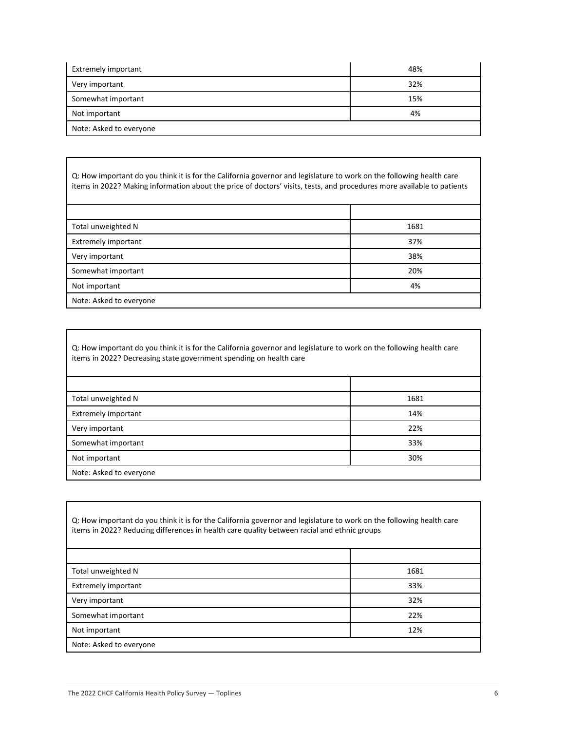| | |
|---|---|
| Extremely important | 48% |
| Very important | 32% |
| Somewhat important | 15% |
| Not important | 4% |
| Note: Asked to everyone | |

Q: How important do you think it is for the California governor and legislature to work on the following health care items in 2022? Making information about the price of doctors' visits, tests, and procedures more available to patients

| | |
|---|---|
| Total unweighted N | 1681 |
| Extremely important | 37% |
| Very important | 38% |
| Somewhat important | 20% |
| Not important | 4% |
| Note: Asked to everyone | |

Q: How important do you think it is for the California governor and legislature to work on the following health care items in 2022? Decreasing state government spending on health care

| | |
|---|---|
| Total unweighted N | 1681 |
| Extremely important | 14% |
| Very important | 22% |
| Somewhat important | 33% |
| Not important | 30% |
| Note: Asked to everyone | |

Q: How important do you think it is for the California governor and legislature to work on the following health care items in 2022? Reducing differences in health care quality between racial and ethnic groups

| | |
|---|---|
| Total unweighted N | 1681 |
| Extremely important | 33% |
| Very important | 32% |
| Somewhat important | 22% |
| Not important | 12% |
| Note: Asked to everyone | |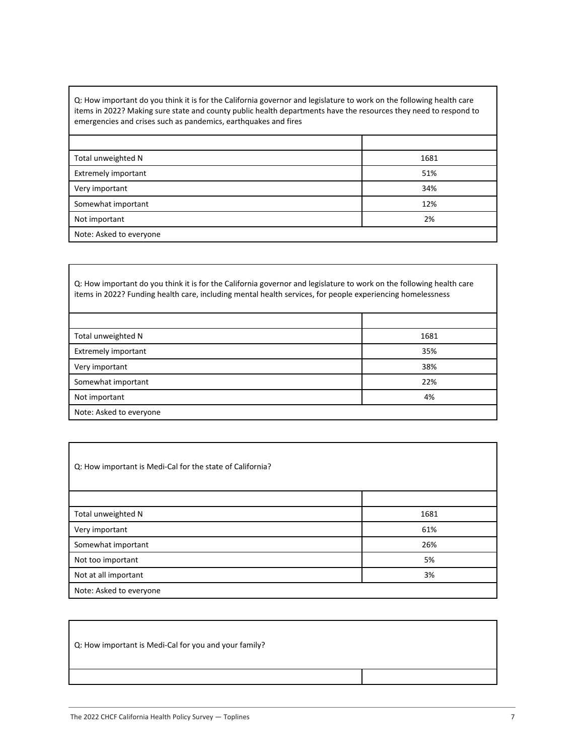| Q: How important do you think it is for the California governor and legislature to work on the following health care items in 2022? Making sure state and county public health departments have the resources they need to respond to emergencies and crises such as pandemics, earthquakes and fires | |
|---|---|
| | |
| Total unweighted N | 1681 |
| Extremely important | 51% |
| Very important | 34% |
| Somewhat important | 12% |
| Not important | 2% |
| Note: Asked to everyone | |

| Q: How important do you think it is for the California governor and legislature to work on the following health care items in 2022? Funding health care, including mental health services, for people experiencing homelessness | |
|---|---|
| | |
| Total unweighted N | 1681 |
| Extremely important | 35% |
| Very important | 38% |
| Somewhat important | 22% |
| Not important | 4% |
| Note: Asked to everyone | |

| Q: How important is Medi-Cal for the state of California? | |
|---|---|
| | |
| Total unweighted N | 1681 |
| Very important | 61% |
| Somewhat important | 26% |
| Not too important | 5% |
| Not at all important | 3% |
| Note: Asked to everyone | |

| Q: How important is Medi-Cal for you and your family? | |
|---|---|
| | |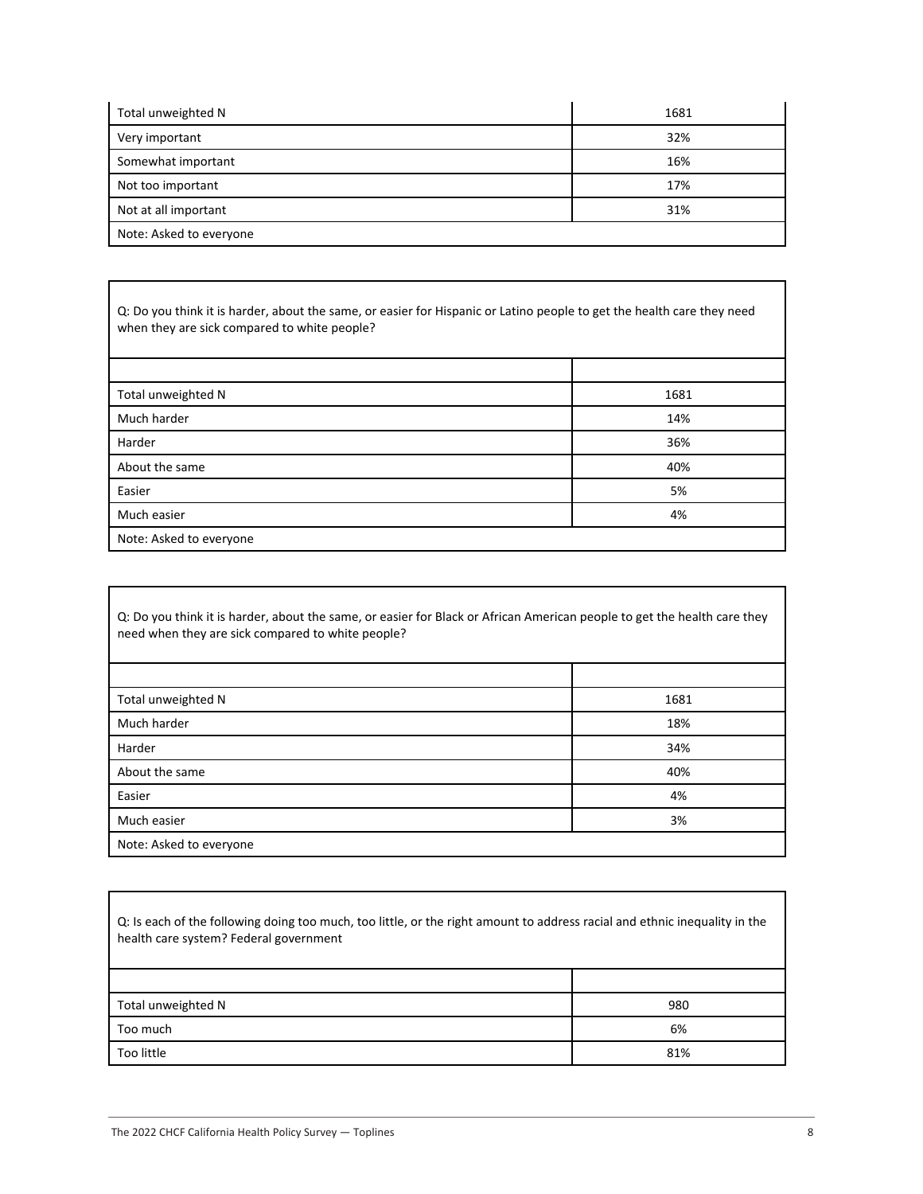| | |
|---|---|
| Total unweighted N | 1681 |
| Very important | 32% |
| Somewhat important | 16% |
| Not too important | 17% |
| Not at all important | 31% |
| Note: Asked to everyone | |

Q: Do you think it is harder, about the same, or easier for Hispanic or Latino people to get the health care they need when they are sick compared to white people?

| | |
|---|---|
| Total unweighted N | 1681 |
| Much harder | 14% |
| Harder | 36% |
| About the same | 40% |
| Easier | 5% |
| Much easier | 4% |
| Note: Asked to everyone | |

Q: Do you think it is harder, about the same, or easier for Black or African American people to get the health care they need when they are sick compared to white people?

| | |
|---|---|
| Total unweighted N | 1681 |
| Much harder | 18% |
| Harder | 34% |
| About the same | 40% |
| Easier | 4% |
| Much easier | 3% |
| Note: Asked to everyone | |

Q: Is each of the following doing too much, too little, or the right amount to address racial and ethnic inequality in the health care system? Federal government

| | |
|---|---|
| Total unweighted N | 980 |
| Too much | 6% |
| Too little | 81% |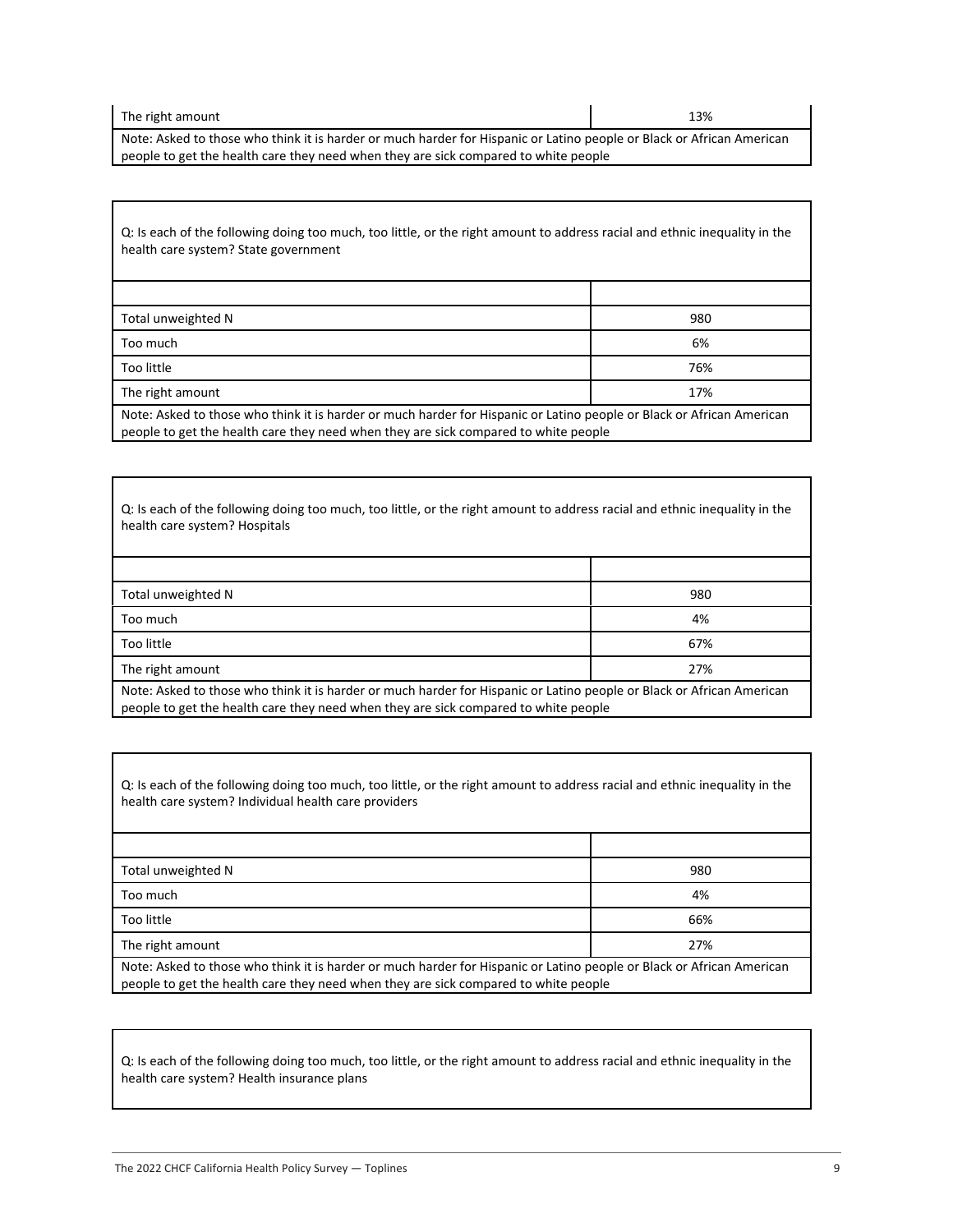| The right amount | 13% |
|---|---|

Note: Asked to those who think it is harder or much harder for Hispanic or Latino people or Black or African American people to get the health care they need when they are sick compared to white people

Q: Is each of the following doing too much, too little, or the right amount to address racial and ethnic inequality in the health care system? State government

| | |
|---|---|
| Total unweighted N | 980 |
| Too much | 6% |
| Too little | 76% |
| The right amount | 17% |

Note: Asked to those who think it is harder or much harder for Hispanic or Latino people or Black or African American people to get the health care they need when they are sick compared to white people

Q: Is each of the following doing too much, too little, or the right amount to address racial and ethnic inequality in the health care system? Hospitals

| | |
|---|---|
| Total unweighted N | 980 |
| Too much | 4% |
| Too little | 67% |
| The right amount | 27% |

Note: Asked to those who think it is harder or much harder for Hispanic or Latino people or Black or African American people to get the health care they need when they are sick compared to white people

Q: Is each of the following doing too much, too little, or the right amount to address racial and ethnic inequality in the health care system? Individual health care providers

| | |
|---|---|
| Total unweighted N | 980 |
| Too much | 4% |
| Too little | 66% |
| The right amount | 27% |

Note: Asked to those who think it is harder or much harder for Hispanic or Latino people or Black or African American people to get the health care they need when they are sick compared to white people

Q: Is each of the following doing too much, too little, or the right amount to address racial and ethnic inequality in the health care system? Health insurance plans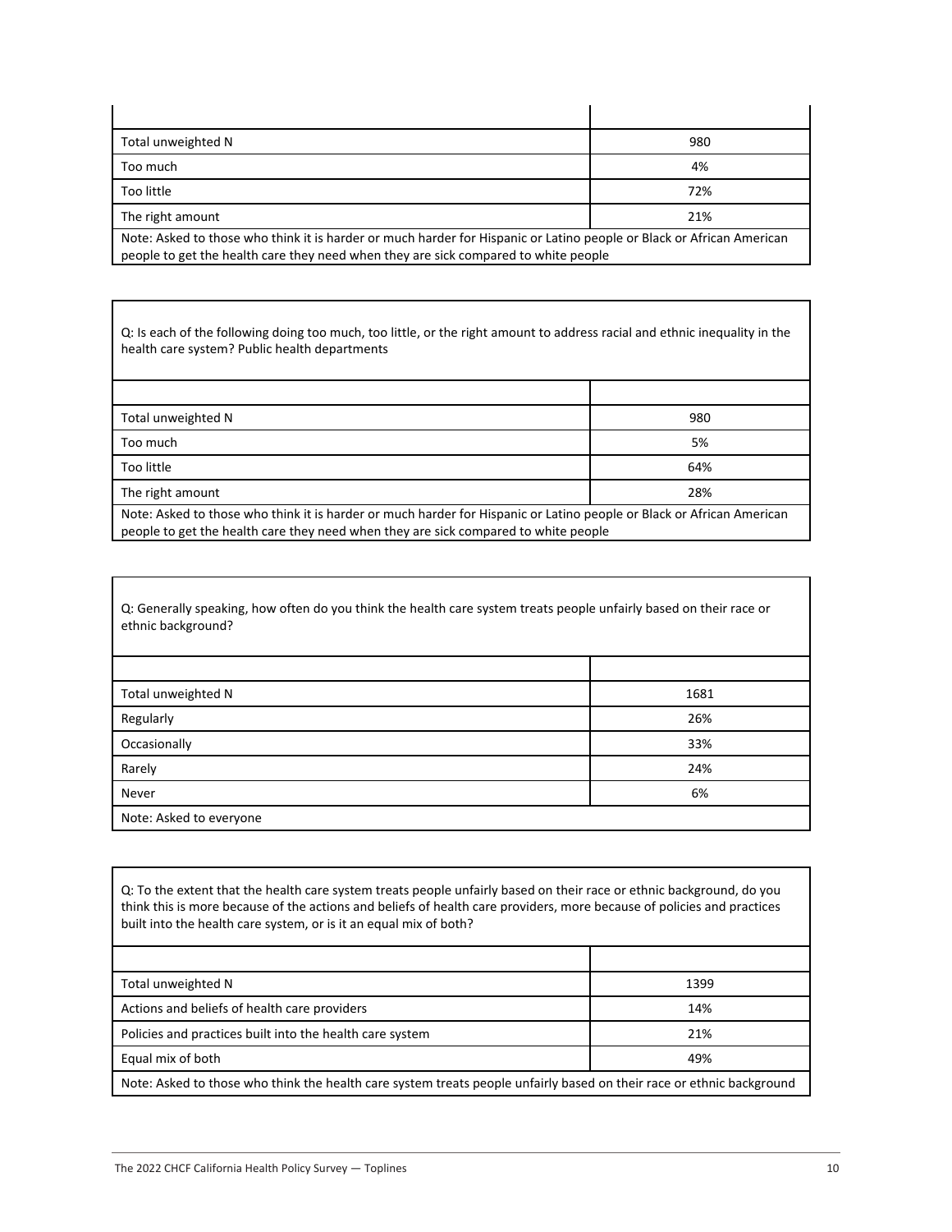| | |
|---|---|
| Total unweighted N | 980 |
| Too much | 4% |
| Too little | 72% |
| The right amount | 21% |

Note: Asked to those who think it is harder or much harder for Hispanic or Latino people or Black or African American people to get the health care they need when they are sick compared to white people

Q: Is each of the following doing too much, too little, or the right amount to address racial and ethnic inequality in the health care system? Public health departments

| | |
|---|---|
| Total unweighted N | 980 |
| Too much | 5% |
| Too little | 64% |
| The right amount | 28% |

Note: Asked to those who think it is harder or much harder for Hispanic or Latino people or Black or African American people to get the health care they need when they are sick compared to white people

Q: Generally speaking, how often do you think the health care system treats people unfairly based on their race or ethnic background?

| | |
|---|---|
| Total unweighted N | 1681 |
| Regularly | 26% |
| Occasionally | 33% |
| Rarely | 24% |
| Never | 6% |

Note: Asked to everyone

Q: To the extent that the health care system treats people unfairly based on their race or ethnic background, do you think this is more because of the actions and beliefs of health care providers, more because of policies and practices built into the health care system, or is it an equal mix of both?

| | |
|---|---|
| Total unweighted N | 1399 |
| Actions and beliefs of health care providers | 14% |
| Policies and practices built into the health care system | 21% |
| Equal mix of both | 49% |

Note: Asked to those who think the health care system treats people unfairly based on their race or ethnic background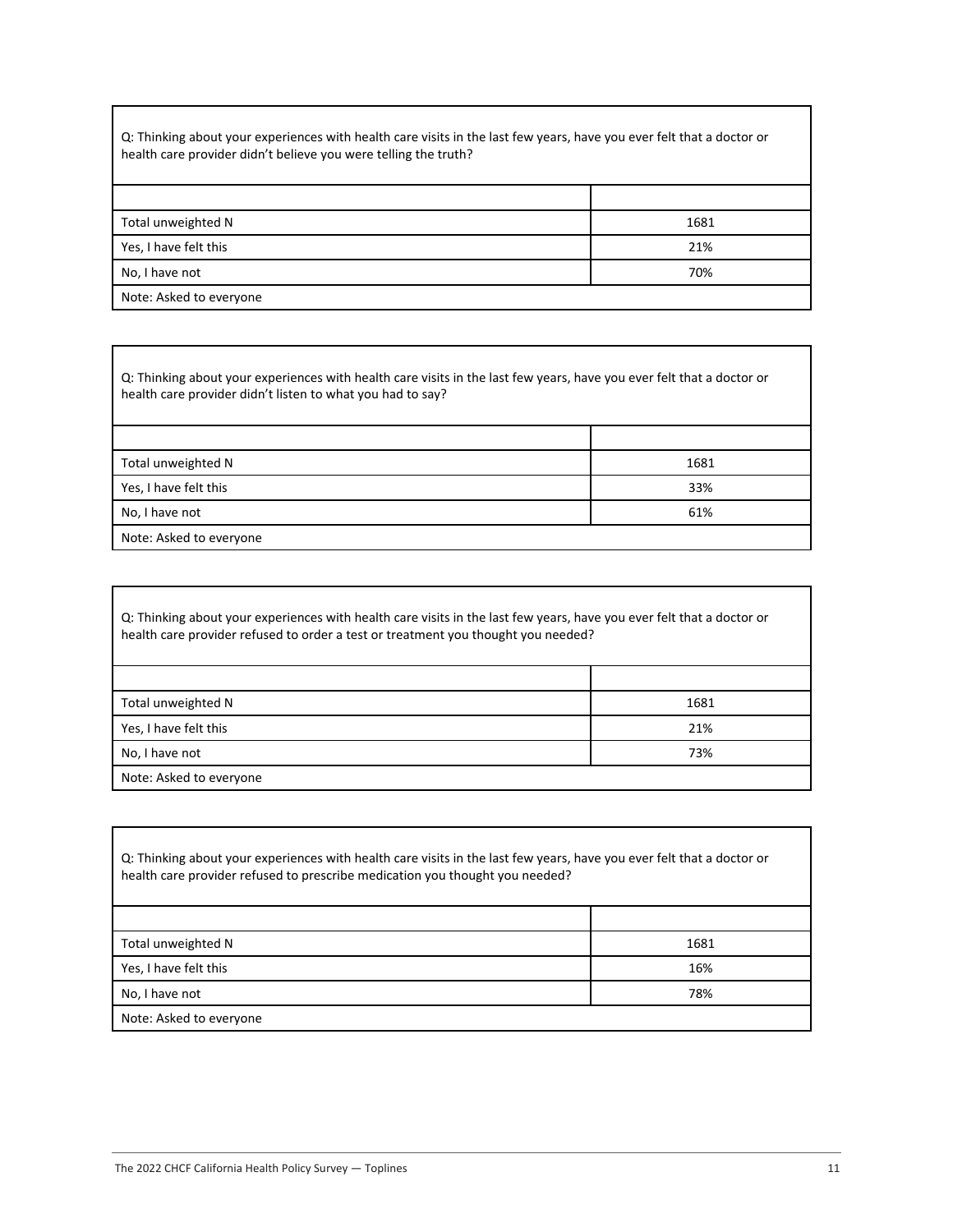Q: Thinking about your experiences with health care visits in the last few years, have you ever felt that a doctor or health care provider didn't believe you were telling the truth?

| | |
|---|---|
| Total unweighted N | 1681 |
| Yes, I have felt this | 21% |
| No, I have not | 70% |
| Note: Asked to everyone | |

Q: Thinking about your experiences with health care visits in the last few years, have you ever felt that a doctor or health care provider didn't listen to what you had to say?

| | |
|---|---|
| Total unweighted N | 1681 |
| Yes, I have felt this | 33% |
| No, I have not | 61% |
| Note: Asked to everyone | |

Q: Thinking about your experiences with health care visits in the last few years, have you ever felt that a doctor or health care provider refused to order a test or treatment you thought you needed?

| | |
|---|---|
| Total unweighted N | 1681 |
| Yes, I have felt this | 21% |
| No, I have not | 73% |
| Note: Asked to everyone | |

Q: Thinking about your experiences with health care visits in the last few years, have you ever felt that a doctor or health care provider refused to prescribe medication you thought you needed?

| | |
|---|---|
| Total unweighted N | 1681 |
| Yes, I have felt this | 16% |
| No, I have not | 78% |
| Note: Asked to everyone | |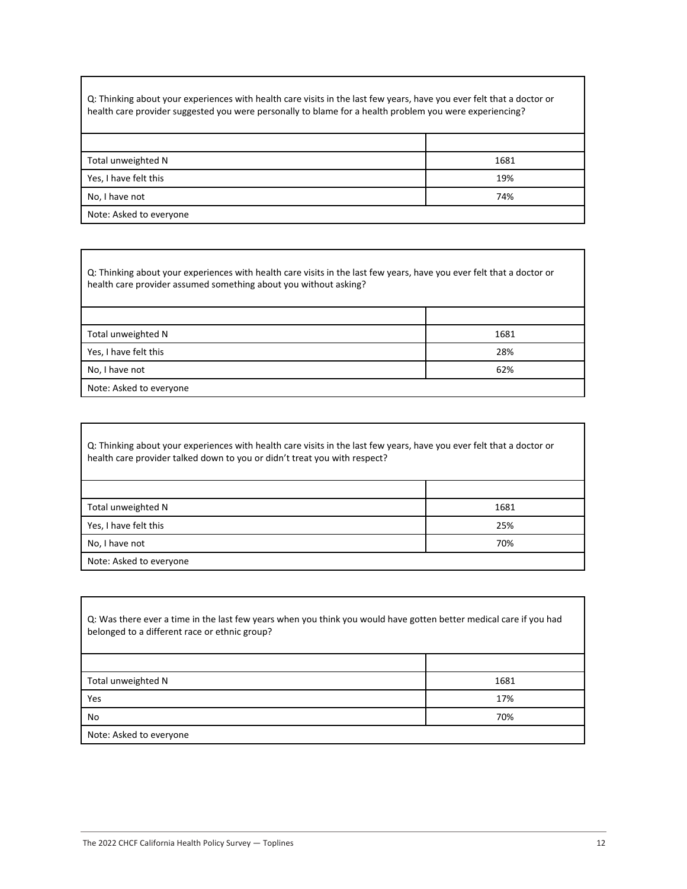Q: Thinking about your experiences with health care visits in the last few years, have you ever felt that a doctor or health care provider suggested you were personally to blame for a health problem you were experiencing?

| | |
|---|---|
| Total unweighted N | 1681 |
| Yes, I have felt this | 19% |
| No, I have not | 74% |
| Note: Asked to everyone | |

Q: Thinking about your experiences with health care visits in the last few years, have you ever felt that a doctor or health care provider assumed something about you without asking?

| | |
|---|---|
| Total unweighted N | 1681 |
| Yes, I have felt this | 28% |
| No, I have not | 62% |
| Note: Asked to everyone | |

Q: Thinking about your experiences with health care visits in the last few years, have you ever felt that a doctor or health care provider talked down to you or didn't treat you with respect?

| | |
|---|---|
| Total unweighted N | 1681 |
| Yes, I have felt this | 25% |
| No, I have not | 70% |
| Note: Asked to everyone | |

Q: Was there ever a time in the last few years when you think you would have gotten better medical care if you had belonged to a different race or ethnic group?

| | |
|---|---|
| Total unweighted N | 1681 |
| Yes | 17% |
| No | 70% |
| Note: Asked to everyone | |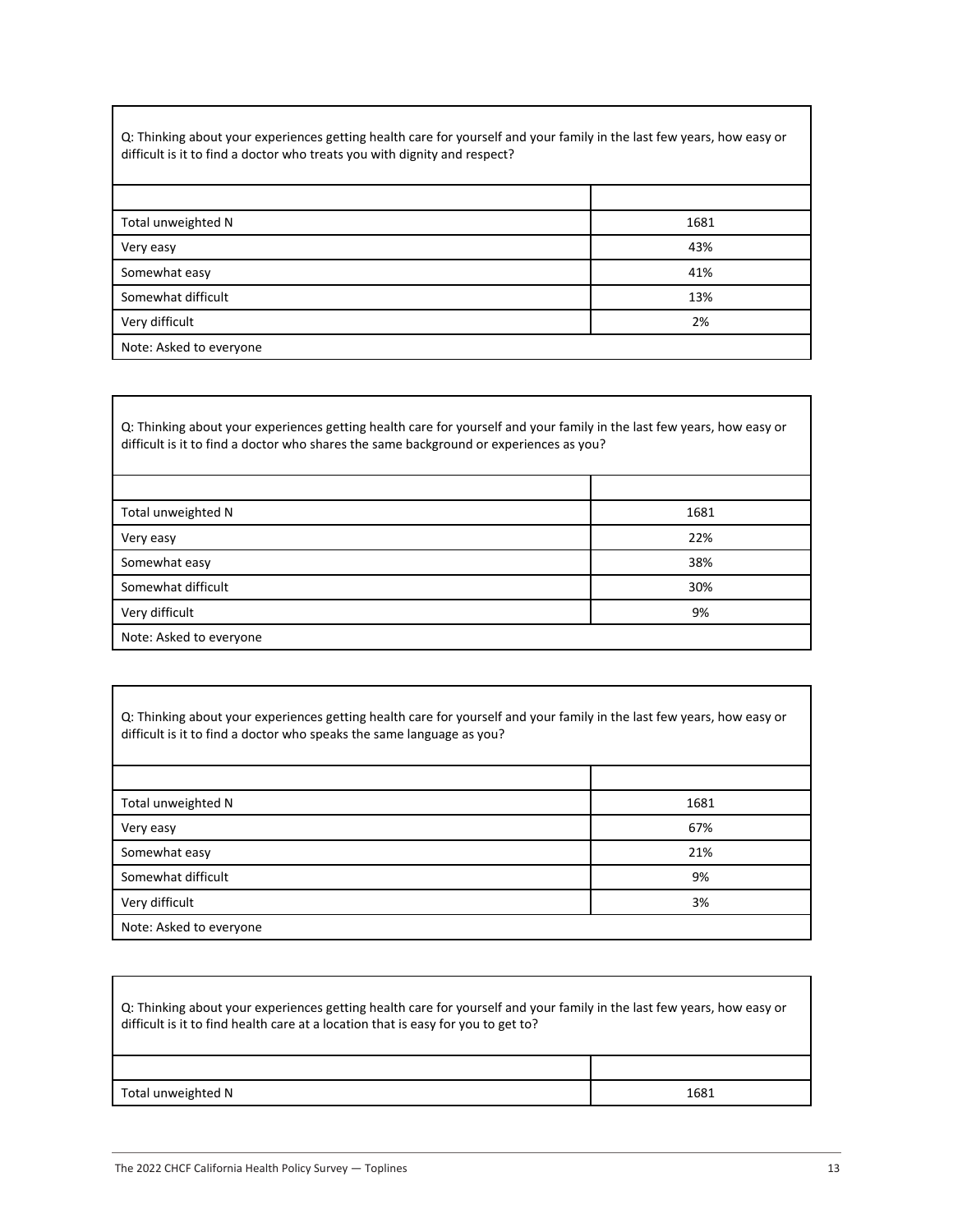Q: Thinking about your experiences getting health care for yourself and your family in the last few years, how easy or difficult is it to find a doctor who treats you with dignity and respect?

| | |
|---|---|
| Total unweighted N | 1681 |
| Very easy | 43% |
| Somewhat easy | 41% |
| Somewhat difficult | 13% |
| Very difficult | 2% |
| Note: Asked to everyone | |

Q: Thinking about your experiences getting health care for yourself and your family in the last few years, how easy or difficult is it to find a doctor who shares the same background or experiences as you?

| | |
|---|---|
| Total unweighted N | 1681 |
| Very easy | 22% |
| Somewhat easy | 38% |
| Somewhat difficult | 30% |
| Very difficult | 9% |
| Note: Asked to everyone | |

Q: Thinking about your experiences getting health care for yourself and your family in the last few years, how easy or difficult is it to find a doctor who speaks the same language as you?

| | |
|---|---|
| Total unweighted N | 1681 |
| Very easy | 67% |
| Somewhat easy | 21% |
| Somewhat difficult | 9% |
| Very difficult | 3% |
| Note: Asked to everyone | |

Q: Thinking about your experiences getting health care for yourself and your family in the last few years, how easy or difficult is it to find health care at a location that is easy for you to get to?

| | |
|---|---|
| Total unweighted N | 1681 |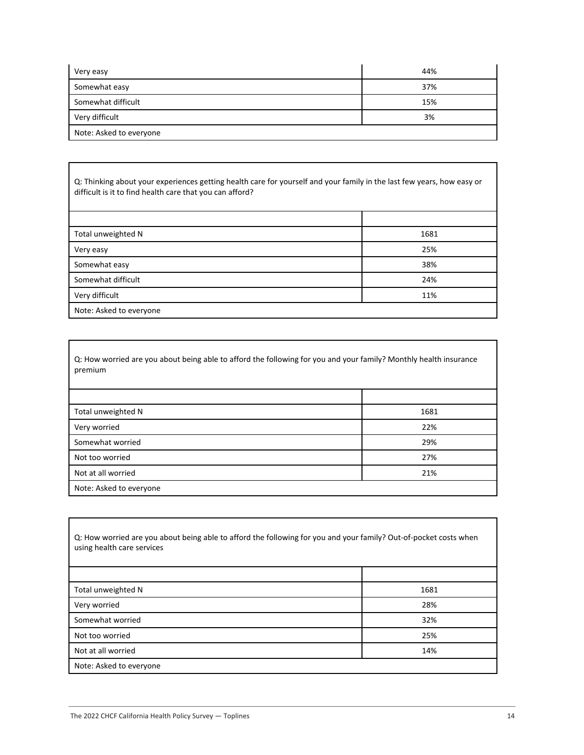| | |
|---|---|
| Very easy | 44% |
| Somewhat easy | 37% |
| Somewhat difficult | 15% |
| Very difficult | 3% |
| Note: Asked to everyone | |

Q: Thinking about your experiences getting health care for yourself and your family in the last few years, how easy or difficult is it to find health care that you can afford?

| | |
|---|---|
| Total unweighted N | 1681 |
| Very easy | 25% |
| Somewhat easy | 38% |
| Somewhat difficult | 24% |
| Very difficult | 11% |
| Note: Asked to everyone | |

Q: How worried are you about being able to afford the following for you and your family? Monthly health insurance premium

| | |
|---|---|
| Total unweighted N | 1681 |
| Very worried | 22% |
| Somewhat worried | 29% |
| Not too worried | 27% |
| Not at all worried | 21% |
| Note: Asked to everyone | |

Q: How worried are you about being able to afford the following for you and your family? Out-of-pocket costs when using health care services

| | |
|---|---|
| Total unweighted N | 1681 |
| Very worried | 28% |
| Somewhat worried | 32% |
| Not too worried | 25% |
| Not at all worried | 14% |
| Note: Asked to everyone | |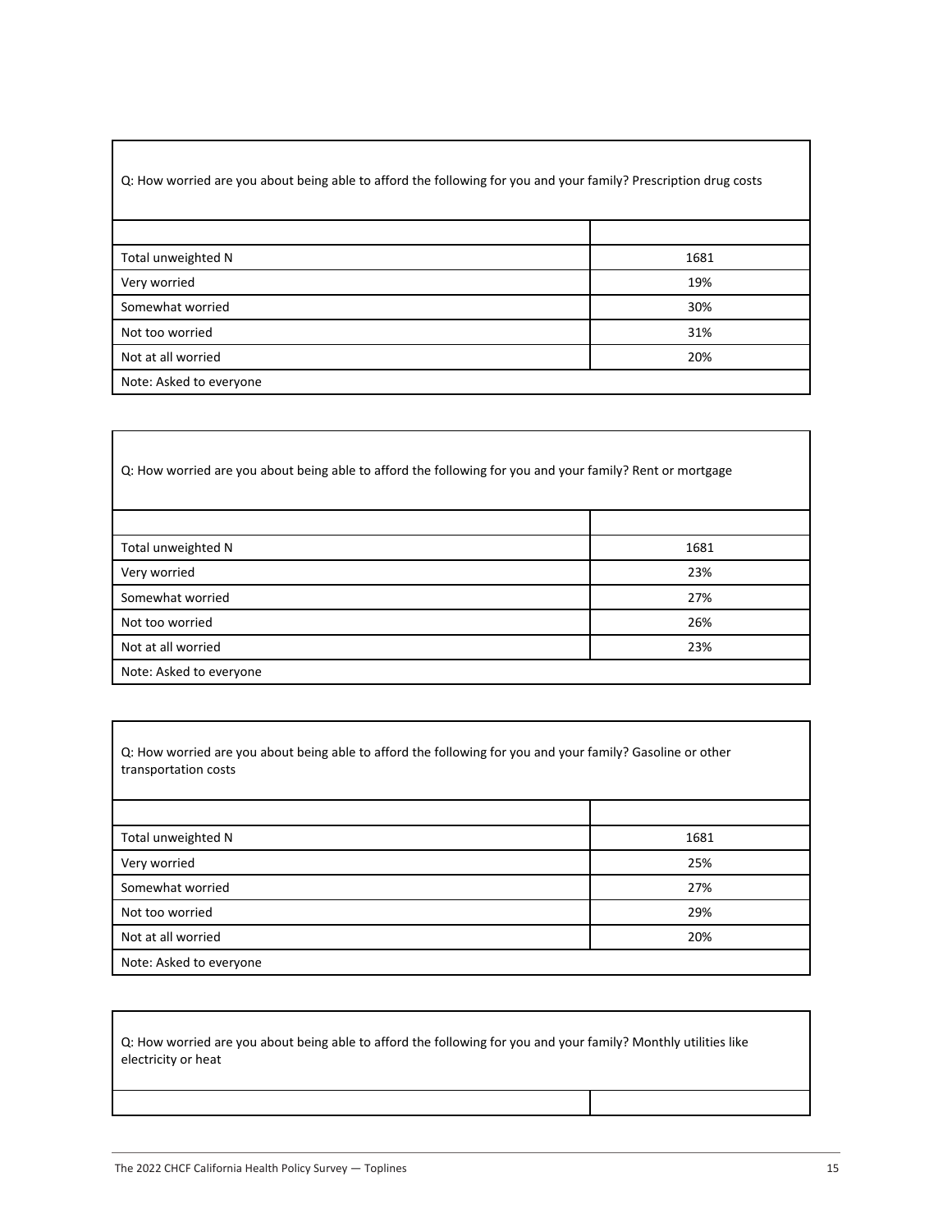Q: How worried are you about being able to afford the following for you and your family? Prescription drug costs

| | |
|---|---|
| Total unweighted N | 1681 |
| Very worried | 19% |
| Somewhat worried | 30% |
| Not too worried | 31% |
| Not at all worried | 20% |

Note: Asked to everyone

Q: How worried are you about being able to afford the following for you and your family? Rent or mortgage

| | |
|---|---|
| Total unweighted N | 1681 |
| Very worried | 23% |
| Somewhat worried | 27% |
| Not too worried | 26% |
| Not at all worried | 23% |

Note: Asked to everyone

Q: How worried are you about being able to afford the following for you and your family? Gasoline or other transportation costs

| | |
|---|---|
| Total unweighted N | 1681 |
| Very worried | 25% |
| Somewhat worried | 27% |
| Not too worried | 29% |
| Not at all worried | 20% |

Note: Asked to everyone

Q: How worried are you about being able to afford the following for you and your family? Monthly utilities like electricity or heat

| | |
|---|---|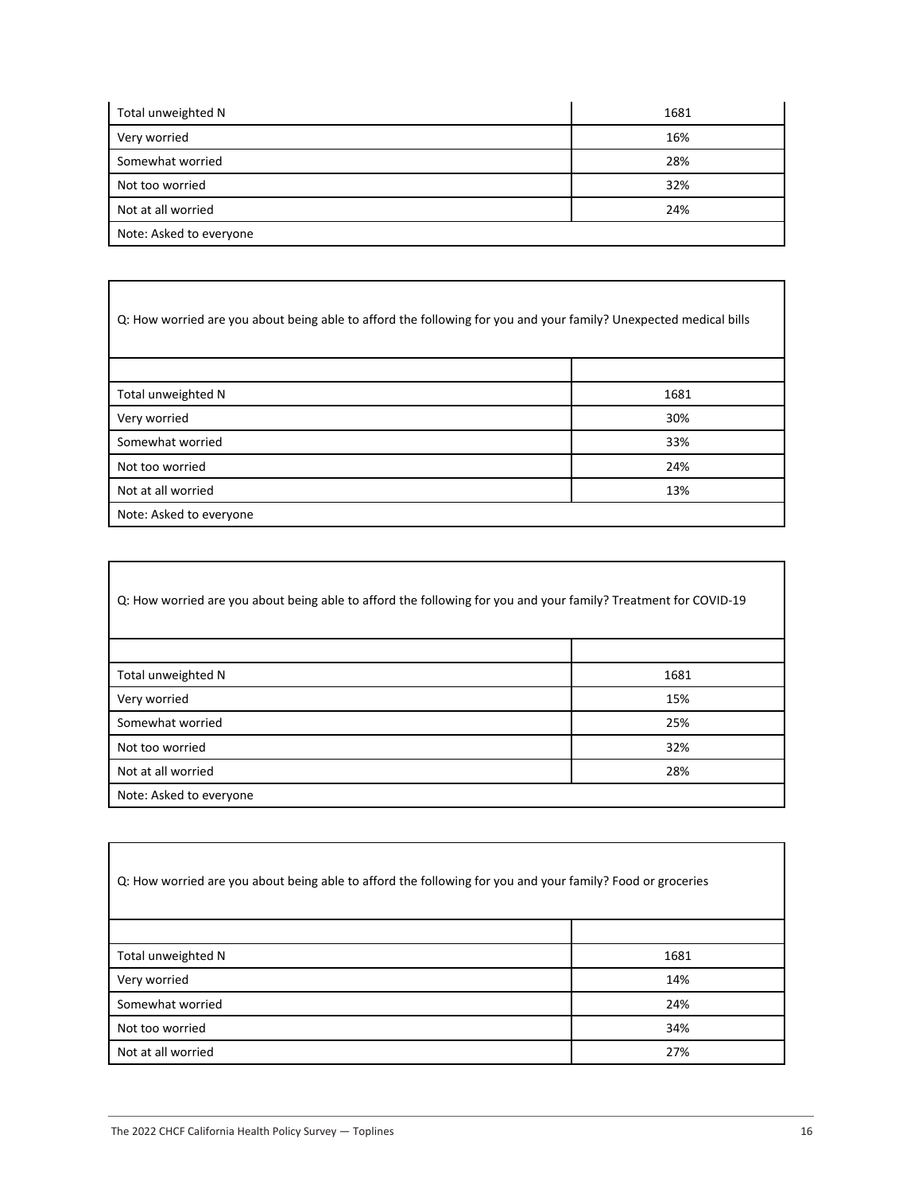| | |
|---|---|
| Total unweighted N | 1681 |
| Very worried | 16% |
| Somewhat worried | 28% |
| Not too worried | 32% |
| Not at all worried | 24% |
| Note: Asked to everyone | |

Q: How worried are you about being able to afford the following for you and your family? Unexpected medical bills

| | |
|---|---|
| Total unweighted N | 1681 |
| Very worried | 30% |
| Somewhat worried | 33% |
| Not too worried | 24% |
| Not at all worried | 13% |
| Note: Asked to everyone | |

Q: How worried are you about being able to afford the following for you and your family? Treatment for COVID-19

| | |
|---|---|
| Total unweighted N | 1681 |
| Very worried | 15% |
| Somewhat worried | 25% |
| Not too worried | 32% |
| Not at all worried | 28% |
| Note: Asked to everyone | |

Q: How worried are you about being able to afford the following for you and your family? Food or groceries

| | |
|---|---|
| Total unweighted N | 1681 |
| Very worried | 14% |
| Somewhat worried | 24% |
| Not too worried | 34% |
| Not at all worried | 27% |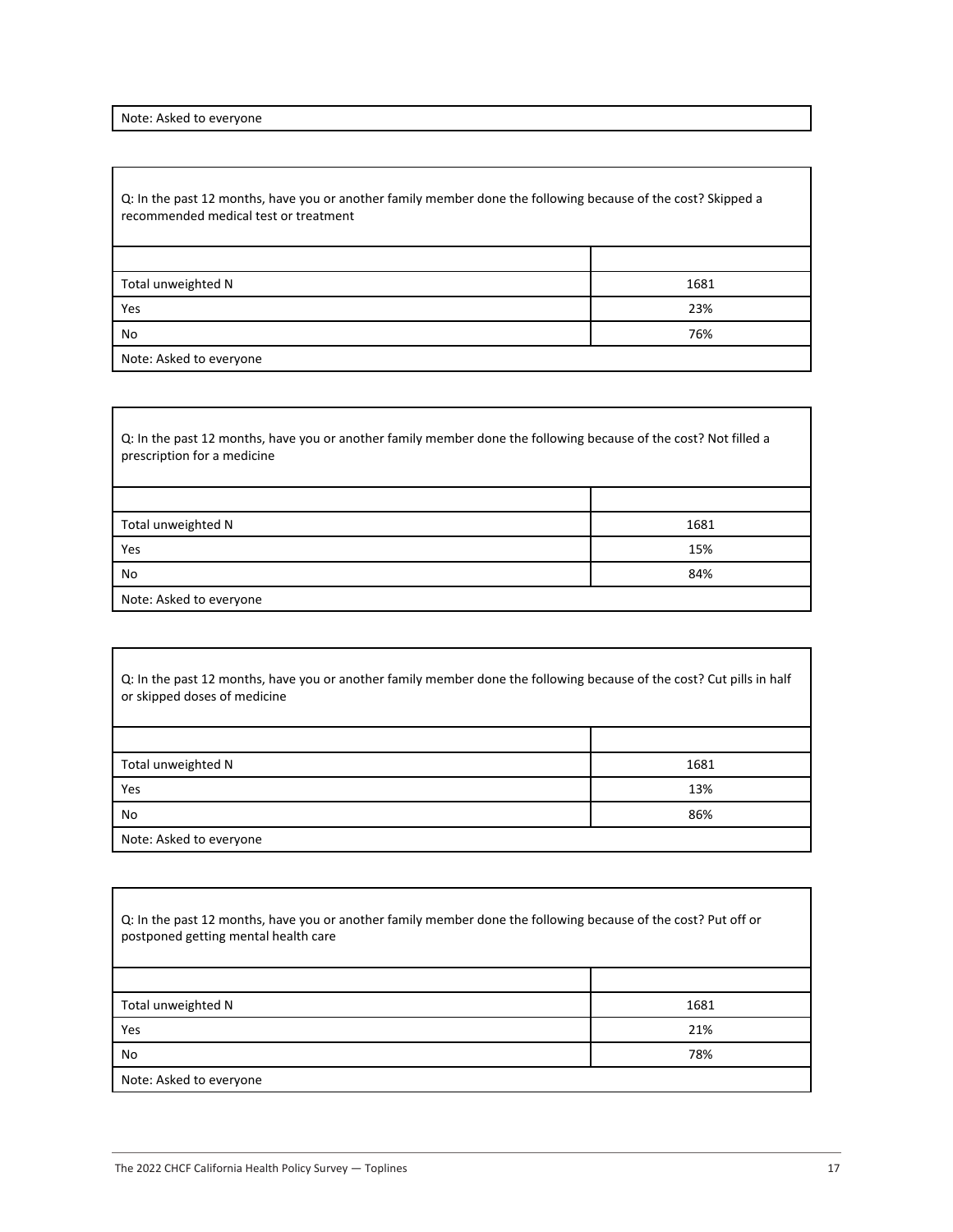Note: Asked to everyone

Q: In the past 12 months, have you or another family member done the following because of the cost? Skipped a recommended medical test or treatment

| | |
|---|---|
| Total unweighted N | 1681 |
| Yes | 23% |
| No | 76% |

Note: Asked to everyone

Q: In the past 12 months, have you or another family member done the following because of the cost? Not filled a prescription for a medicine

| | |
|---|---|
| Total unweighted N | 1681 |
| Yes | 15% |
| No | 84% |

Note: Asked to everyone

Q: In the past 12 months, have you or another family member done the following because of the cost? Cut pills in half or skipped doses of medicine

| | |
|---|---|
| Total unweighted N | 1681 |
| Yes | 13% |
| No | 86% |

Note: Asked to everyone

Q: In the past 12 months, have you or another family member done the following because of the cost? Put off or postponed getting mental health care

| | |
|---|---|
| Total unweighted N | 1681 |
| Yes | 21% |
| No | 78% |

Note: Asked to everyone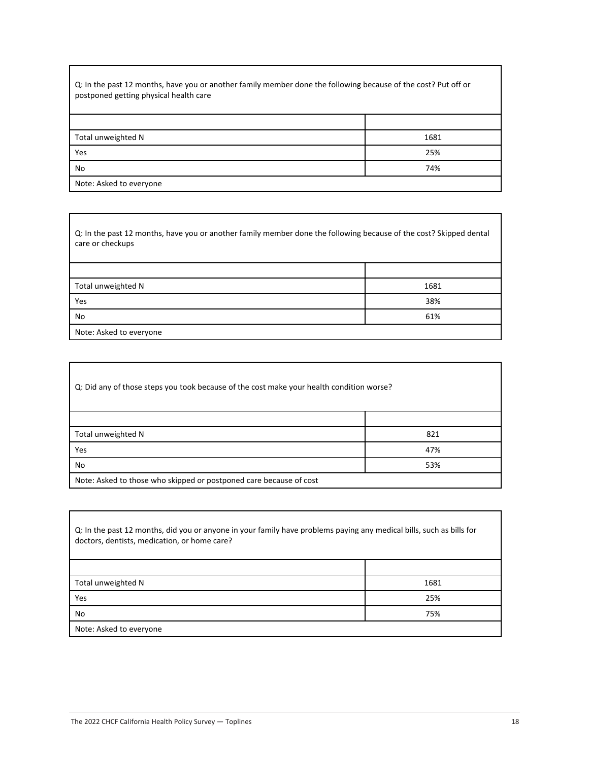Q: In the past 12 months, have you or another family member done the following because of the cost? Put off or postponed getting physical health care

| | |
|---|---|
| Total unweighted N | 1681 |
| Yes | 25% |
| No | 74% |
| Note: Asked to everyone | |

Q: In the past 12 months, have you or another family member done the following because of the cost? Skipped dental care or checkups

| | |
|---|---|
| Total unweighted N | 1681 |
| Yes | 38% |
| No | 61% |
| Note: Asked to everyone | |

Q: Did any of those steps you took because of the cost make your health condition worse?

| | |
|---|---|
| Total unweighted N | 821 |
| Yes | 47% |
| No | 53% |
| Note: Asked to those who skipped or postponed care because of cost | |

Q: In the past 12 months, did you or anyone in your family have problems paying any medical bills, such as bills for doctors, dentists, medication, or home care?

| | |
|---|---|
| Total unweighted N | 1681 |
| Yes | 25% |
| No | 75% |
| Note: Asked to everyone | |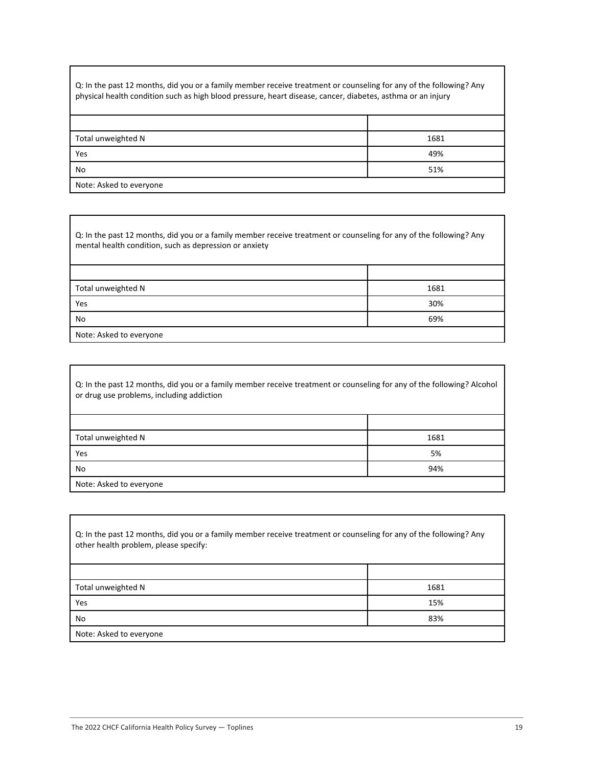Q: In the past 12 months, did you or a family member receive treatment or counseling for any of the following? Any physical health condition such as high blood pressure, heart disease, cancer, diabetes, asthma or an injury

| | |
|---|---|
| Total unweighted N | 1681 |
| Yes | 49% |
| No | 51% |
| Note: Asked to everyone | |

Q: In the past 12 months, did you or a family member receive treatment or counseling for any of the following? Any mental health condition, such as depression or anxiety

| | |
|---|---|
| Total unweighted N | 1681 |
| Yes | 30% |
| No | 69% |
| Note: Asked to everyone | |

Q: In the past 12 months, did you or a family member receive treatment or counseling for any of the following? Alcohol or drug use problems, including addiction

| | |
|---|---|
| Total unweighted N | 1681 |
| Yes | 5% |
| No | 94% |
| Note: Asked to everyone | |

Q: In the past 12 months, did you or a family member receive treatment or counseling for any of the following? Any other health problem, please specify:

| | |
|---|---|
| Total unweighted N | 1681 |
| Yes | 15% |
| No | 83% |
| Note: Asked to everyone | |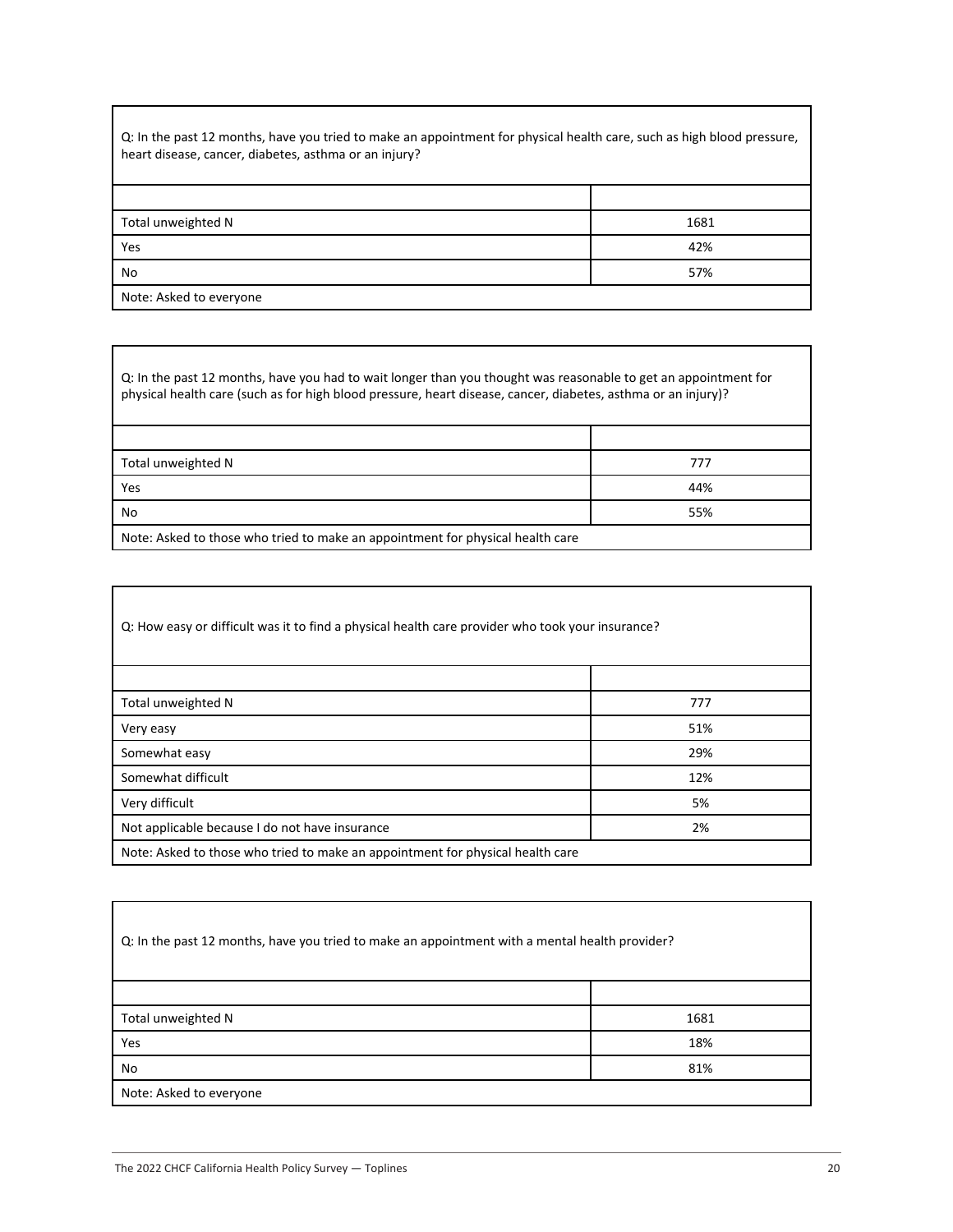| Q: In the past 12 months, have you tried to make an appointment for physical health care, such as high blood pressure, heart disease, cancer, diabetes, asthma or an injury? | |
|---|---|
| | |
| Total unweighted N | 1681 |
| Yes | 42% |
| No | 57% |
| Note: Asked to everyone | |

| Q: In the past 12 months, have you had to wait longer than you thought was reasonable to get an appointment for physical health care (such as for high blood pressure, heart disease, cancer, diabetes, asthma or an injury)? | |
|---|---|
| | |
| Total unweighted N | 777 |
| Yes | 44% |
| No | 55% |
| Note: Asked to those who tried to make an appointment for physical health care | |

| Q: How easy or difficult was it to find a physical health care provider who took your insurance? | |
|---|---|
| | |
| Total unweighted N | 777 |
| Very easy | 51% |
| Somewhat easy | 29% |
| Somewhat difficult | 12% |
| Very difficult | 5% |
| Not applicable because I do not have insurance | 2% |
| Note: Asked to those who tried to make an appointment for physical health care | |

| Q: In the past 12 months, have you tried to make an appointment with a mental health provider? | |
|---|---|
| | |
| Total unweighted N | 1681 |
| Yes | 18% |
| No | 81% |
| Note: Asked to everyone | |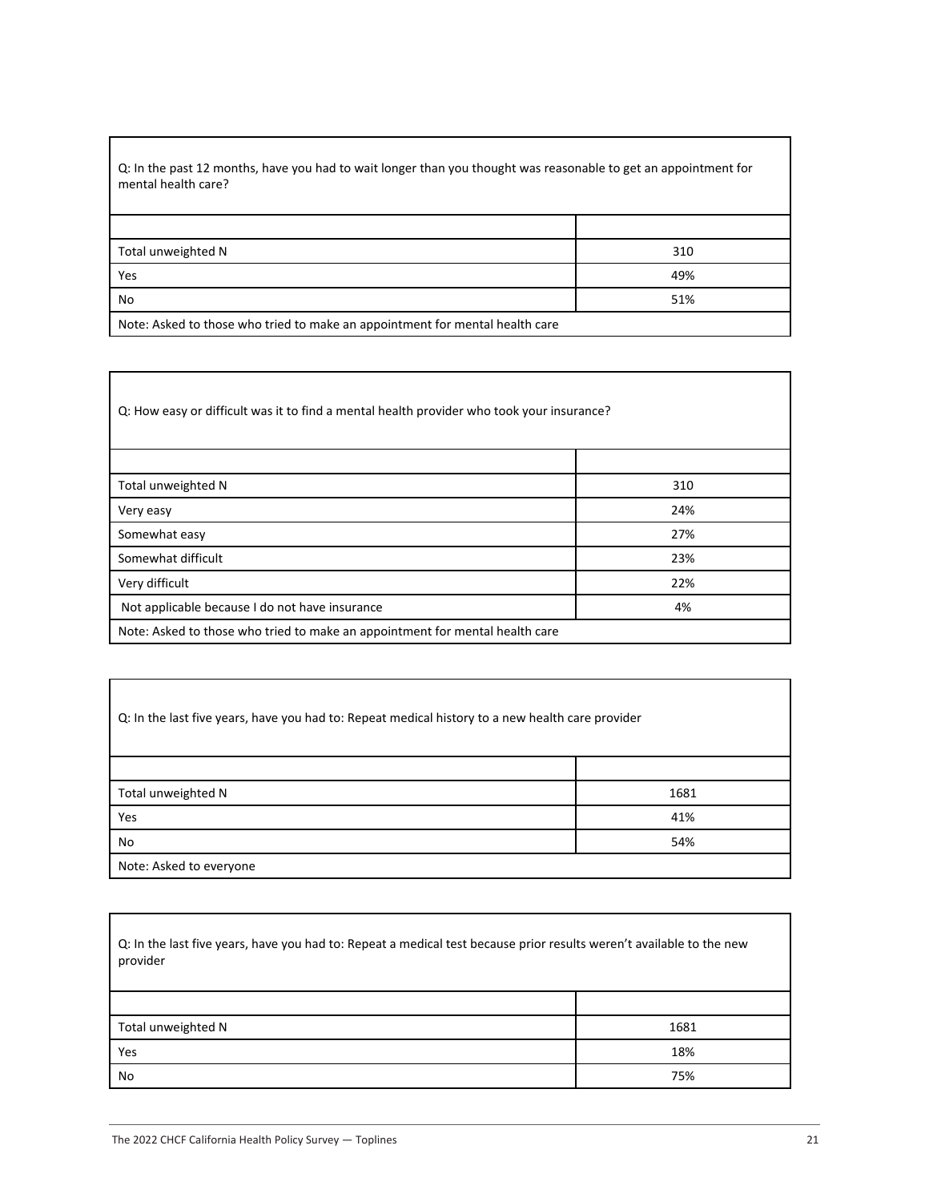Q: In the past 12 months, have you had to wait longer than you thought was reasonable to get an appointment for mental health care?

| | |
|---|---|
| Total unweighted N | 310 |
| Yes | 49% |
| No | 51% |

Note: Asked to those who tried to make an appointment for mental health care

Q: How easy or difficult was it to find a mental health provider who took your insurance?

| | |
|---|---|
| Total unweighted N | 310 |
| Very easy | 24% |
| Somewhat easy | 27% |
| Somewhat difficult | 23% |
| Very difficult | 22% |
| Not applicable because I do not have insurance | 4% |

Note: Asked to those who tried to make an appointment for mental health care

Q: In the last five years, have you had to: Repeat medical history to a new health care provider

| | |
|---|---|
| Total unweighted N | 1681 |
| Yes | 41% |
| No | 54% |

Note: Asked to everyone

Q: In the last five years, have you had to: Repeat a medical test because prior results weren't available to the new provider

| | |
|---|---|
| Total unweighted N | 1681 |
| Yes | 18% |
| No | 75% |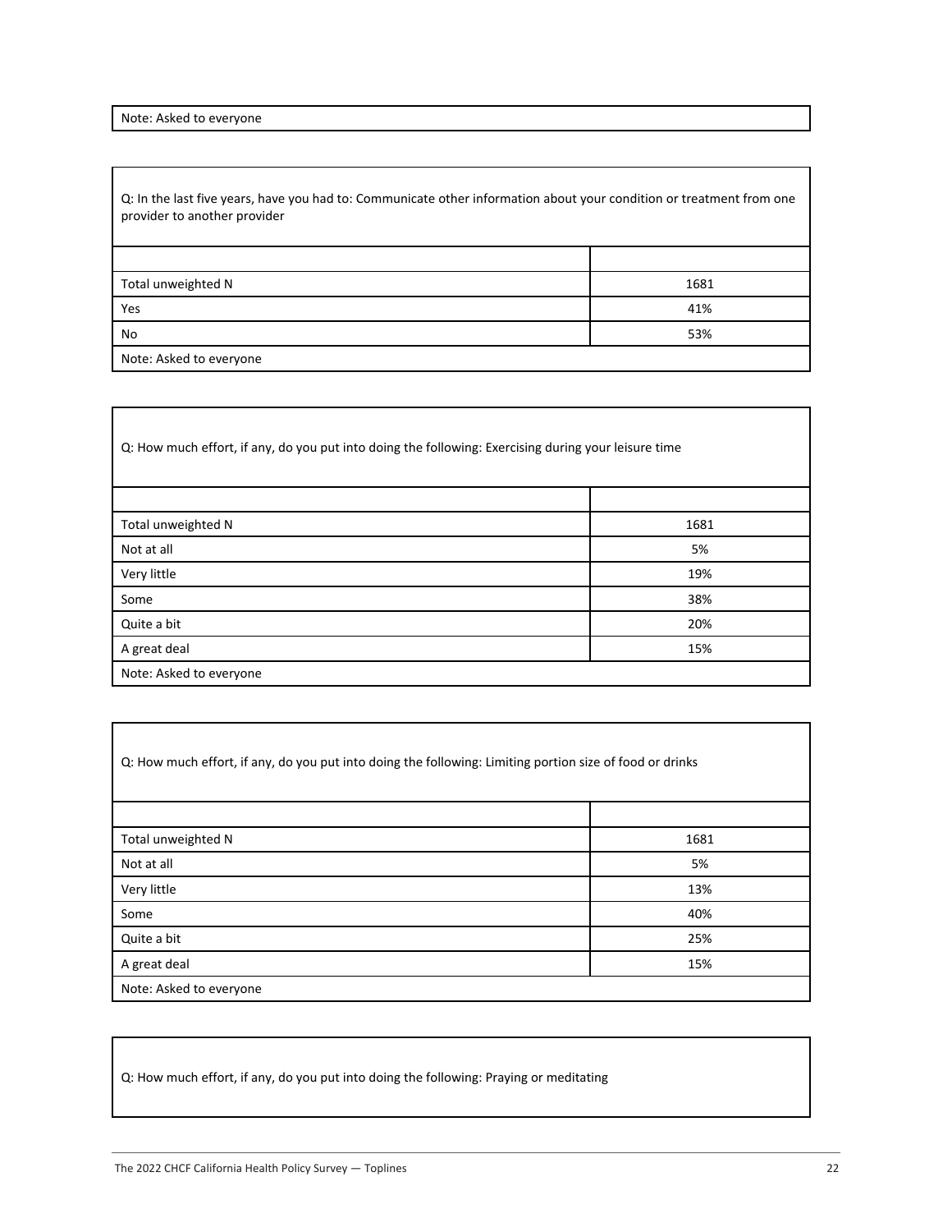Note: Asked to everyone

Q: In the last five years, have you had to: Communicate other information about your condition or treatment from one provider to another provider

| | |
|---|---|
| Total unweighted N | 1681 |
| Yes | 41% |
| No | 53% |
| Note: Asked to everyone | |

Q: How much effort, if any, do you put into doing the following: Exercising during your leisure time

| | |
|---|---|
| Total unweighted N | 1681 |
| Not at all | 5% |
| Very little | 19% |
| Some | 38% |
| Quite a bit | 20% |
| A great deal | 15% |
| Note: Asked to everyone | |

Q: How much effort, if any, do you put into doing the following: Limiting portion size of food or drinks

| | |
|---|---|
| Total unweighted N | 1681 |
| Not at all | 5% |
| Very little | 13% |
| Some | 40% |
| Quite a bit | 25% |
| A great deal | 15% |
| Note: Asked to everyone | |

Q: How much effort, if any, do you put into doing the following: Praying or meditating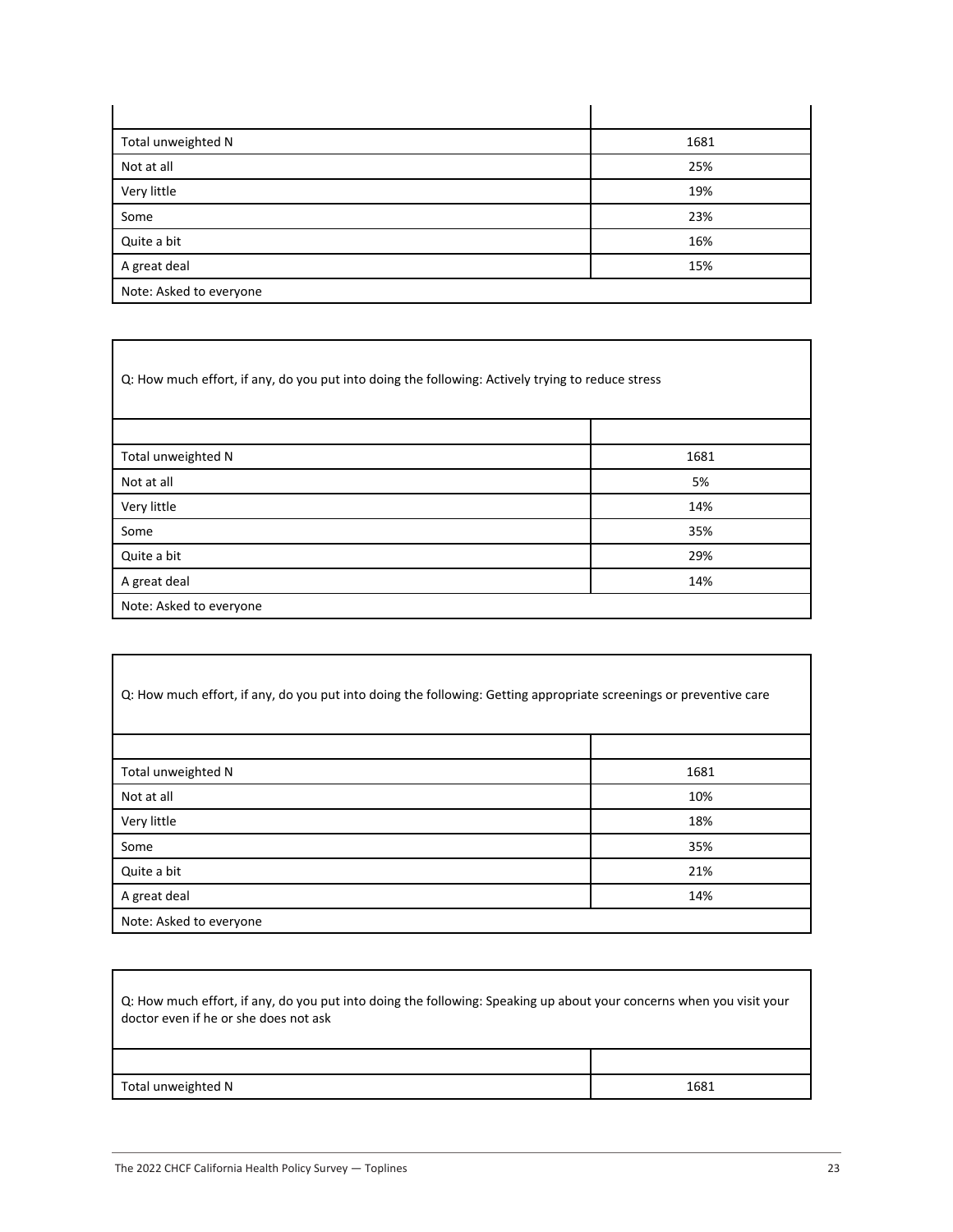| | |
|---|---|
| Total unweighted N | 1681 |
| Not at all | 25% |
| Very little | 19% |
| Some | 23% |
| Quite a bit | 16% |
| A great deal | 15% |
| Note: Asked to everyone | |

Q: How much effort, if any, do you put into doing the following: Actively trying to reduce stress

| | |
|---|---|
| Total unweighted N | 1681 |
| Not at all | 5% |
| Very little | 14% |
| Some | 35% |
| Quite a bit | 29% |
| A great deal | 14% |
| Note: Asked to everyone | |

Q: How much effort, if any, do you put into doing the following: Getting appropriate screenings or preventive care

| | |
|---|---|
| Total unweighted N | 1681 |
| Not at all | 10% |
| Very little | 18% |
| Some | 35% |
| Quite a bit | 21% |
| A great deal | 14% |
| Note: Asked to everyone | |

Q: How much effort, if any, do you put into doing the following: Speaking up about your concerns when you visit your doctor even if he or she does not ask

| | |
|---|---|
| Total unweighted N | 1681 |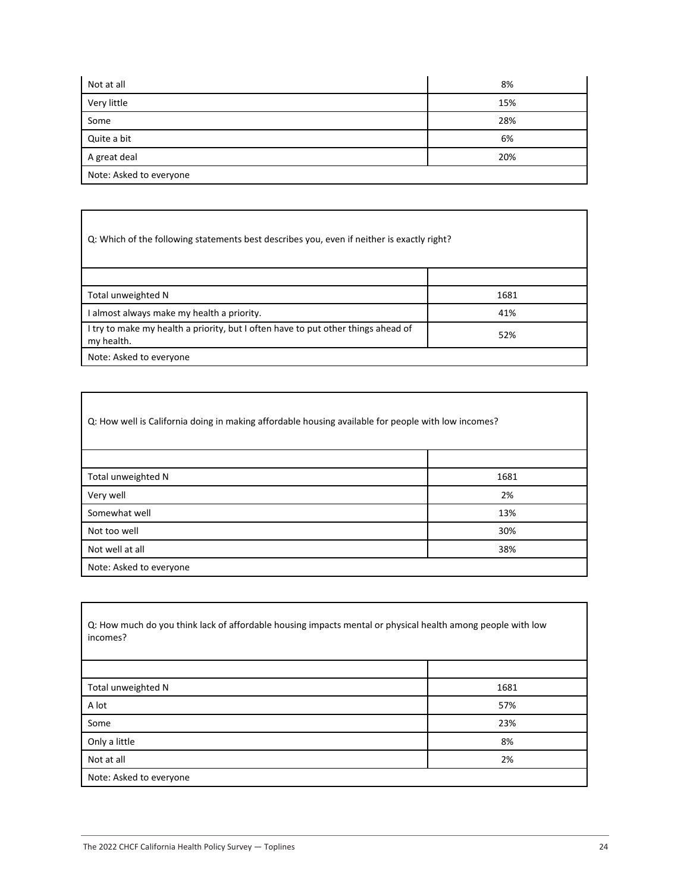| Not at all | 8% |
|---|---|
| Very little | 15% |
| Some | 28% |
| Quite a bit | 6% |
| A great deal | 20% |
| Note: Asked to everyone | |

| Q: Which of the following statements best describes you, even if neither is exactly right? | |
|---|---|
| | |
| Total unweighted N | 1681 |
| I almost always make my health a priority. | 41% |
| I try to make my health a priority, but I often have to put other things ahead of my health. | 52% |
| Note: Asked to everyone | |

| Q: How well is California doing in making affordable housing available for people with low incomes? | |
|---|---|
| | |
| Total unweighted N | 1681 |
| Very well | 2% |
| Somewhat well | 13% |
| Not too well | 30% |
| Not well at all | 38% |
| Note: Asked to everyone | |

| Q: How much do you think lack of affordable housing impacts mental or physical health among people with low incomes? | |
|---|---|
| | |
| Total unweighted N | 1681 |
| A lot | 57% |
| Some | 23% |
| Only a little | 8% |
| Not at all | 2% |
| Note: Asked to everyone | |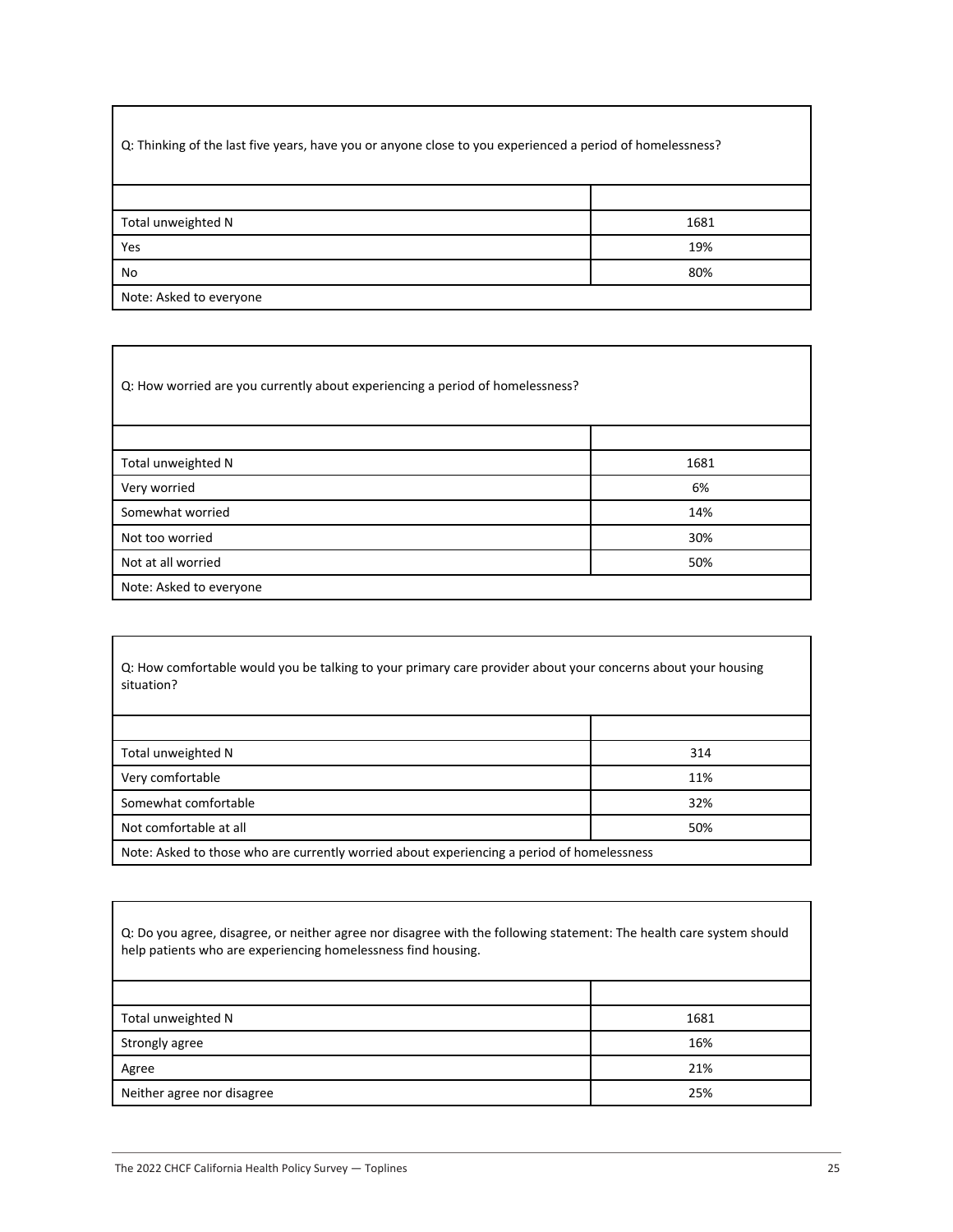| Q: Thinking of the last five years, have you or anyone close to you experienced a period of homelessness? | |
|---|---|
| | |
| Total unweighted N | 1681 |
| Yes | 19% |
| No | 80% |
| Note: Asked to everyone | |

| Q: How worried are you currently about experiencing a period of homelessness? | |
|---|---|
| | |
| Total unweighted N | 1681 |
| Very worried | 6% |
| Somewhat worried | 14% |
| Not too worried | 30% |
| Not at all worried | 50% |
| Note: Asked to everyone | |

| Q: How comfortable would you be talking to your primary care provider about your concerns about your housing situation? | |
|---|---|
| | |
| Total unweighted N | 314 |
| Very comfortable | 11% |
| Somewhat comfortable | 32% |
| Not comfortable at all | 50% |
| Note: Asked to those who are currently worried about experiencing a period of homelessness | |

| Q: Do you agree, disagree, or neither agree nor disagree with the following statement: The health care system should help patients who are experiencing homelessness find housing. | |
|---|---|
| | |
| Total unweighted N | 1681 |
| Strongly agree | 16% |
| Agree | 21% |
| Neither agree nor disagree | 25% |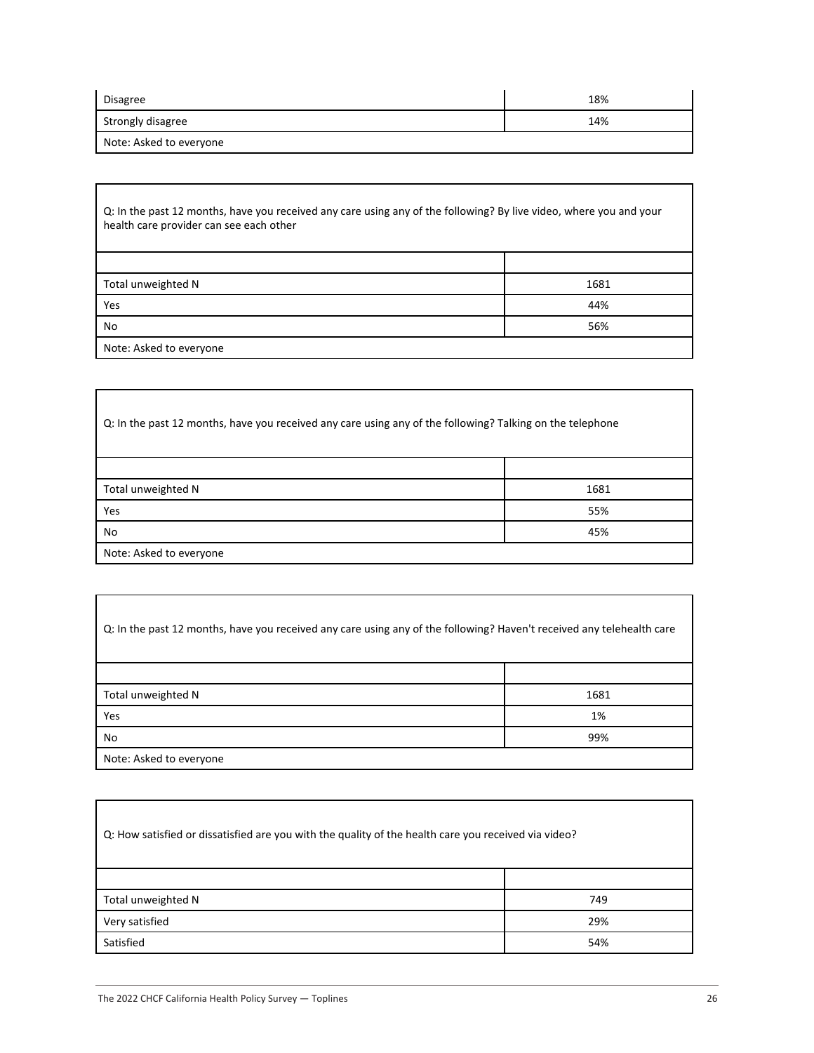| | |
|---|---|
| Disagree | 18% |
| Strongly disagree | 14% |
| Note: Asked to everyone | |

| Q: In the past 12 months, have you received any care using any of the following? By live video, where you and your health care provider can see each other | |
|---|---|
| | |
| Total unweighted N | 1681 |
| Yes | 44% |
| No | 56% |
| Note: Asked to everyone | |

| Q: In the past 12 months, have you received any care using any of the following? Talking on the telephone | |
|---|---|
| | |
| Total unweighted N | 1681 |
| Yes | 55% |
| No | 45% |
| Note: Asked to everyone | |

| Q: In the past 12 months, have you received any care using any of the following? Haven't received any telehealth care | |
|---|---|
| | |
| Total unweighted N | 1681 |
| Yes | 1% |
| No | 99% |
| Note: Asked to everyone | |

| Q: How satisfied or dissatisfied are you with the quality of the health care you received via video? | |
|---|---|
| | |
| Total unweighted N | 749 |
| Very satisfied | 29% |
| Satisfied | 54% |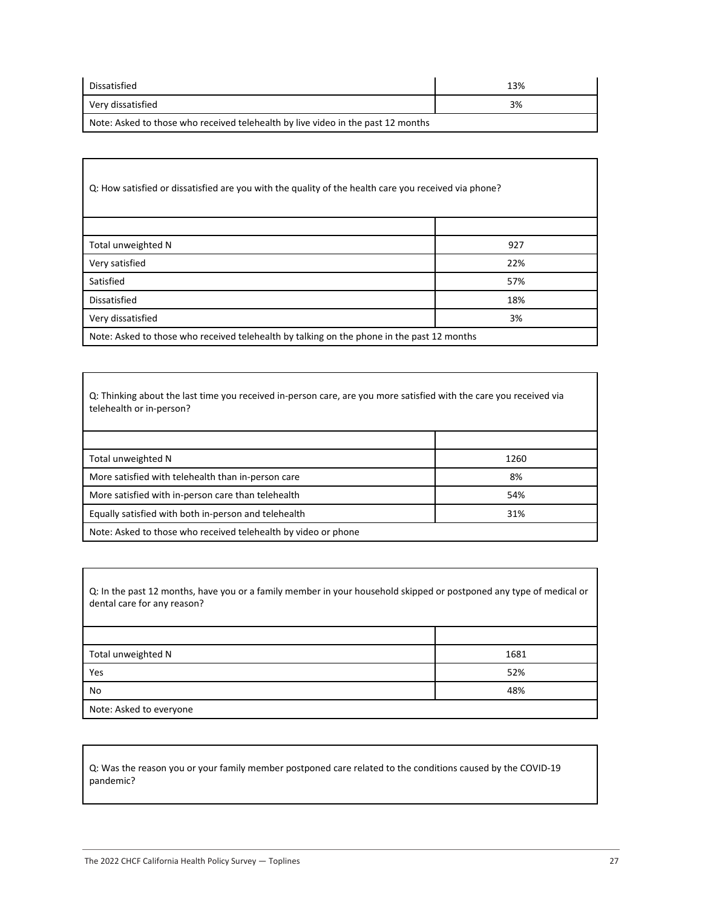| | |
|---|---|
| Dissatisfied | 13% |
| Very dissatisfied | 3% |
| Note: Asked to those who received telehealth by live video in the past 12 months | |

Q: How satisfied or dissatisfied are you with the quality of the health care you received via phone?

| | |
|---|---|
| Total unweighted N | 927 |
| Very satisfied | 22% |
| Satisfied | 57% |
| Dissatisfied | 18% |
| Very dissatisfied | 3% |
| Note: Asked to those who received telehealth by talking on the phone in the past 12 months | |

Q: Thinking about the last time you received in-person care, are you more satisfied with the care you received via telehealth or in-person?

| | |
|---|---|
| Total unweighted N | 1260 |
| More satisfied with telehealth than in-person care | 8% |
| More satisfied with in-person care than telehealth | 54% |
| Equally satisfied with both in-person and telehealth | 31% |
| Note: Asked to those who received telehealth by video or phone | |

Q: In the past 12 months, have you or a family member in your household skipped or postponed any type of medical or dental care for any reason?

| | |
|---|---|
| Total unweighted N | 1681 |
| Yes | 52% |
| No | 48% |
| Note: Asked to everyone | |

Q: Was the reason you or your family member postponed care related to the conditions caused by the COVID-19 pandemic?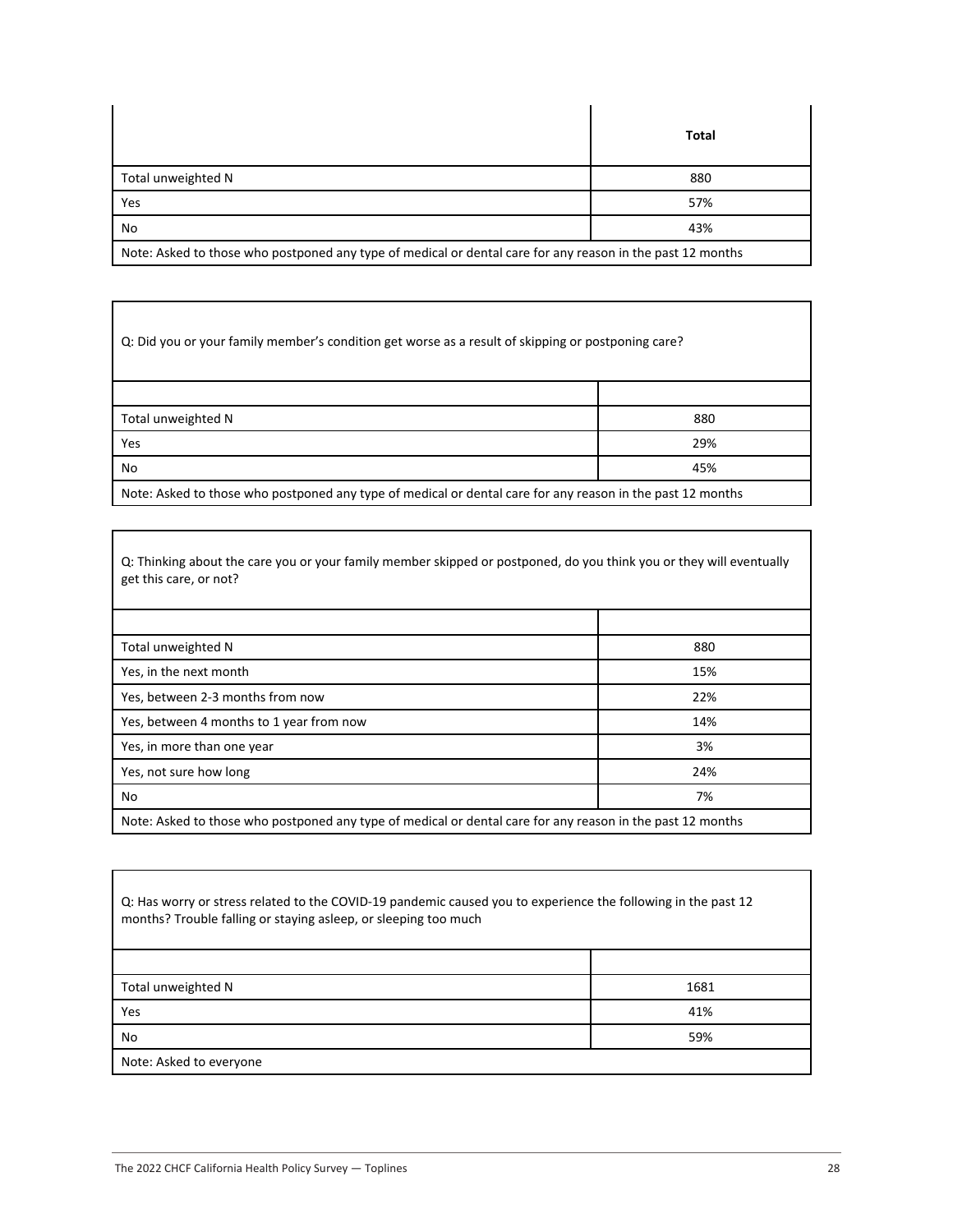| | Total |
|---|---|
| Total unweighted N | 880 |
| Yes | 57% |
| No | 43% |
| Note: Asked to those who postponed any type of medical or dental care for any reason in the past 12 months | |

Q: Did you or your family member's condition get worse as a result of skipping or postponing care?

| | |
|---|---|
| Total unweighted N | 880 |
| Yes | 29% |
| No | 45% |
| Note: Asked to those who postponed any type of medical or dental care for any reason in the past 12 months | |

Q: Thinking about the care you or your family member skipped or postponed, do you think you or they will eventually get this care, or not?

| | |
|---|---|
| Total unweighted N | 880 |
| Yes, in the next month | 15% |
| Yes, between 2-3 months from now | 22% |
| Yes, between 4 months to 1 year from now | 14% |
| Yes, in more than one year | 3% |
| Yes, not sure how long | 24% |
| No | 7% |
| Note: Asked to those who postponed any type of medical or dental care for any reason in the past 12 months | |

Q: Has worry or stress related to the COVID-19 pandemic caused you to experience the following in the past 12 months? Trouble falling or staying asleep, or sleeping too much

| | |
|---|---|
| Total unweighted N | 1681 |
| Yes | 41% |
| No | 59% |
| Note: Asked to everyone | |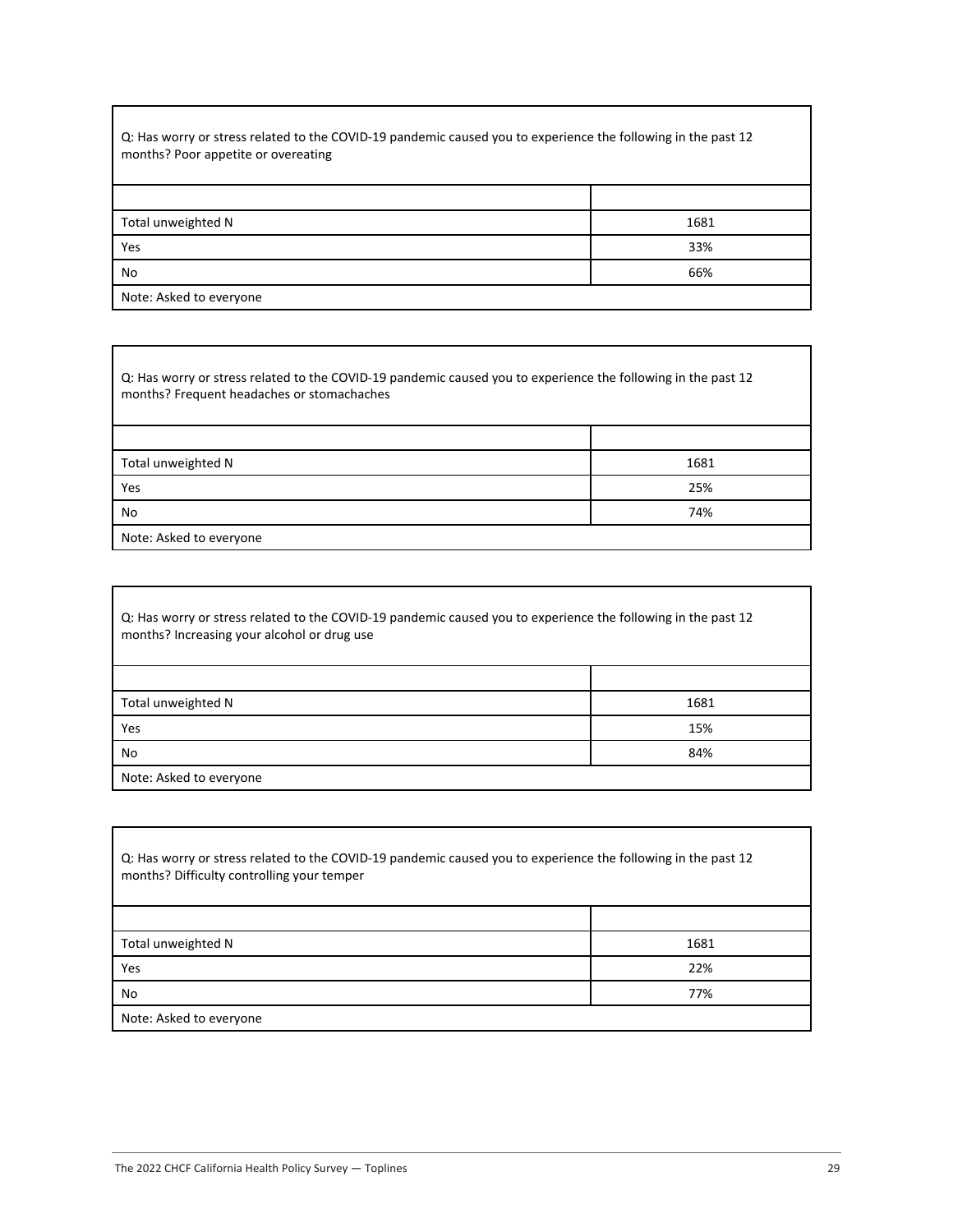Q: Has worry or stress related to the COVID-19 pandemic caused you to experience the following in the past 12 months? Poor appetite or overeating

| | |
|---|---|
| Total unweighted N | 1681 |
| Yes | 33% |
| No | 66% |
| Note: Asked to everyone | |

Q: Has worry or stress related to the COVID-19 pandemic caused you to experience the following in the past 12 months? Frequent headaches or stomachaches

| | |
|---|---|
| Total unweighted N | 1681 |
| Yes | 25% |
| No | 74% |
| Note: Asked to everyone | |

Q: Has worry or stress related to the COVID-19 pandemic caused you to experience the following in the past 12 months? Increasing your alcohol or drug use

| | |
|---|---|
| Total unweighted N | 1681 |
| Yes | 15% |
| No | 84% |
| Note: Asked to everyone | |

Q: Has worry or stress related to the COVID-19 pandemic caused you to experience the following in the past 12 months? Difficulty controlling your temper

| | |
|---|---|
| Total unweighted N | 1681 |
| Yes | 22% |
| No | 77% |
| Note: Asked to everyone | |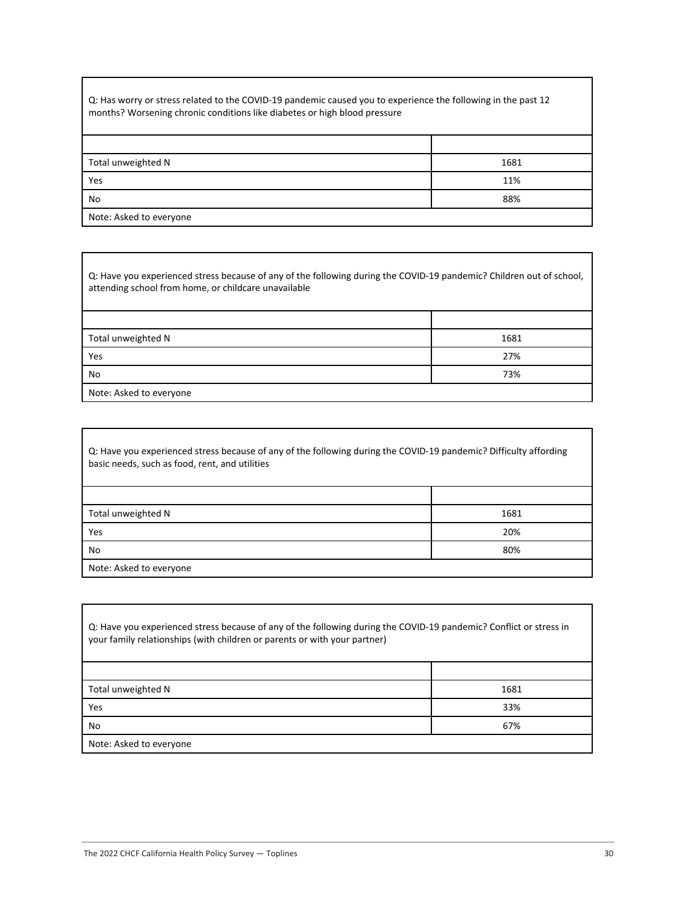Q: Has worry or stress related to the COVID-19 pandemic caused you to experience the following in the past 12 months? Worsening chronic conditions like diabetes or high blood pressure

| | |
|---|---|
| Total unweighted N | 1681 |
| Yes | 11% |
| No | 88% |
| Note: Asked to everyone | |

Q: Have you experienced stress because of any of the following during the COVID-19 pandemic? Children out of school, attending school from home, or childcare unavailable

| | |
|---|---|
| Total unweighted N | 1681 |
| Yes | 27% |
| No | 73% |
| Note: Asked to everyone | |

Q: Have you experienced stress because of any of the following during the COVID-19 pandemic? Difficulty affording basic needs, such as food, rent, and utilities

| | |
|---|---|
| Total unweighted N | 1681 |
| Yes | 20% |
| No | 80% |
| Note: Asked to everyone | |

Q: Have you experienced stress because of any of the following during the COVID-19 pandemic? Conflict or stress in your family relationships (with children or parents or with your partner)

| | |
|---|---|
| Total unweighted N | 1681 |
| Yes | 33% |
| No | 67% |
| Note: Asked to everyone | |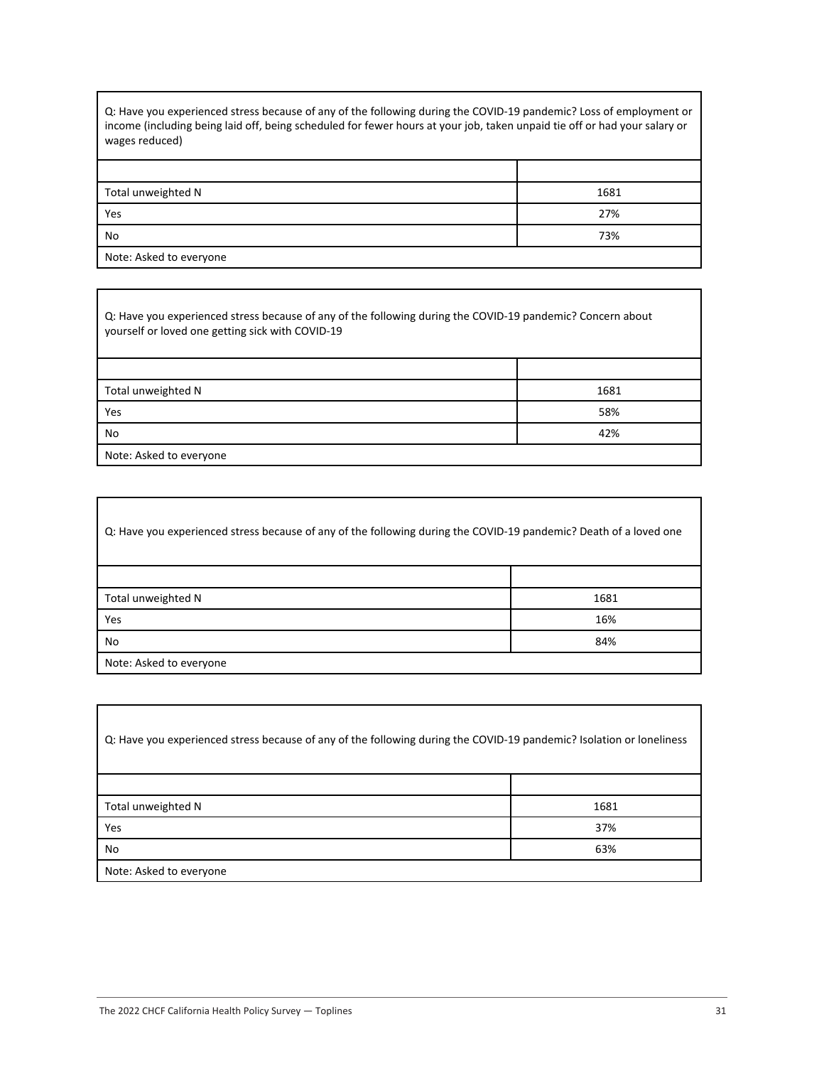Q: Have you experienced stress because of any of the following during the COVID-19 pandemic? Loss of employment or income (including being laid off, being scheduled for fewer hours at your job, taken unpaid tie off or had your salary or wages reduced)

| | |
|---|---|
| Total unweighted N | 1681 |
| Yes | 27% |
| No | 73% |
| Note: Asked to everyone | |

Q: Have you experienced stress because of any of the following during the COVID-19 pandemic? Concern about yourself or loved one getting sick with COVID-19

| | |
|---|---|
| Total unweighted N | 1681 |
| Yes | 58% |
| No | 42% |
| Note: Asked to everyone | |

Q: Have you experienced stress because of any of the following during the COVID-19 pandemic? Death of a loved one

| | |
|---|---|
| Total unweighted N | 1681 |
| Yes | 16% |
| No | 84% |
| Note: Asked to everyone | |

Q: Have you experienced stress because of any of the following during the COVID-19 pandemic? Isolation or loneliness

| | |
|---|---|
| Total unweighted N | 1681 |
| Yes | 37% |
| No | 63% |
| Note: Asked to everyone | |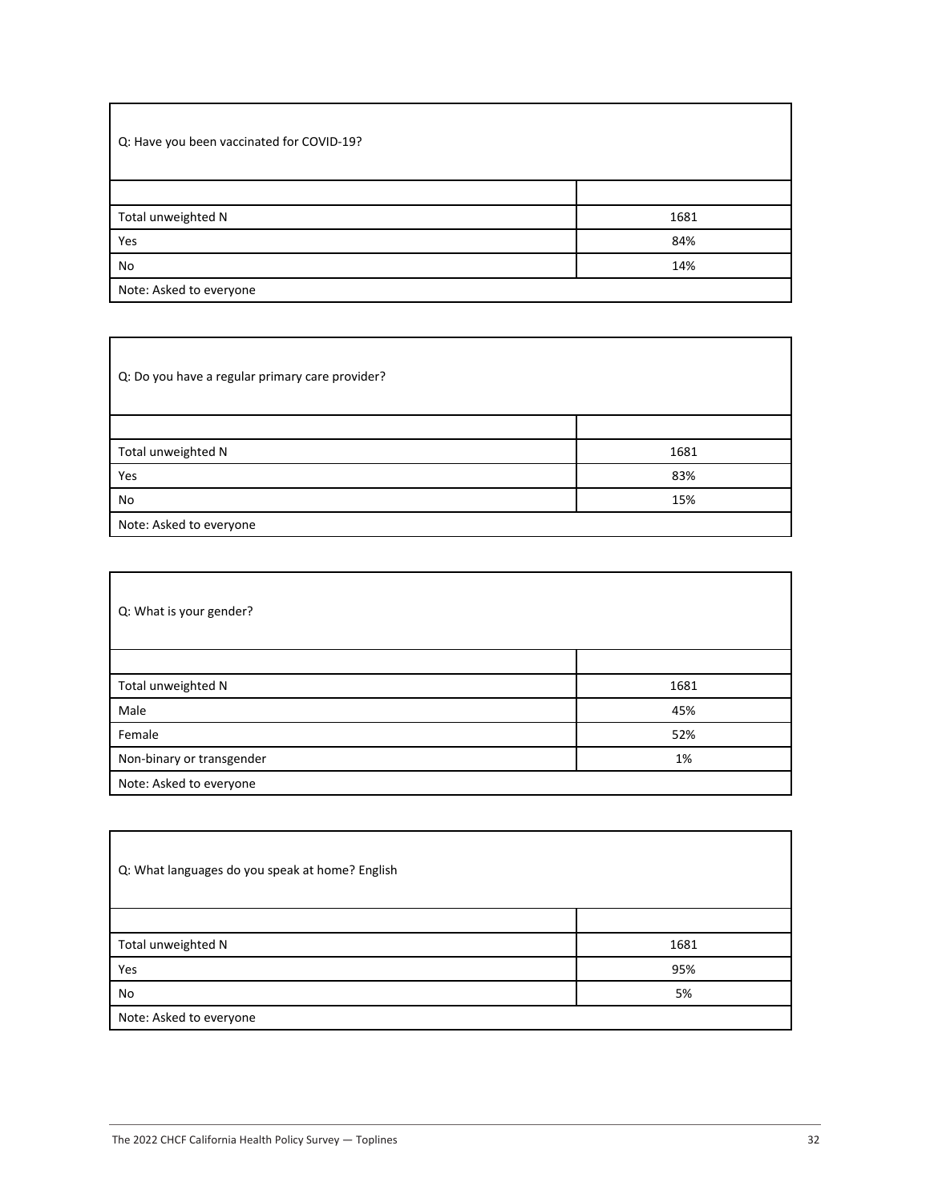| Q: Have you been vaccinated for COVID-19? | |
|---|---|
| | |
| Total unweighted N | 1681 |
| Yes | 84% |
| No | 14% |
| Note: Asked to everyone | |

| Q: Do you have a regular primary care provider? | |
|---|---|
| | |
| Total unweighted N | 1681 |
| Yes | 83% |
| No | 15% |
| Note: Asked to everyone | |

| Q: What is your gender? | |
|---|---|
| | |
| Total unweighted N | 1681 |
| Male | 45% |
| Female | 52% |
| Non-binary or transgender | 1% |
| Note: Asked to everyone | |

| Q: What languages do you speak at home? English | |
|---|---|
| | |
| Total unweighted N | 1681 |
| Yes | 95% |
| No | 5% |
| Note: Asked to everyone | |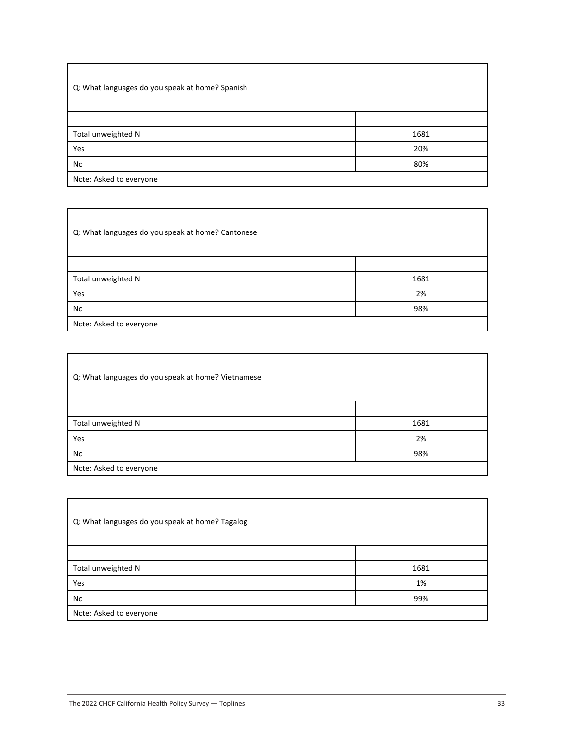| Q: What languages do you speak at home? Spanish | |
|---|---|
| | |
| Total unweighted N | 1681 |
| Yes | 20% |
| No | 80% |
| Note: Asked to everyone | |

| Q: What languages do you speak at home? Cantonese | |
|---|---|
| | |
| Total unweighted N | 1681 |
| Yes | 2% |
| No | 98% |
| Note: Asked to everyone | |

| Q: What languages do you speak at home? Vietnamese | |
|---|---|
| | |
| Total unweighted N | 1681 |
| Yes | 2% |
| No | 98% |
| Note: Asked to everyone | |

| Q: What languages do you speak at home? Tagalog | |
|---|---|
| | |
| Total unweighted N | 1681 |
| Yes | 1% |
| No | 99% |
| Note: Asked to everyone | |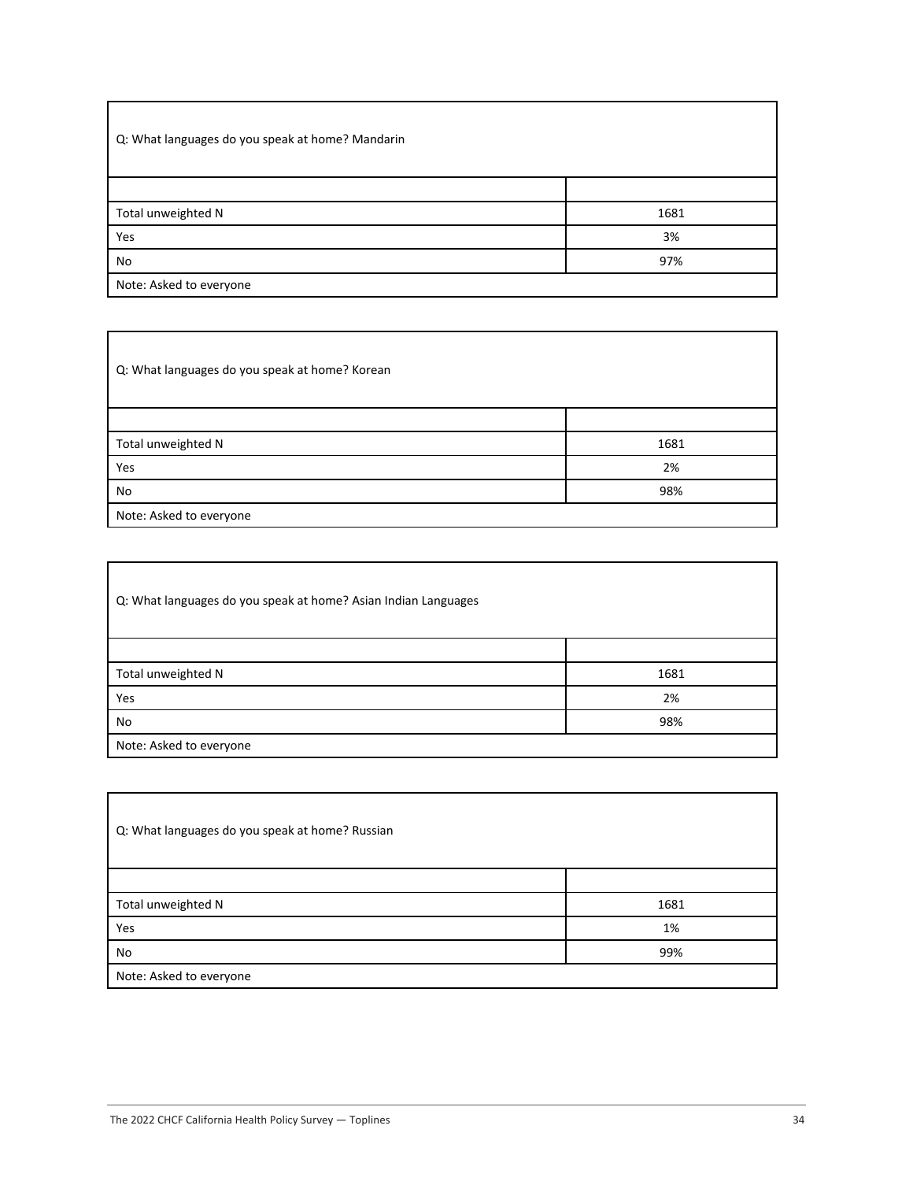| Q: What languages do you speak at home? Mandarin | |
|---|---|
| | |
| Total unweighted N | 1681 |
| Yes | 3% |
| No | 97% |
| Note: Asked to everyone | |

| Q: What languages do you speak at home? Korean | |
|---|---|
| | |
| Total unweighted N | 1681 |
| Yes | 2% |
| No | 98% |
| Note: Asked to everyone | |

| Q: What languages do you speak at home? Asian Indian Languages | |
|---|---|
| | |
| Total unweighted N | 1681 |
| Yes | 2% |
| No | 98% |
| Note: Asked to everyone | |

| Q: What languages do you speak at home? Russian | |
|---|---|
| | |
| Total unweighted N | 1681 |
| Yes | 1% |
| No | 99% |
| Note: Asked to everyone | |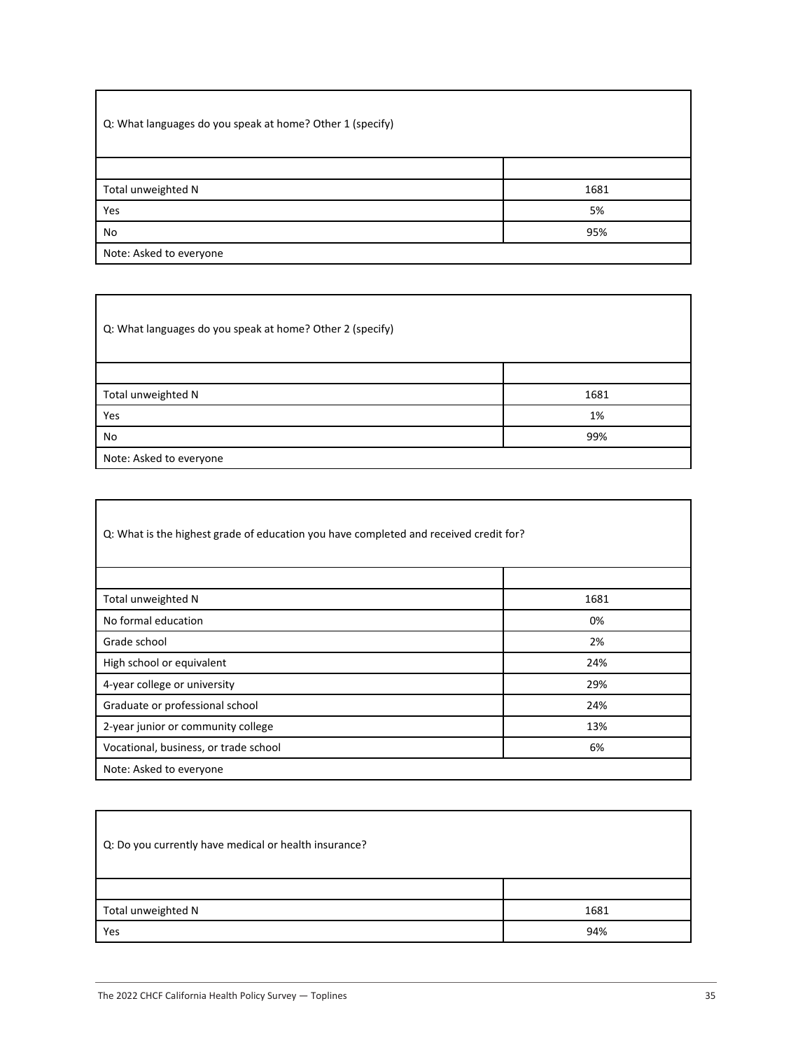| Q: What languages do you speak at home? Other 1 (specify) | |
|---|---|
| | |
| Total unweighted N | 1681 |
| Yes | 5% |
| No | 95% |
| Note: Asked to everyone | |

| Q: What languages do you speak at home? Other 2 (specify) | |
|---|---|
| | |
| Total unweighted N | 1681 |
| Yes | 1% |
| No | 99% |
| Note: Asked to everyone | |

| Q: What is the highest grade of education you have completed and received credit for? | |
|---|---|
| | |
| Total unweighted N | 1681 |
| No formal education | 0% |
| Grade school | 2% |
| High school or equivalent | 24% |
| 4-year college or university | 29% |
| Graduate or professional school | 24% |
| 2-year junior or community college | 13% |
| Vocational, business, or trade school | 6% |
| Note: Asked to everyone | |

| Q: Do you currently have medical or health insurance? | |
|---|---|
| | |
| Total unweighted N | 1681 |
| Yes | 94% |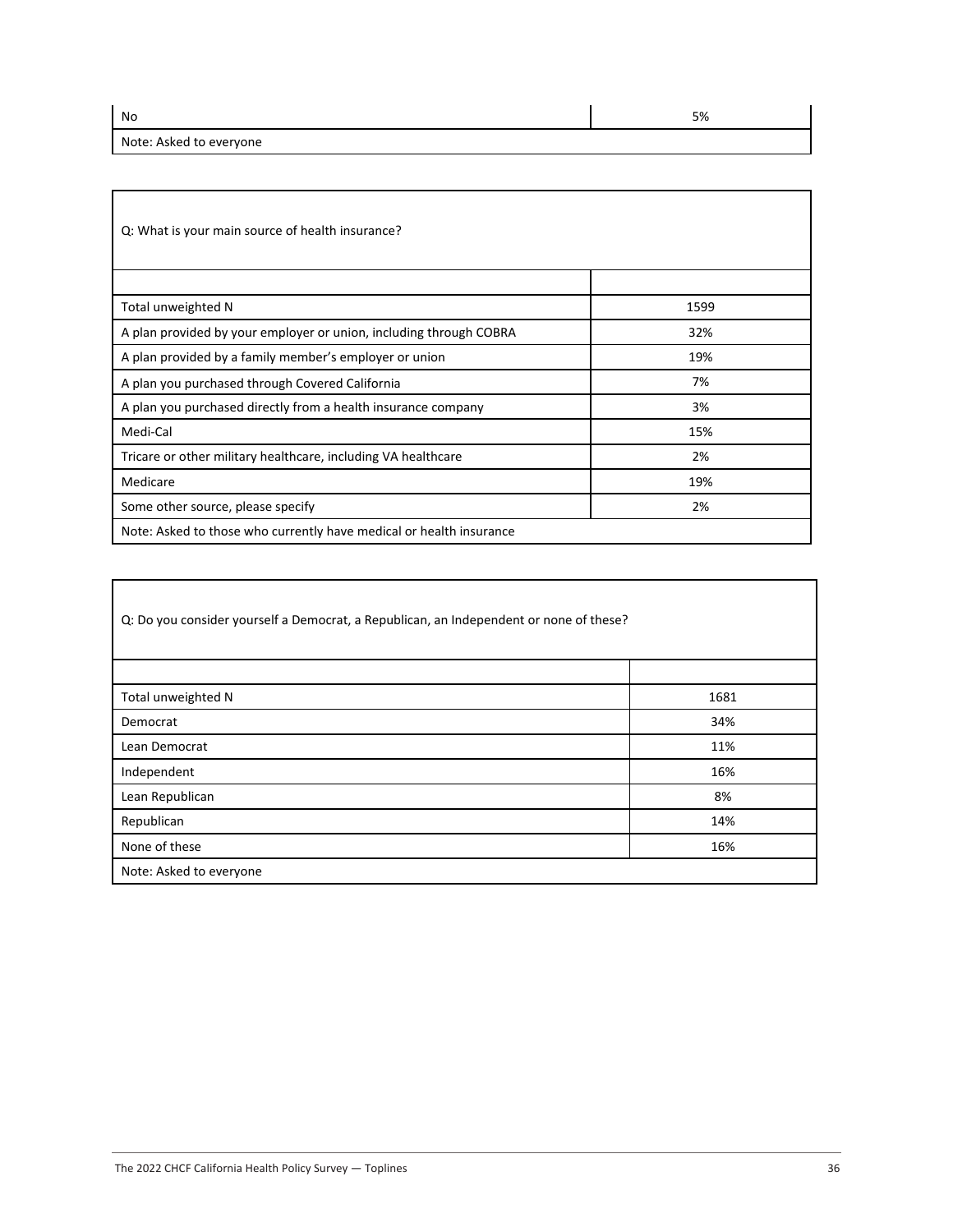| No | 5% |
|---|---|
| Note: Asked to everyone | |

| Q: What is your main source of health insurance? | |
|---|---|
| | |
| Total unweighted N | 1599 |
| A plan provided by your employer or union, including through COBRA | 32% |
| A plan provided by a family member's employer or union | 19% |
| A plan you purchased through Covered California | 7% |
| A plan you purchased directly from a health insurance company | 3% |
| Medi-Cal | 15% |
| Tricare or other military healthcare, including VA healthcare | 2% |
| Medicare | 19% |
| Some other source, please specify | 2% |
| Note: Asked to those who currently have medical or health insurance | |

| Q: Do you consider yourself a Democrat, a Republican, an Independent or none of these? | |
|---|---|
| | |
| Total unweighted N | 1681 |
| Democrat | 34% |
| Lean Democrat | 11% |
| Independent | 16% |
| Lean Republican | 8% |
| Republican | 14% |
| None of these | 16% |
| Note: Asked to everyone | |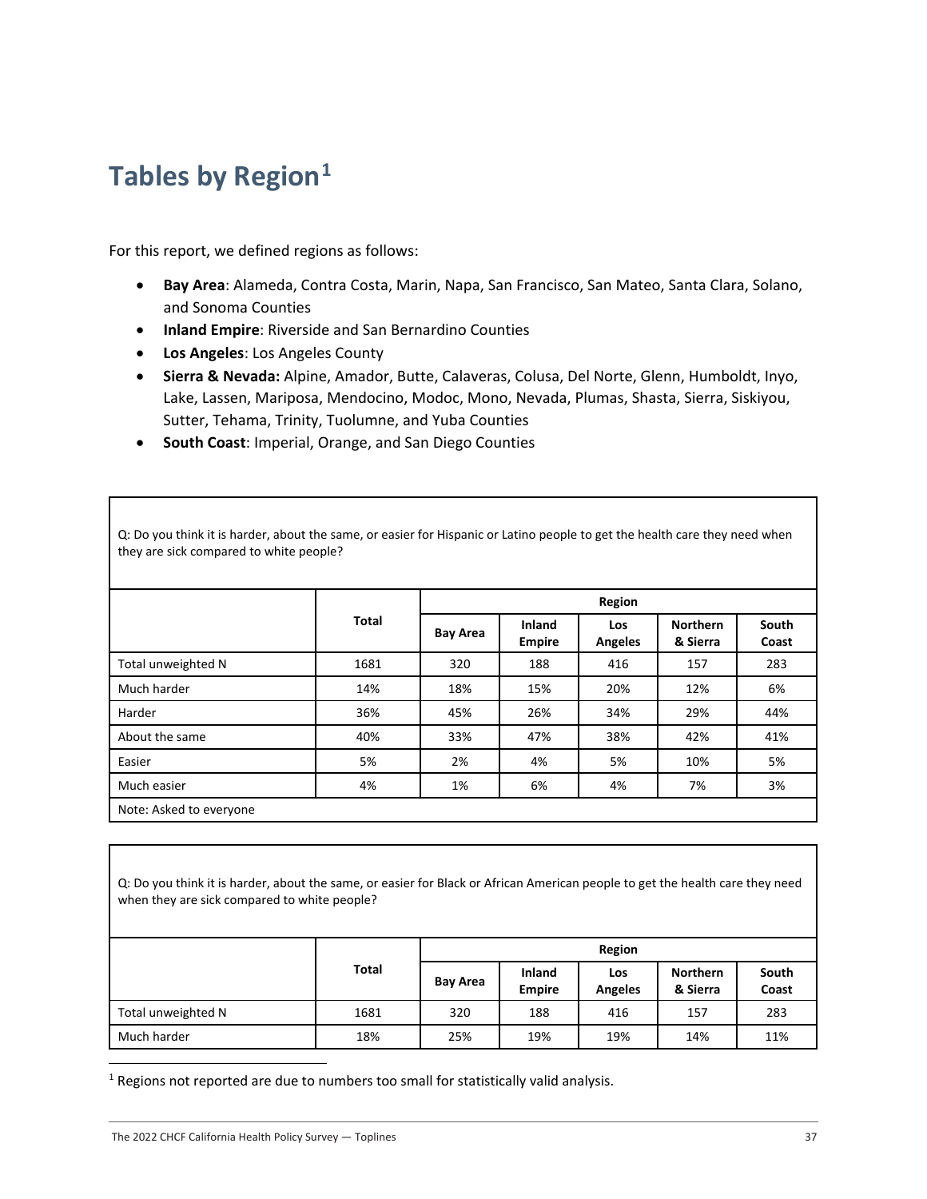# Tables by Region[1]

For this report, we defined regions as follows:

- **Bay Area**: Alameda, Contra Costa, Marin, Napa, San Francisco, San Mateo, Santa Clara, Solano, and Sonoma Counties
- **Inland Empire**: Riverside and San Bernardino Counties
- **Los Angeles**: Los Angeles County
- **Sierra & Nevada:** Alpine, Amador, Butte, Calaveras, Colusa, Del Norte, Glenn, Humboldt, Inyo, Lake, Lassen, Mariposa, Mendocino, Modoc, Mono, Nevada, Plumas, Shasta, Sierra, Siskiyou, Sutter, Tehama, Trinity, Tuolumne, and Yuba Counties
- **South Coast**: Imperial, Orange, and San Diego Counties

Q: Do you think it is harder, about the same, or easier for Hispanic or Latino people to get the health care they need when they are sick compared to white people?

| | Total | Region | | | | |
|---|---|---|---|---|---|---|
| | | Bay Area | Inland Empire | Los Angeles | Northern & Sierra | South Coast |
| Total unweighted N | 1681 | 320 | 188 | 416 | 157 | 283 |
| Much harder | 14% | 18% | 15% | 20% | 12% | 6% |
| Harder | 36% | 45% | 26% | 34% | 29% | 44% |
| About the same | 40% | 33% | 47% | 38% | 42% | 41% |
| Easier | 5% | 2% | 4% | 5% | 10% | 5% |
| Much easier | 4% | 1% | 6% | 4% | 7% | 3% |

Note: Asked to everyone

Q: Do you think it is harder, about the same, or easier for Black or African American people to get the health care they need when they are sick compared to white people?

| | Total | Region | | | | |
|---|---|---|---|---|---|---|
| | | Bay Area | Inland Empire | Los Angeles | Northern & Sierra | South Coast |
| Total unweighted N | 1681 | 320 | 188 | 416 | 157 | 283 |
| Much harder | 18% | 25% | 19% | 19% | 14% | 11% |

[1] Regions not reported are due to numbers too small for statistically valid analysis.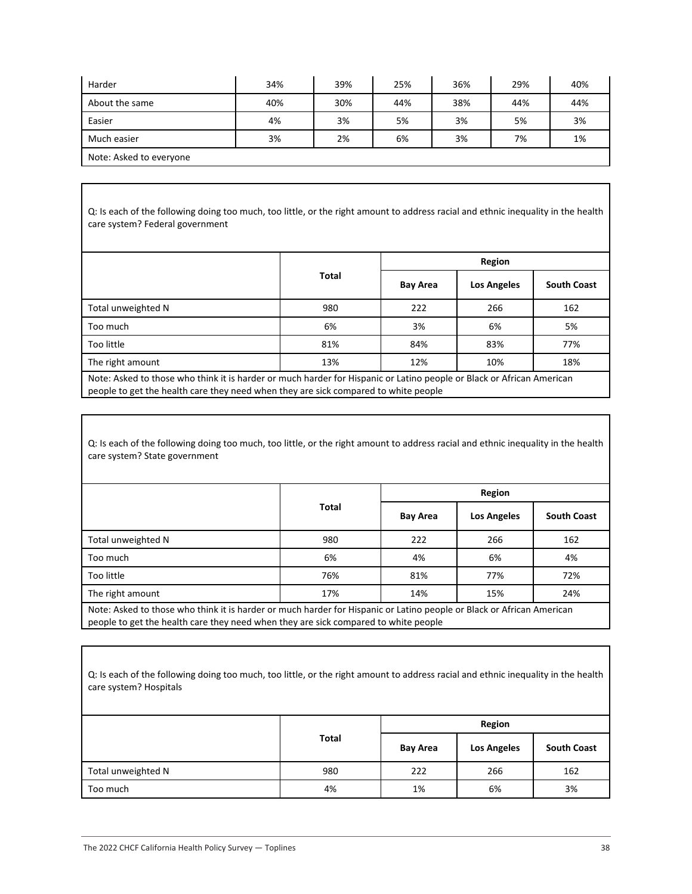| Harder | 34% | 39% | 25% | 36% | 29% | 40% |
|---|---|---|---|---|---|---|
| About the same | 40% | 30% | 44% | 38% | 44% | 44% |
| Easier | 4% | 3% | 5% | 3% | 5% | 3% |
| Much easier | 3% | 2% | 6% | 3% | 7% | 1% |

Note: Asked to everyone

Q: Is each of the following doing too much, too little, or the right amount to address racial and ethnic inequality in the health care system? Federal government

| | Total | Region | | |
|---|---|---|---|---|
| | | Bay Area | Los Angeles | South Coast |
| Total unweighted N | 980 | 222 | 266 | 162 |
| Too much | 6% | 3% | 6% | 5% |
| Too little | 81% | 84% | 83% | 77% |
| The right amount | 13% | 12% | 10% | 18% |

Note: Asked to those who think it is harder or much harder for Hispanic or Latino people or Black or African American people to get the health care they need when they are sick compared to white people

Q: Is each of the following doing too much, too little, or the right amount to address racial and ethnic inequality in the health care system? State government

| | Total | Region | | |
|---|---|---|---|---|
| | | Bay Area | Los Angeles | South Coast |
| Total unweighted N | 980 | 222 | 266 | 162 |
| Too much | 6% | 4% | 6% | 4% |
| Too little | 76% | 81% | 77% | 72% |
| The right amount | 17% | 14% | 15% | 24% |

Note: Asked to those who think it is harder or much harder for Hispanic or Latino people or Black or African American people to get the health care they need when they are sick compared to white people

Q: Is each of the following doing too much, too little, or the right amount to address racial and ethnic inequality in the health care system? Hospitals

| | Total | Region | | |
|---|---|---|---|---|
| | | Bay Area | Los Angeles | South Coast |
| Total unweighted N | 980 | 222 | 266 | 162 |
| Too much | 4% | 1% | 6% | 3% |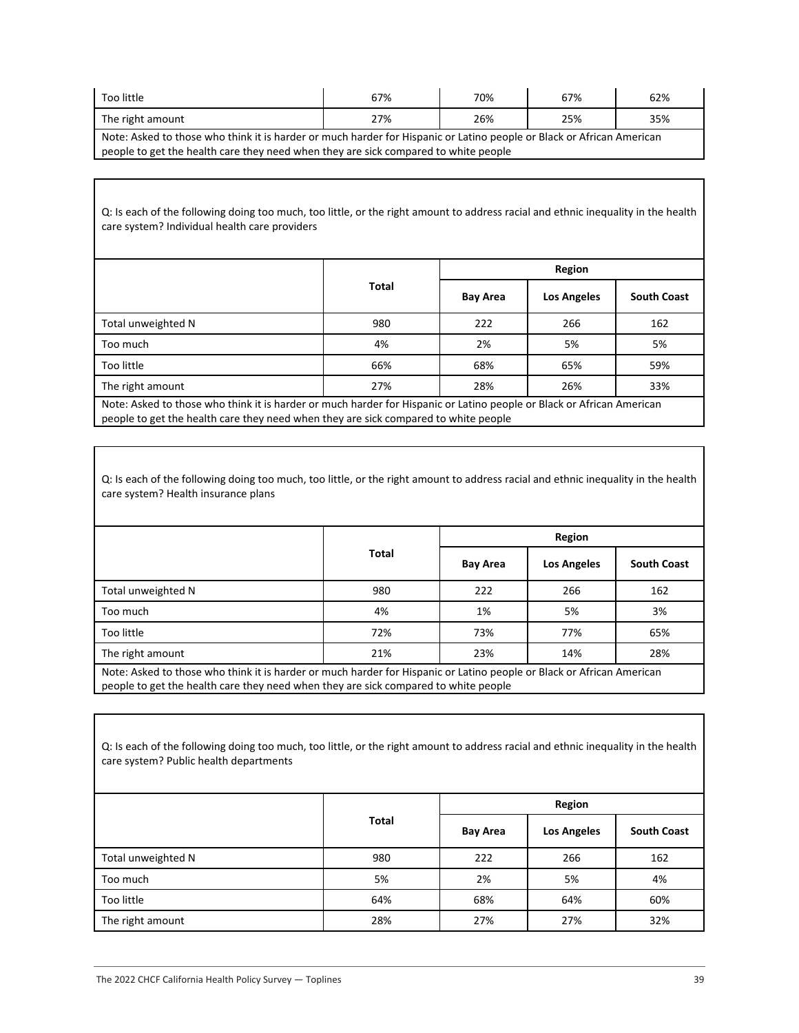| | | | | |
|---|---|---|---|---|
| Too little | 67% | 70% | 67% | 62% |
| The right amount | 27% | 26% | 25% | 35% |

Note: Asked to those who think it is harder or much harder for Hispanic or Latino people or Black or African American people to get the health care they need when they are sick compared to white people

Q: Is each of the following doing too much, too little, or the right amount to address racial and ethnic inequality in the health care system? Individual health care providers

| | Total | Region | | |
|---|---|---|---|---|
| | | Bay Area | Los Angeles | South Coast |
| Total unweighted N | 980 | 222 | 266 | 162 |
| Too much | 4% | 2% | 5% | 5% |
| Too little | 66% | 68% | 65% | 59% |
| The right amount | 27% | 28% | 26% | 33% |

Note: Asked to those who think it is harder or much harder for Hispanic or Latino people or Black or African American people to get the health care they need when they are sick compared to white people

Q: Is each of the following doing too much, too little, or the right amount to address racial and ethnic inequality in the health care system? Health insurance plans

| | Total | Region | | |
|---|---|---|---|---|
| | | Bay Area | Los Angeles | South Coast |
| Total unweighted N | 980 | 222 | 266 | 162 |
| Too much | 4% | 1% | 5% | 3% |
| Too little | 72% | 73% | 77% | 65% |
| The right amount | 21% | 23% | 14% | 28% |

Note: Asked to those who think it is harder or much harder for Hispanic or Latino people or Black or African American people to get the health care they need when they are sick compared to white people

Q: Is each of the following doing too much, too little, or the right amount to address racial and ethnic inequality in the health care system? Public health departments

| | Total | Region | | |
|---|---|---|---|---|
| | | Bay Area | Los Angeles | South Coast |
| Total unweighted N | 980 | 222 | 266 | 162 |
| Too much | 5% | 2% | 5% | 4% |
| Too little | 64% | 68% | 64% | 60% |
| The right amount | 28% | 27% | 27% | 32% |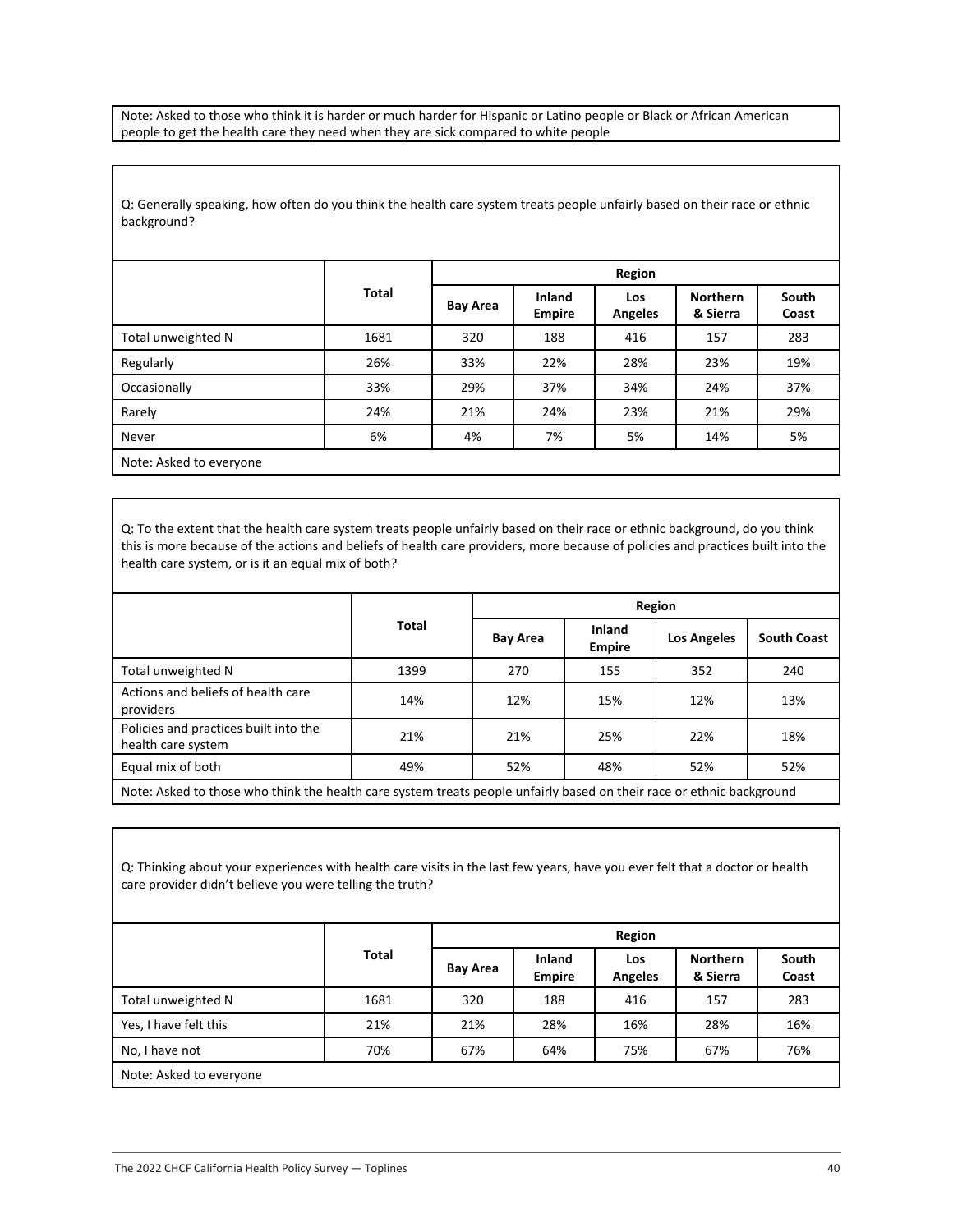Note: Asked to those who think it is harder or much harder for Hispanic or Latino people or Black or African American people to get the health care they need when they are sick compared to white people

Q: Generally speaking, how often do you think the health care system treats people unfairly based on their race or ethnic background?

| | Total | Region | | | | |
|---|---|---|---|---|---|---|
| | | Bay Area | Inland Empire | Los Angeles | Northern & Sierra | South Coast |
| Total unweighted N | 1681 | 320 | 188 | 416 | 157 | 283 |
| Regularly | 26% | 33% | 22% | 28% | 23% | 19% |
| Occasionally | 33% | 29% | 37% | 34% | 24% | 37% |
| Rarely | 24% | 21% | 24% | 23% | 21% | 29% |
| Never | 6% | 4% | 7% | 5% | 14% | 5% |

Note: Asked to everyone

Q: To the extent that the health care system treats people unfairly based on their race or ethnic background, do you think this is more because of the actions and beliefs of health care providers, more because of policies and practices built into the health care system, or is it an equal mix of both?

| | Total | Region | | | |
|---|---|---|---|---|---|
| | | Bay Area | Inland Empire | Los Angeles | South Coast |
| Total unweighted N | 1399 | 270 | 155 | 352 | 240 |
| Actions and beliefs of health care providers | 14% | 12% | 15% | 12% | 13% |
| Policies and practices built into the health care system | 21% | 21% | 25% | 22% | 18% |
| Equal mix of both | 49% | 52% | 48% | 52% | 52% |

Note: Asked to those who think the health care system treats people unfairly based on their race or ethnic background

Q: Thinking about your experiences with health care visits in the last few years, have you ever felt that a doctor or health care provider didn't believe you were telling the truth?

| | Total | Region | | | | |
|---|---|---|---|---|---|---|
| | | Bay Area | Inland Empire | Los Angeles | Northern & Sierra | South Coast |
| Total unweighted N | 1681 | 320 | 188 | 416 | 157 | 283 |
| Yes, I have felt this | 21% | 21% | 28% | 16% | 28% | 16% |
| No, I have not | 70% | 67% | 64% | 75% | 67% | 76% |

Note: Asked to everyone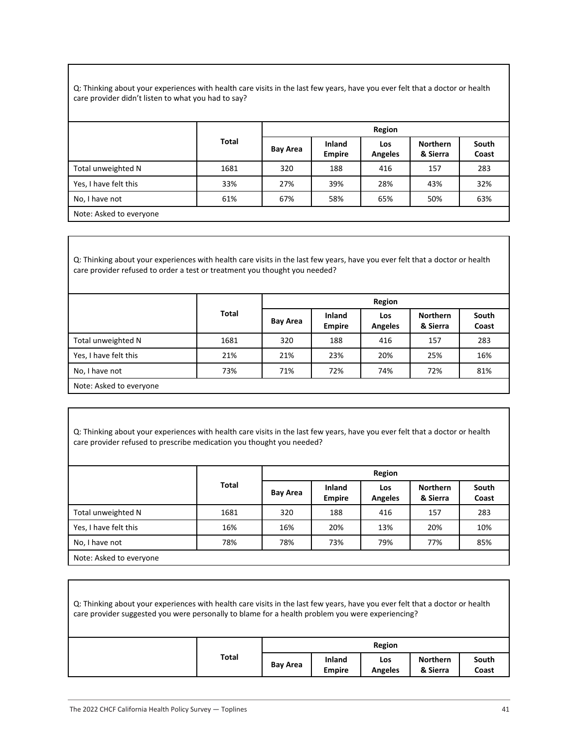Q: Thinking about your experiences with health care visits in the last few years, have you ever felt that a doctor or health care provider didn't listen to what you had to say?

| | Total | Region | | | | |
|---|---|---|---|---|---|---|
| | | Bay Area | Inland Empire | Los Angeles | Northern & Sierra | South Coast |
| Total unweighted N | 1681 | 320 | 188 | 416 | 157 | 283 |
| Yes, I have felt this | 33% | 27% | 39% | 28% | 43% | 32% |
| No, I have not | 61% | 67% | 58% | 65% | 50% | 63% |
| Note: Asked to everyone | | | | | | |

Q: Thinking about your experiences with health care visits in the last few years, have you ever felt that a doctor or health care provider refused to order a test or treatment you thought you needed?

| | Total | Region | | | | |
|---|---|---|---|---|---|---|
| | | Bay Area | Inland Empire | Los Angeles | Northern & Sierra | South Coast |
| Total unweighted N | 1681 | 320 | 188 | 416 | 157 | 283 |
| Yes, I have felt this | 21% | 21% | 23% | 20% | 25% | 16% |
| No, I have not | 73% | 71% | 72% | 74% | 72% | 81% |
| Note: Asked to everyone | | | | | | |

Q: Thinking about your experiences with health care visits in the last few years, have you ever felt that a doctor or health care provider refused to prescribe medication you thought you needed?

| | Total | Region | | | | |
|---|---|---|---|---|---|---|
| | | Bay Area | Inland Empire | Los Angeles | Northern & Sierra | South Coast |
| Total unweighted N | 1681 | 320 | 188 | 416 | 157 | 283 |
| Yes, I have felt this | 16% | 16% | 20% | 13% | 20% | 10% |
| No, I have not | 78% | 78% | 73% | 79% | 77% | 85% |
| Note: Asked to everyone | | | | | | |

Q: Thinking about your experiences with health care visits in the last few years, have you ever felt that a doctor or health care provider suggested you were personally to blame for a health problem you were experiencing?

| | Total | Region | | | | |
|---|---|---|---|---|---|---|
| | | Bay Area | Inland Empire | Los Angeles | Northern & Sierra | South Coast |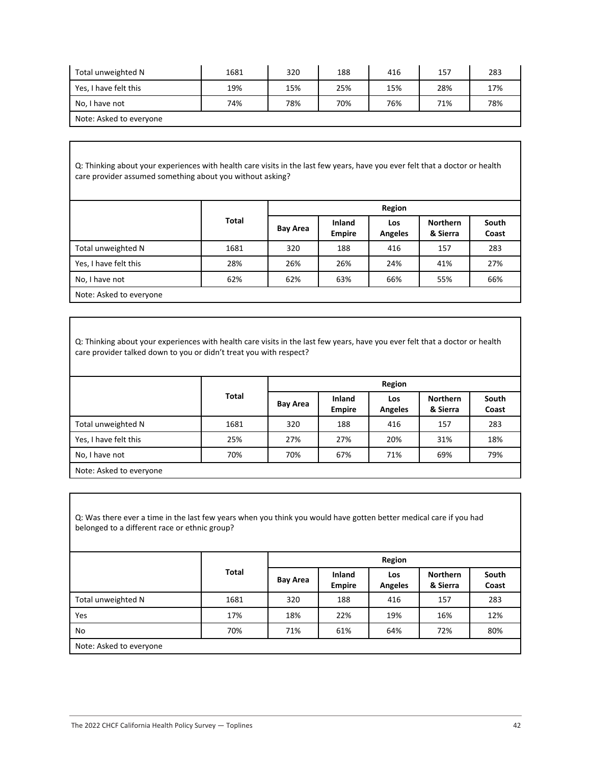| | Total | Bay Area | Inland Empire | Los Angeles | Northern & Sierra | South Coast |
|---|---|---|---|---|---|---|
| Total unweighted N | 1681 | 320 | 188 | 416 | 157 | 283 |
| Yes, I have felt this | 19% | 15% | 25% | 15% | 28% | 17% |
| No, I have not | 74% | 78% | 70% | 76% | 71% | 78% |
| Note: Asked to everyone | | | | | | |

Q: Thinking about your experiences with health care visits in the last few years, have you ever felt that a doctor or health care provider assumed something about you without asking?

| | Total | Region | | | | |
|---|---|---|---|---|---|---|
| | | Bay Area | Inland Empire | Los Angeles | Northern & Sierra | South Coast |
| Total unweighted N | 1681 | 320 | 188 | 416 | 157 | 283 |
| Yes, I have felt this | 28% | 26% | 26% | 24% | 41% | 27% |
| No, I have not | 62% | 62% | 63% | 66% | 55% | 66% |
| Note: Asked to everyone | | | | | | |

Q: Thinking about your experiences with health care visits in the last few years, have you ever felt that a doctor or health care provider talked down to you or didn't treat you with respect?

| | Total | Region | | | | |
|---|---|---|---|---|---|---|
| | | Bay Area | Inland Empire | Los Angeles | Northern & Sierra | South Coast |
| Total unweighted N | 1681 | 320 | 188 | 416 | 157 | 283 |
| Yes, I have felt this | 25% | 27% | 27% | 20% | 31% | 18% |
| No, I have not | 70% | 70% | 67% | 71% | 69% | 79% |
| Note: Asked to everyone | | | | | | |

Q: Was there ever a time in the last few years when you think you would have gotten better medical care if you had belonged to a different race or ethnic group?

| | Total | Region | | | | |
|---|---|---|---|---|---|---|
| | | Bay Area | Inland Empire | Los Angeles | Northern & Sierra | South Coast |
| Total unweighted N | 1681 | 320 | 188 | 416 | 157 | 283 |
| Yes | 17% | 18% | 22% | 19% | 16% | 12% |
| No | 70% | 71% | 61% | 64% | 72% | 80% |
| Note: Asked to everyone | | | | | | |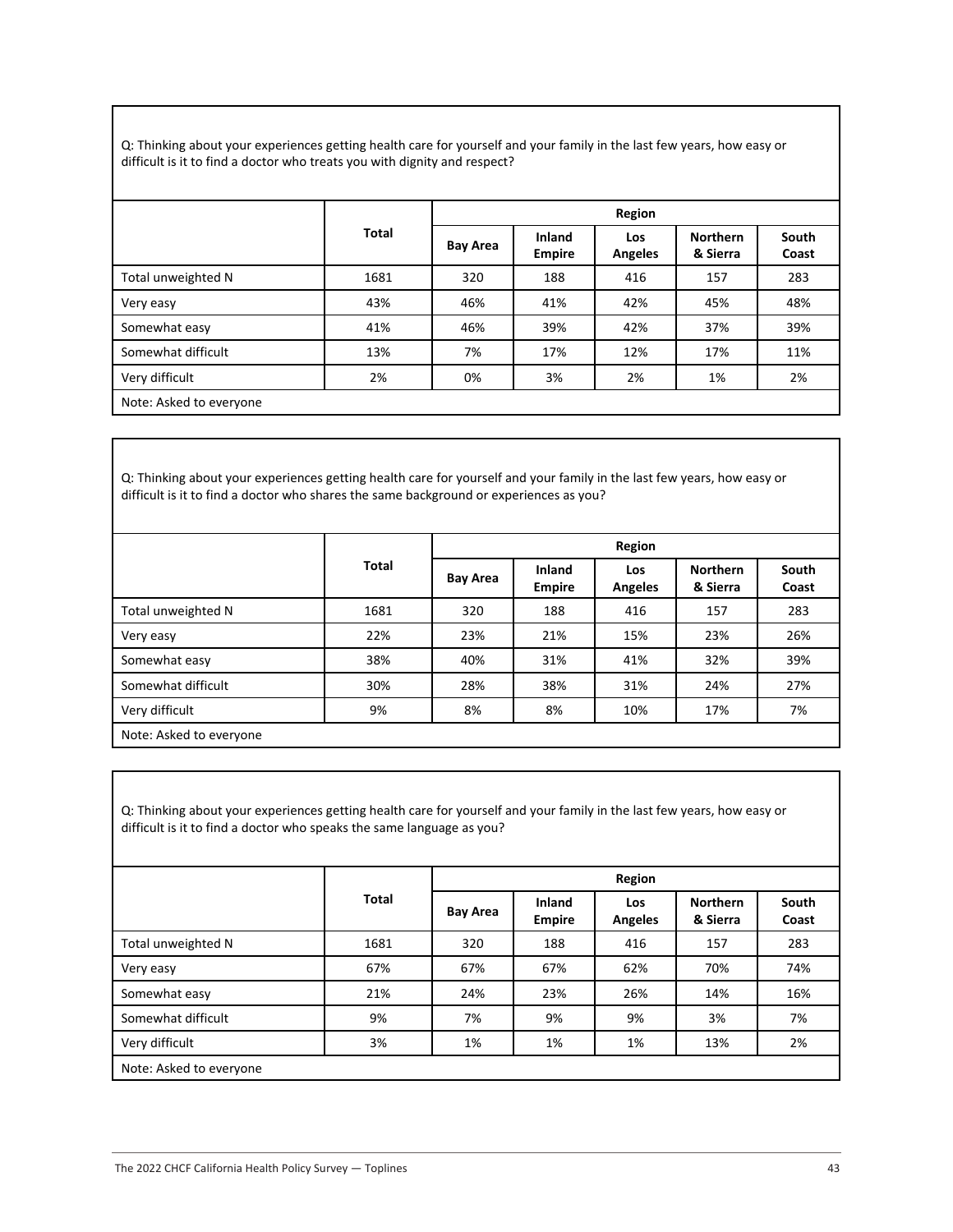Q: Thinking about your experiences getting health care for yourself and your family in the last few years, how easy or difficult is it to find a doctor who treats you with dignity and respect?

| | Total | Region | | | | |
|---|---|---|---|---|---|---|
| | | Bay Area | Inland Empire | Los Angeles | Northern & Sierra | South Coast |
| Total unweighted N | 1681 | 320 | 188 | 416 | 157 | 283 |
| Very easy | 43% | 46% | 41% | 42% | 45% | 48% |
| Somewhat easy | 41% | 46% | 39% | 42% | 37% | 39% |
| Somewhat difficult | 13% | 7% | 17% | 12% | 17% | 11% |
| Very difficult | 2% | 0% | 3% | 2% | 1% | 2% |
| Note: Asked to everyone | | | | | | |

Q: Thinking about your experiences getting health care for yourself and your family in the last few years, how easy or difficult is it to find a doctor who shares the same background or experiences as you?

| | Total | Region | | | | |
|---|---|---|---|---|---|---|
| | | Bay Area | Inland Empire | Los Angeles | Northern & Sierra | South Coast |
| Total unweighted N | 1681 | 320 | 188 | 416 | 157 | 283 |
| Very easy | 22% | 23% | 21% | 15% | 23% | 26% |
| Somewhat easy | 38% | 40% | 31% | 41% | 32% | 39% |
| Somewhat difficult | 30% | 28% | 38% | 31% | 24% | 27% |
| Very difficult | 9% | 8% | 8% | 10% | 17% | 7% |
| Note: Asked to everyone | | | | | | |

Q: Thinking about your experiences getting health care for yourself and your family in the last few years, how easy or difficult is it to find a doctor who speaks the same language as you?

| | Total | Region | | | | |
|---|---|---|---|---|---|---|
| | | Bay Area | Inland Empire | Los Angeles | Northern & Sierra | South Coast |
| Total unweighted N | 1681 | 320 | 188 | 416 | 157 | 283 |
| Very easy | 67% | 67% | 67% | 62% | 70% | 74% |
| Somewhat easy | 21% | 24% | 23% | 26% | 14% | 16% |
| Somewhat difficult | 9% | 7% | 9% | 9% | 3% | 7% |
| Very difficult | 3% | 1% | 1% | 1% | 13% | 2% |
| Note: Asked to everyone | | | | | | |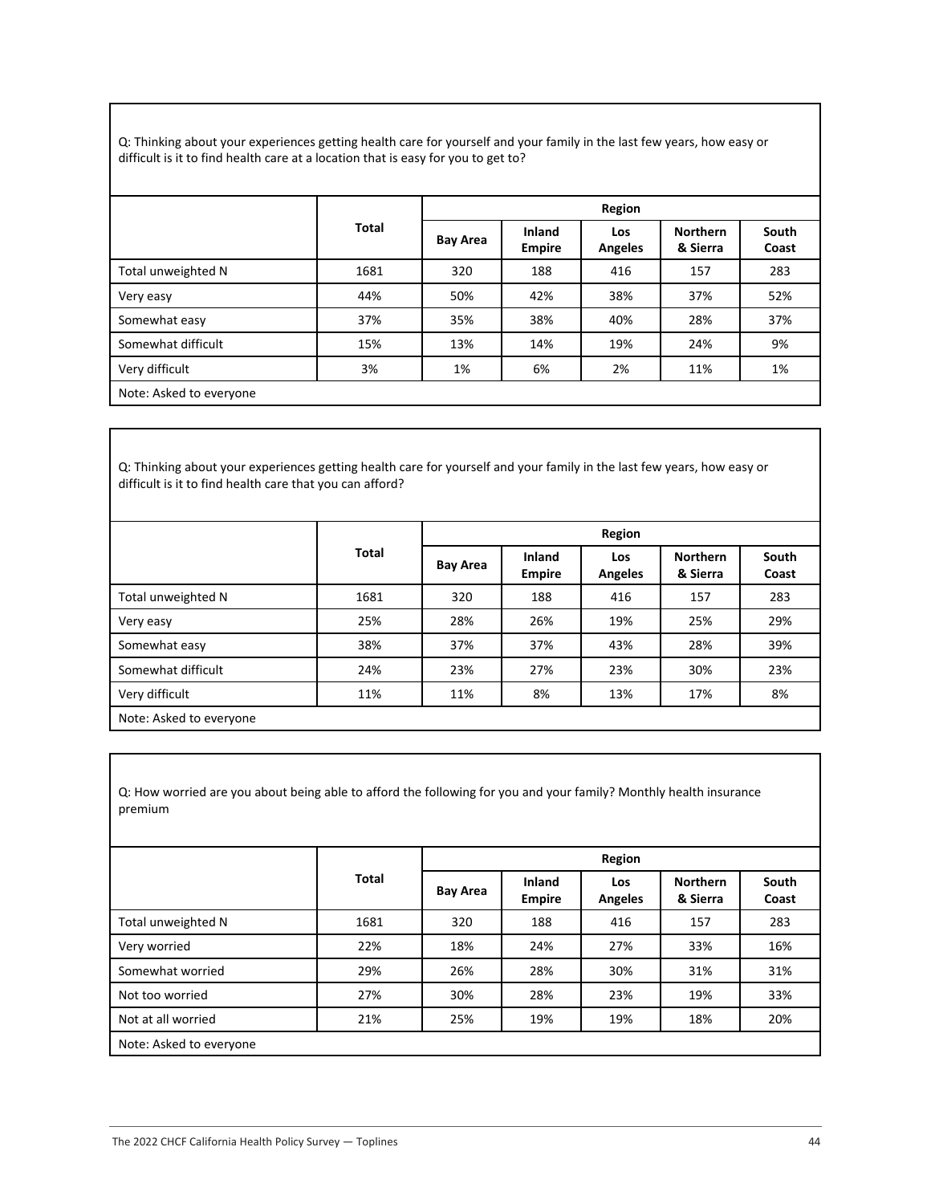Q: Thinking about your experiences getting health care for yourself and your family in the last few years, how easy or difficult is it to find health care at a location that is easy for you to get to?

| | Total | Region | | | | |
|---|---|---|---|---|---|---|
| | | Bay Area | Inland Empire | Los Angeles | Northern & Sierra | South Coast |
| Total unweighted N | 1681 | 320 | 188 | 416 | 157 | 283 |
| Very easy | 44% | 50% | 42% | 38% | 37% | 52% |
| Somewhat easy | 37% | 35% | 38% | 40% | 28% | 37% |
| Somewhat difficult | 15% | 13% | 14% | 19% | 24% | 9% |
| Very difficult | 3% | 1% | 6% | 2% | 11% | 1% |
| Note: Asked to everyone | | | | | | |

Q: Thinking about your experiences getting health care for yourself and your family in the last few years, how easy or difficult is it to find health care that you can afford?

| | Total | Region | | | | |
|---|---|---|---|---|---|---|
| | | Bay Area | Inland Empire | Los Angeles | Northern & Sierra | South Coast |
| Total unweighted N | 1681 | 320 | 188 | 416 | 157 | 283 |
| Very easy | 25% | 28% | 26% | 19% | 25% | 29% |
| Somewhat easy | 38% | 37% | 37% | 43% | 28% | 39% |
| Somewhat difficult | 24% | 23% | 27% | 23% | 30% | 23% |
| Very difficult | 11% | 11% | 8% | 13% | 17% | 8% |
| Note: Asked to everyone | | | | | | |

Q: How worried are you about being able to afford the following for you and your family? Monthly health insurance premium

| | Total | Region | | | | |
|---|---|---|---|---|---|---|
| | | Bay Area | Inland Empire | Los Angeles | Northern & Sierra | South Coast |
| Total unweighted N | 1681 | 320 | 188 | 416 | 157 | 283 |
| Very worried | 22% | 18% | 24% | 27% | 33% | 16% |
| Somewhat worried | 29% | 26% | 28% | 30% | 31% | 31% |
| Not too worried | 27% | 30% | 28% | 23% | 19% | 33% |
| Not at all worried | 21% | 25% | 19% | 19% | 18% | 20% |
| Note: Asked to everyone | | | | | | |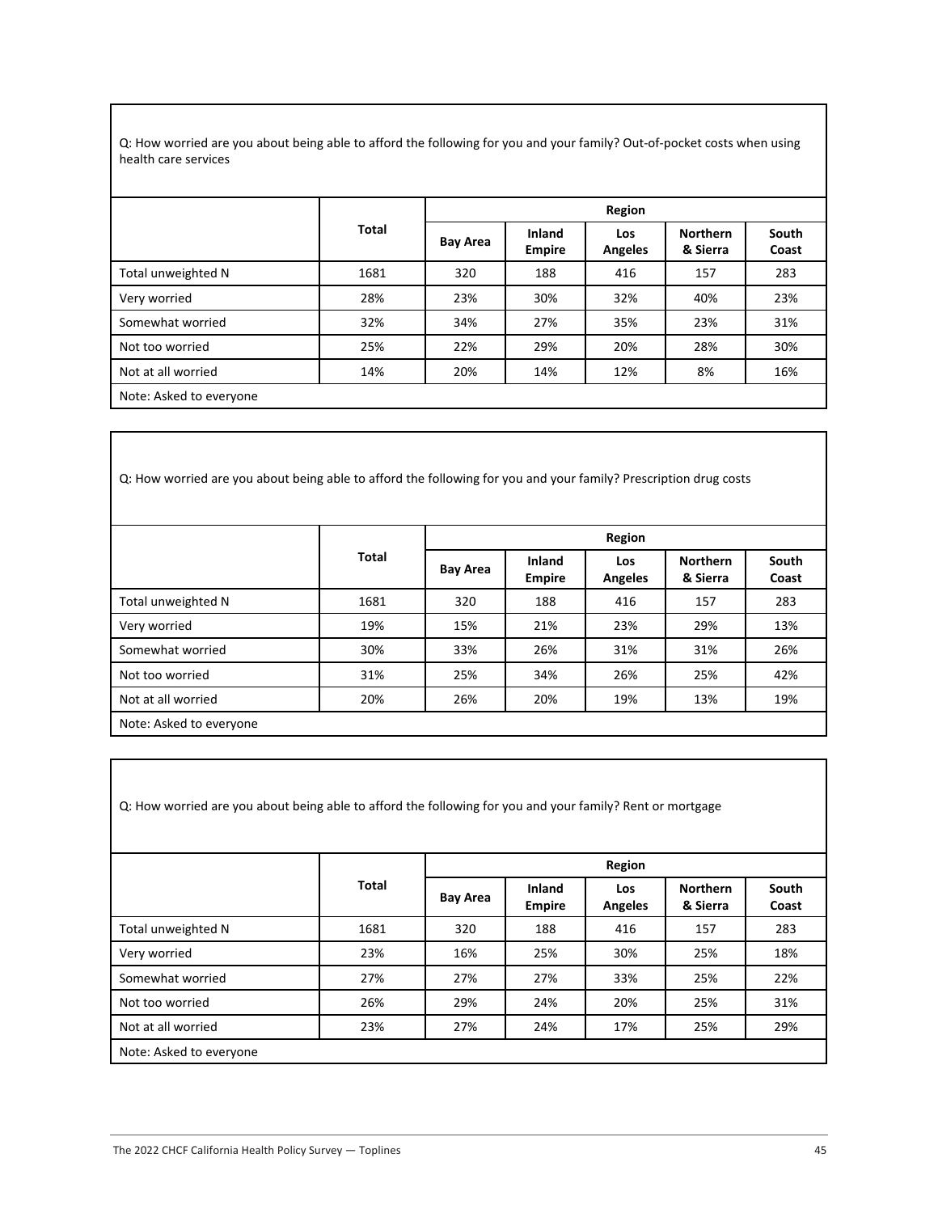Q: How worried are you about being able to afford the following for you and your family? Out-of-pocket costs when using health care services

| | Total | Region | | | | |
|---|---|---|---|---|---|---|
| | | Bay Area | Inland Empire | Los Angeles | Northern & Sierra | South Coast |
| Total unweighted N | 1681 | 320 | 188 | 416 | 157 | 283 |
| Very worried | 28% | 23% | 30% | 32% | 40% | 23% |
| Somewhat worried | 32% | 34% | 27% | 35% | 23% | 31% |
| Not too worried | 25% | 22% | 29% | 20% | 28% | 30% |
| Not at all worried | 14% | 20% | 14% | 12% | 8% | 16% |
| Note: Asked to everyone | | | | | | |

Q: How worried are you about being able to afford the following for you and your family? Prescription drug costs

| | Total | Region | | | | |
|---|---|---|---|---|---|---|
| | | Bay Area | Inland Empire | Los Angeles | Northern & Sierra | South Coast |
| Total unweighted N | 1681 | 320 | 188 | 416 | 157 | 283 |
| Very worried | 19% | 15% | 21% | 23% | 29% | 13% |
| Somewhat worried | 30% | 33% | 26% | 31% | 31% | 26% |
| Not too worried | 31% | 25% | 34% | 26% | 25% | 42% |
| Not at all worried | 20% | 26% | 20% | 19% | 13% | 19% |
| Note: Asked to everyone | | | | | | |

Q: How worried are you about being able to afford the following for you and your family? Rent or mortgage

| | Total | Region | | | | |
|---|---|---|---|---|---|---|
| | | Bay Area | Inland Empire | Los Angeles | Northern & Sierra | South Coast |
| Total unweighted N | 1681 | 320 | 188 | 416 | 157 | 283 |
| Very worried | 23% | 16% | 25% | 30% | 25% | 18% |
| Somewhat worried | 27% | 27% | 27% | 33% | 25% | 22% |
| Not too worried | 26% | 29% | 24% | 20% | 25% | 31% |
| Not at all worried | 23% | 27% | 24% | 17% | 25% | 29% |
| Note: Asked to everyone | | | | | | |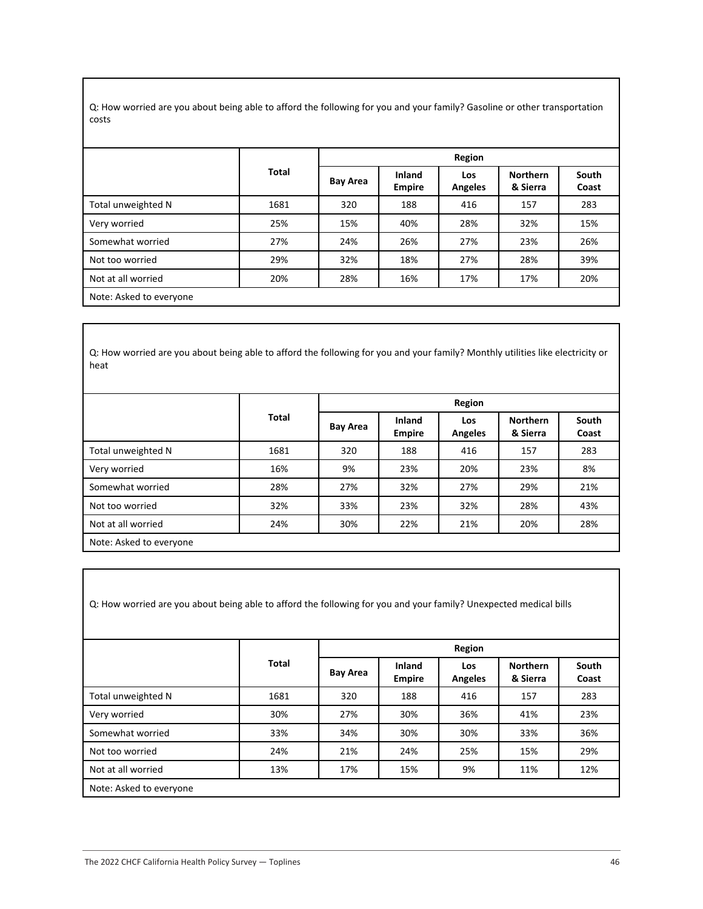Q: How worried are you about being able to afford the following for you and your family? Gasoline or other transportation costs

| | Total | Region | | | | |
|---|---|---|---|---|---|---|
| | | Bay Area | Inland Empire | Los Angeles | Northern & Sierra | South Coast |
| Total unweighted N | 1681 | 320 | 188 | 416 | 157 | 283 |
| Very worried | 25% | 15% | 40% | 28% | 32% | 15% |
| Somewhat worried | 27% | 24% | 26% | 27% | 23% | 26% |
| Not too worried | 29% | 32% | 18% | 27% | 28% | 39% |
| Not at all worried | 20% | 28% | 16% | 17% | 17% | 20% |
| Note: Asked to everyone | | | | | | |

Q: How worried are you about being able to afford the following for you and your family? Monthly utilities like electricity or heat

| | Total | Region | | | | |
|---|---|---|---|---|---|---|
| | | Bay Area | Inland Empire | Los Angeles | Northern & Sierra | South Coast |
| Total unweighted N | 1681 | 320 | 188 | 416 | 157 | 283 |
| Very worried | 16% | 9% | 23% | 20% | 23% | 8% |
| Somewhat worried | 28% | 27% | 32% | 27% | 29% | 21% |
| Not too worried | 32% | 33% | 23% | 32% | 28% | 43% |
| Not at all worried | 24% | 30% | 22% | 21% | 20% | 28% |
| Note: Asked to everyone | | | | | | |

Q: How worried are you about being able to afford the following for you and your family? Unexpected medical bills

| | Total | Region | | | | |
|---|---|---|---|---|---|---|
| | | Bay Area | Inland Empire | Los Angeles | Northern & Sierra | South Coast |
| Total unweighted N | 1681 | 320 | 188 | 416 | 157 | 283 |
| Very worried | 30% | 27% | 30% | 36% | 41% | 23% |
| Somewhat worried | 33% | 34% | 30% | 30% | 33% | 36% |
| Not too worried | 24% | 21% | 24% | 25% | 15% | 29% |
| Not at all worried | 13% | 17% | 15% | 9% | 11% | 12% |
| Note: Asked to everyone | | | | | | |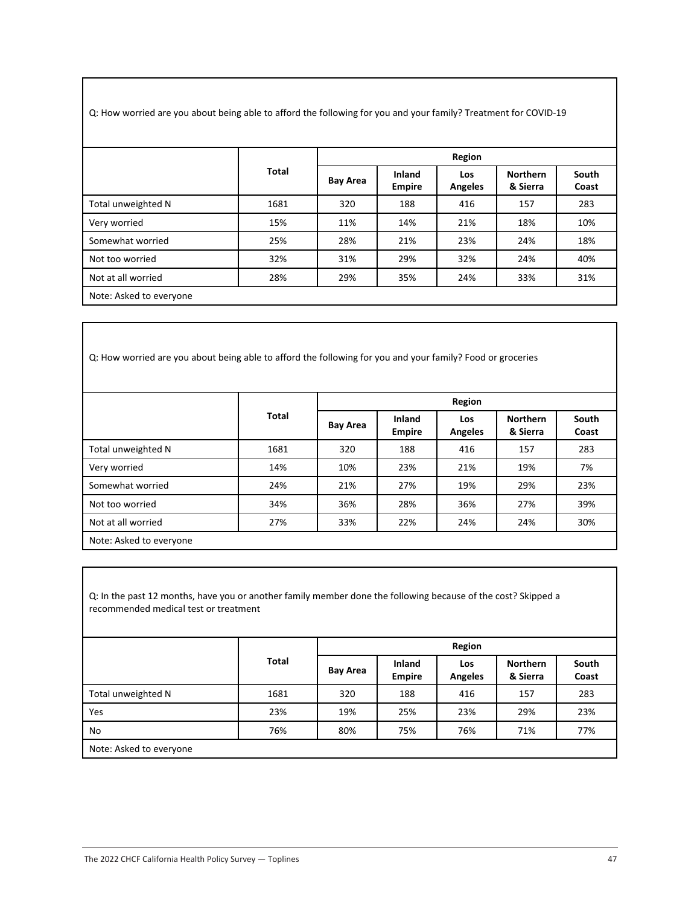Q: How worried are you about being able to afford the following for you and your family? Treatment for COVID-19

| | Total | Region | | | | |
|---|---|---|---|---|---|---|
| | | Bay Area | Inland Empire | Los Angeles | Northern & Sierra | South Coast |
| Total unweighted N | 1681 | 320 | 188 | 416 | 157 | 283 |
| Very worried | 15% | 11% | 14% | 21% | 18% | 10% |
| Somewhat worried | 25% | 28% | 21% | 23% | 24% | 18% |
| Not too worried | 32% | 31% | 29% | 32% | 24% | 40% |
| Not at all worried | 28% | 29% | 35% | 24% | 33% | 31% |
| Note: Asked to everyone | | | | | | |

Q: How worried are you about being able to afford the following for you and your family? Food or groceries

| | Total | Region | | | | |
|---|---|---|---|---|---|---|
| | | Bay Area | Inland Empire | Los Angeles | Northern & Sierra | South Coast |
| Total unweighted N | 1681 | 320 | 188 | 416 | 157 | 283 |
| Very worried | 14% | 10% | 23% | 21% | 19% | 7% |
| Somewhat worried | 24% | 21% | 27% | 19% | 29% | 23% |
| Not too worried | 34% | 36% | 28% | 36% | 27% | 39% |
| Not at all worried | 27% | 33% | 22% | 24% | 24% | 30% |
| Note: Asked to everyone | | | | | | |

Q: In the past 12 months, have you or another family member done the following because of the cost? Skipped a recommended medical test or treatment

| | Total | Region | | | | |
|---|---|---|---|---|---|---|
| | | Bay Area | Inland Empire | Los Angeles | Northern & Sierra | South Coast |
| Total unweighted N | 1681 | 320 | 188 | 416 | 157 | 283 |
| Yes | 23% | 19% | 25% | 23% | 29% | 23% |
| No | 76% | 80% | 75% | 76% | 71% | 77% |
| Note: Asked to everyone | | | | | | |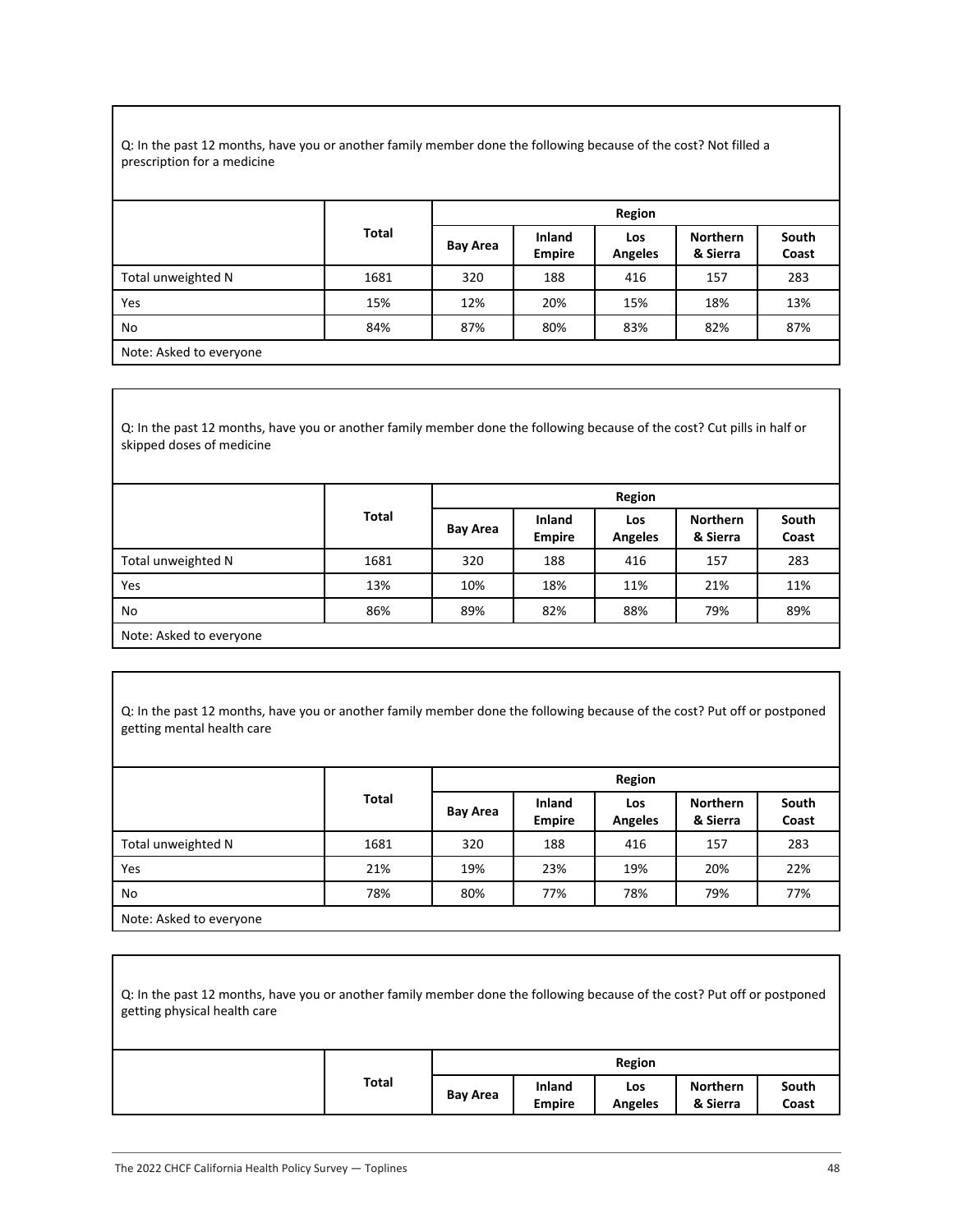Q: In the past 12 months, have you or another family member done the following because of the cost? Not filled a prescription for a medicine

| | Total | Region | | | | |
|---|---|---|---|---|---|---|
| | | Bay Area | Inland Empire | Los Angeles | Northern & Sierra | South Coast |
| Total unweighted N | 1681 | 320 | 188 | 416 | 157 | 283 |
| Yes | 15% | 12% | 20% | 15% | 18% | 13% |
| No | 84% | 87% | 80% | 83% | 82% | 87% |
| Note: Asked to everyone | | | | | | |

Q: In the past 12 months, have you or another family member done the following because of the cost? Cut pills in half or skipped doses of medicine

| | Total | Region | | | | |
|---|---|---|---|---|---|---|
| | | Bay Area | Inland Empire | Los Angeles | Northern & Sierra | South Coast |
| Total unweighted N | 1681 | 320 | 188 | 416 | 157 | 283 |
| Yes | 13% | 10% | 18% | 11% | 21% | 11% |
| No | 86% | 89% | 82% | 88% | 79% | 89% |
| Note: Asked to everyone | | | | | | |

Q: In the past 12 months, have you or another family member done the following because of the cost? Put off or postponed getting mental health care

| | Total | Region | | | | |
|---|---|---|---|---|---|---|
| | | Bay Area | Inland Empire | Los Angeles | Northern & Sierra | South Coast |
| Total unweighted N | 1681 | 320 | 188 | 416 | 157 | 283 |
| Yes | 21% | 19% | 23% | 19% | 20% | 22% |
| No | 78% | 80% | 77% | 78% | 79% | 77% |
| Note: Asked to everyone | | | | | | |

Q: In the past 12 months, have you or another family member done the following because of the cost? Put off or postponed getting physical health care

| | Total | Region | | | | |
|---|---|---|---|---|---|---|
| | | Bay Area | Inland Empire | Los Angeles | Northern & Sierra | South Coast |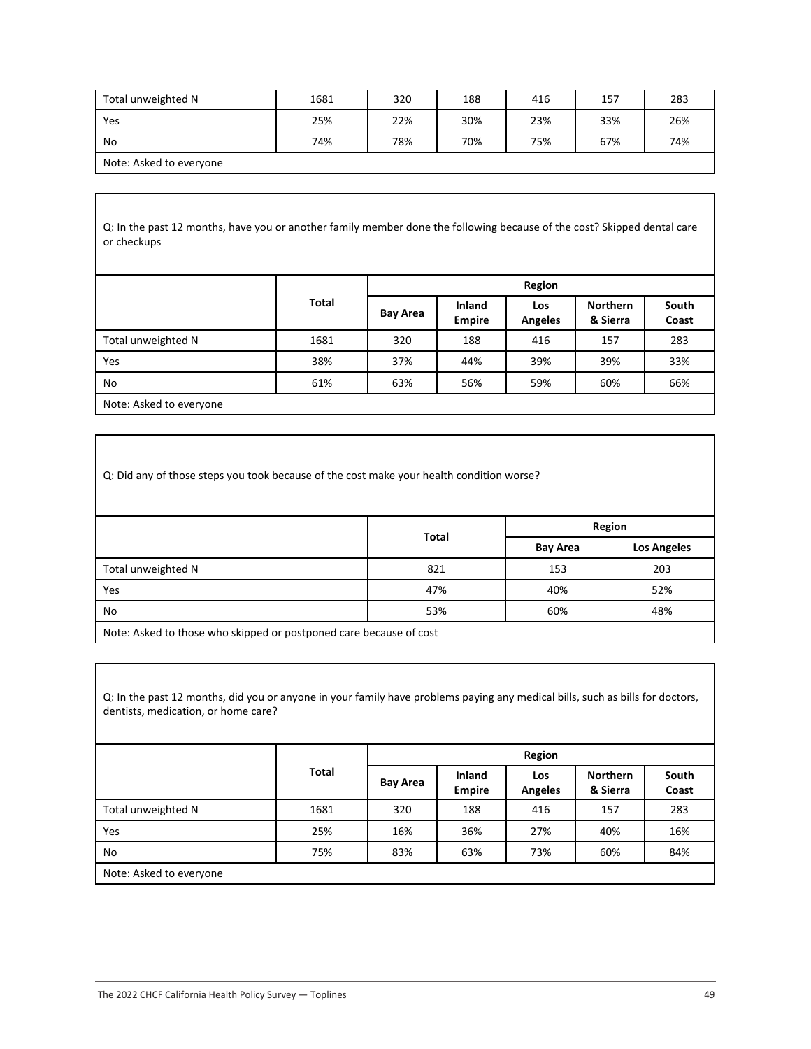| | Total | Bay Area | Inland Empire | Los Angeles | Northern & Sierra | South Coast |
|---|---|---|---|---|---|---|
| Total unweighted N | 1681 | 320 | 188 | 416 | 157 | 283 |
| Yes | 25% | 22% | 30% | 23% | 33% | 26% |
| No | 74% | 78% | 70% | 75% | 67% | 74% |
| Note: Asked to everyone | | | | | | |

Q: In the past 12 months, have you or another family member done the following because of the cost? Skipped dental care or checkups

| | Total | Region | | | | |
|---|---|---|---|---|---|---|
| | | Bay Area | Inland Empire | Los Angeles | Northern & Sierra | South Coast |
| Total unweighted N | 1681 | 320 | 188 | 416 | 157 | 283 |
| Yes | 38% | 37% | 44% | 39% | 39% | 33% |
| No | 61% | 63% | 56% | 59% | 60% | 66% |
| Note: Asked to everyone | | | | | | |

Q: Did any of those steps you took because of the cost make your health condition worse?

| | Total | Region | |
|---|---|---|---|
| | | Bay Area | Los Angeles |
| Total unweighted N | 821 | 153 | 203 |
| Yes | 47% | 40% | 52% |
| No | 53% | 60% | 48% |
| Note: Asked to those who skipped or postponed care because of cost | | | |

Q: In the past 12 months, did you or anyone in your family have problems paying any medical bills, such as bills for doctors, dentists, medication, or home care?

| | Total | Region | | | | |
|---|---|---|---|---|---|---|
| | | Bay Area | Inland Empire | Los Angeles | Northern & Sierra | South Coast |
| Total unweighted N | 1681 | 320 | 188 | 416 | 157 | 283 |
| Yes | 25% | 16% | 36% | 27% | 40% | 16% |
| No | 75% | 83% | 63% | 73% | 60% | 84% |
| Note: Asked to everyone | | | | | | |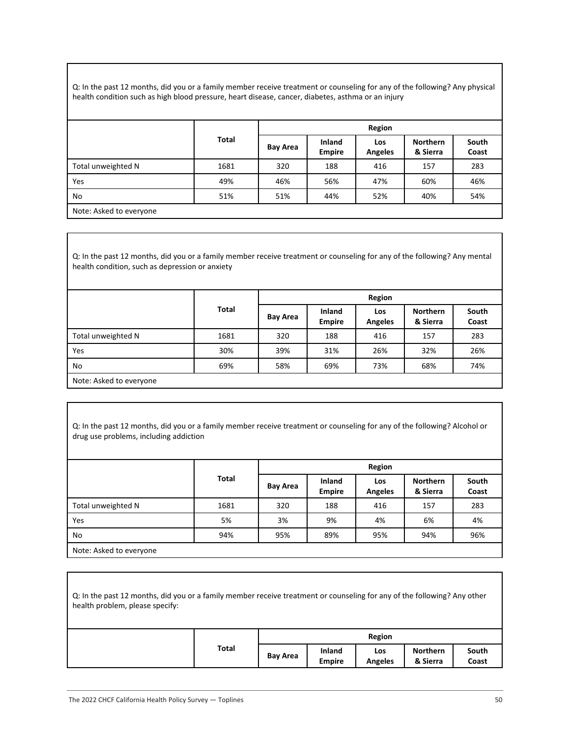Q: In the past 12 months, did you or a family member receive treatment or counseling for any of the following? Any physical health condition such as high blood pressure, heart disease, cancer, diabetes, asthma or an injury

| | Total | Region | | | | |
|---|---|---|---|---|---|---|
| | | Bay Area | Inland Empire | Los Angeles | Northern & Sierra | South Coast |
| Total unweighted N | 1681 | 320 | 188 | 416 | 157 | 283 |
| Yes | 49% | 46% | 56% | 47% | 60% | 46% |
| No | 51% | 51% | 44% | 52% | 40% | 54% |

Note: Asked to everyone

Q: In the past 12 months, did you or a family member receive treatment or counseling for any of the following? Any mental health condition, such as depression or anxiety

| | Total | Region | | | | |
|---|---|---|---|---|---|---|
| | | Bay Area | Inland Empire | Los Angeles | Northern & Sierra | South Coast |
| Total unweighted N | 1681 | 320 | 188 | 416 | 157 | 283 |
| Yes | 30% | 39% | 31% | 26% | 32% | 26% |
| No | 69% | 58% | 69% | 73% | 68% | 74% |

Note: Asked to everyone

Q: In the past 12 months, did you or a family member receive treatment or counseling for any of the following? Alcohol or drug use problems, including addiction

| | Total | Region | | | | |
|---|---|---|---|---|---|---|
| | | Bay Area | Inland Empire | Los Angeles | Northern & Sierra | South Coast |
| Total unweighted N | 1681 | 320 | 188 | 416 | 157 | 283 |
| Yes | 5% | 3% | 9% | 4% | 6% | 4% |
| No | 94% | 95% | 89% | 95% | 94% | 96% |

Note: Asked to everyone

Q: In the past 12 months, did you or a family member receive treatment or counseling for any of the following? Any other health problem, please specify:

| | Total | Region | | | | |
|---|---|---|---|---|---|---|
| | | Bay Area | Inland Empire | Los Angeles | Northern & Sierra | South Coast |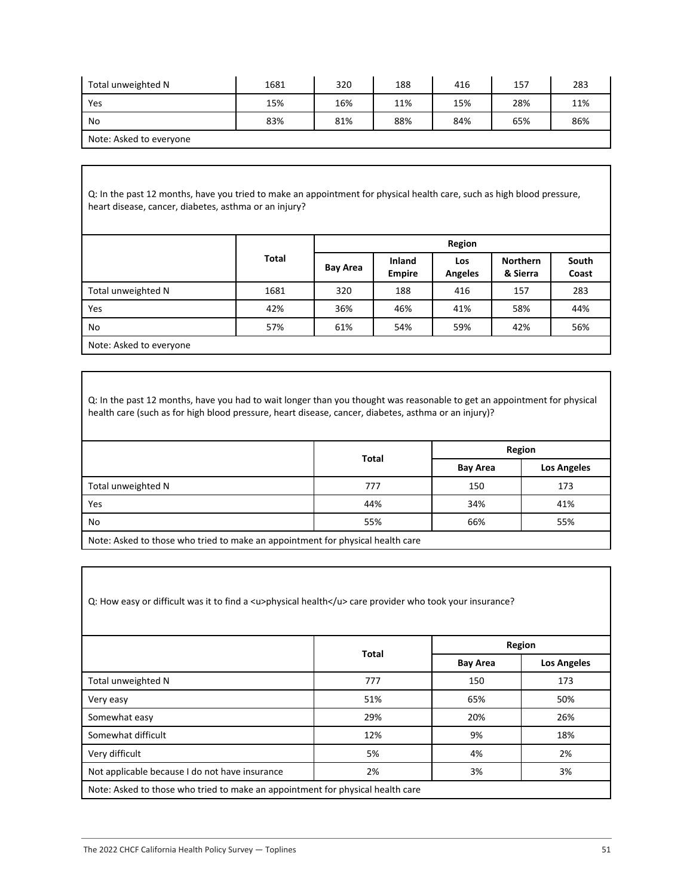| | | | | | | |
|---|---|---|---|---|---|---|
| Total unweighted N | 1681 | 320 | 188 | 416 | 157 | 283 |
| Yes | 15% | 16% | 11% | 15% | 28% | 11% |
| No | 83% | 81% | 88% | 84% | 65% | 86% |
| Note: Asked to everyone | | | | | | |

Q: In the past 12 months, have you tried to make an appointment for physical health care, such as high blood pressure, heart disease, cancer, diabetes, asthma or an injury?

| | Total | Region | | | | |
|---|---|---|---|---|---|---|
| | | Bay Area | Inland Empire | Los Angeles | Northern & Sierra | South Coast |
| Total unweighted N | 1681 | 320 | 188 | 416 | 157 | 283 |
| Yes | 42% | 36% | 46% | 41% | 58% | 44% |
| No | 57% | 61% | 54% | 59% | 42% | 56% |
| Note: Asked to everyone | | | | | | |

Q: In the past 12 months, have you had to wait longer than you thought was reasonable to get an appointment for physical health care (such as for high blood pressure, heart disease, cancer, diabetes, asthma or an injury)?

| | Total | Region | |
|---|---|---|---|
| | | Bay Area | Los Angeles |
| Total unweighted N | 777 | 150 | 173 |
| Yes | 44% | 34% | 41% |
| No | 55% | 66% | 55% |
| Note: Asked to those who tried to make an appointment for physical health care | | | |

Q: How easy or difficult was it to find a <u>physical health</u> care provider who took your insurance?

| | Total | Region | |
|---|---|---|---|
| | | Bay Area | Los Angeles |
| Total unweighted N | 777 | 150 | 173 |
| Very easy | 51% | 65% | 50% |
| Somewhat easy | 29% | 20% | 26% |
| Somewhat difficult | 12% | 9% | 18% |
| Very difficult | 5% | 4% | 2% |
| Not applicable because I do not have insurance | 2% | 3% | 3% |
| Note: Asked to those who tried to make an appointment for physical health care | | | |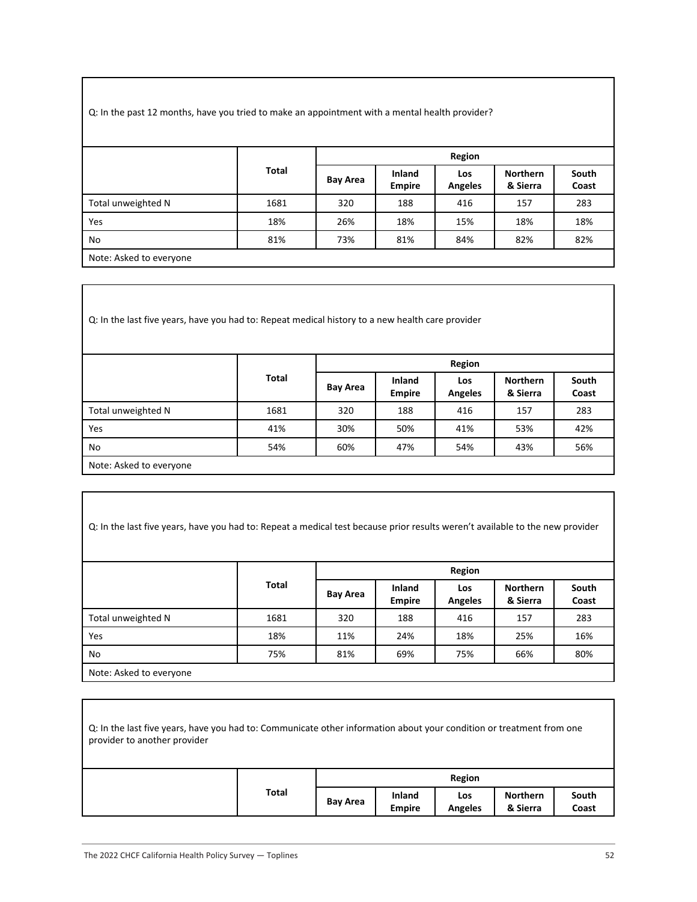Q: In the past 12 months, have you tried to make an appointment with a mental health provider?

| | Total | Region | | | | |
|---|---|---|---|---|---|---|
| | | Bay Area | Inland Empire | Los Angeles | Northern & Sierra | South Coast |
| Total unweighted N | 1681 | 320 | 188 | 416 | 157 | 283 |
| Yes | 18% | 26% | 18% | 15% | 18% | 18% |
| No | 81% | 73% | 81% | 84% | 82% | 82% |
| Note: Asked to everyone | | | | | | |

Q: In the last five years, have you had to: Repeat medical history to a new health care provider

| | Total | Region | | | | |
|---|---|---|---|---|---|---|
| | | Bay Area | Inland Empire | Los Angeles | Northern & Sierra | South Coast |
| Total unweighted N | 1681 | 320 | 188 | 416 | 157 | 283 |
| Yes | 41% | 30% | 50% | 41% | 53% | 42% |
| No | 54% | 60% | 47% | 54% | 43% | 56% |
| Note: Asked to everyone | | | | | | |

Q: In the last five years, have you had to: Repeat a medical test because prior results weren't available to the new provider

| | Total | Region | | | | |
|---|---|---|---|---|---|---|
| | | Bay Area | Inland Empire | Los Angeles | Northern & Sierra | South Coast |
| Total unweighted N | 1681 | 320 | 188 | 416 | 157 | 283 |
| Yes | 18% | 11% | 24% | 18% | 25% | 16% |
| No | 75% | 81% | 69% | 75% | 66% | 80% |
| Note: Asked to everyone | | | | | | |

Q: In the last five years, have you had to: Communicate other information about your condition or treatment from one provider to another provider

| | Total | Region | | | | |
|---|---|---|---|---|---|---|
| | | Bay Area | Inland Empire | Los Angeles | Northern & Sierra | South Coast |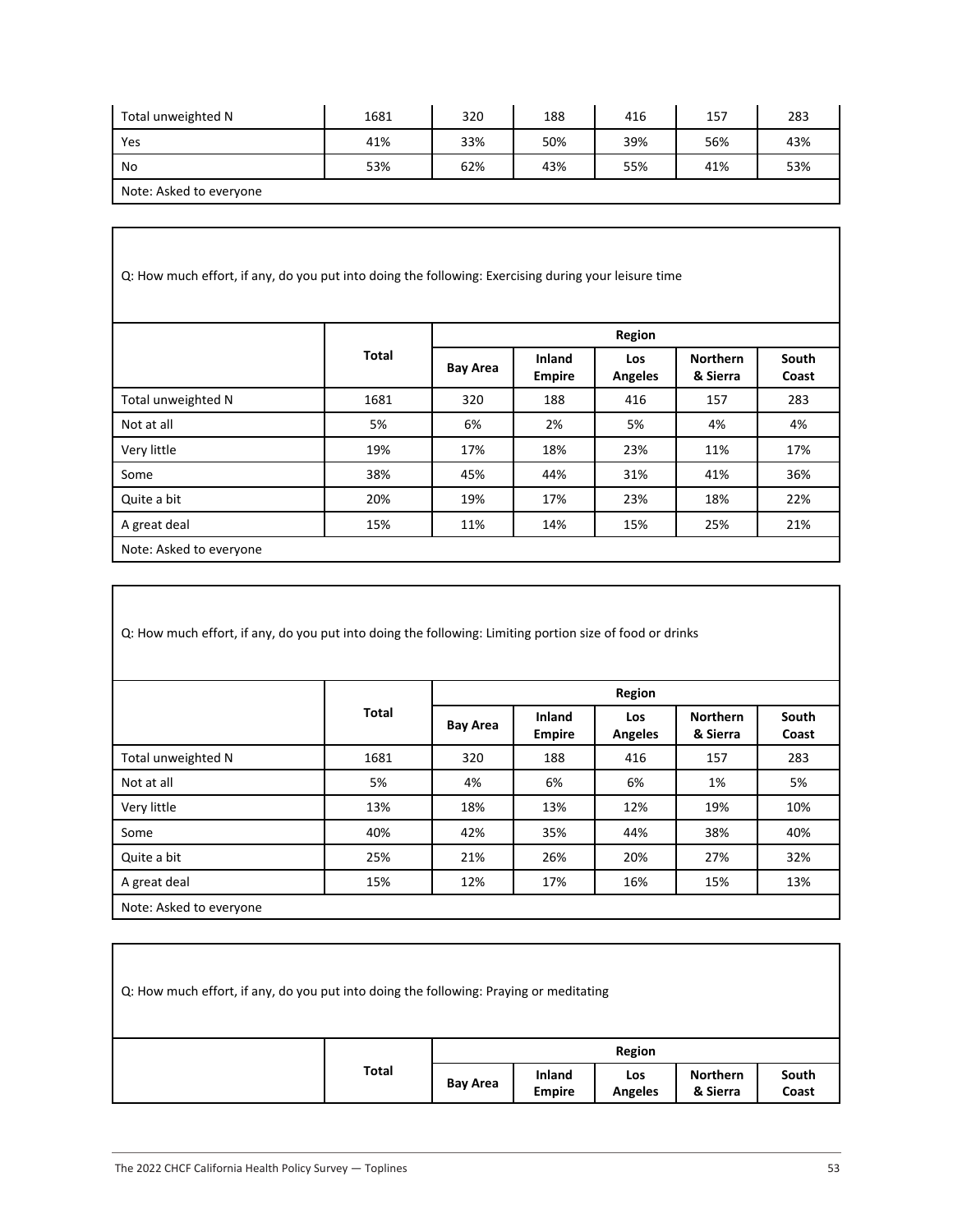| | Total | Bay Area | Inland Empire | Los Angeles | Northern & Sierra | South Coast |
|---|---|---|---|---|---|---|
| Total unweighted N | 1681 | 320 | 188 | 416 | 157 | 283 |
| Yes | 41% | 33% | 50% | 39% | 56% | 43% |
| No | 53% | 62% | 43% | 55% | 41% | 53% |
| Note: Asked to everyone | | | | | | |

Q: How much effort, if any, do you put into doing the following: Exercising during your leisure time

| | Total | Region | | | | |
|---|---|---|---|---|---|---|
| | | Bay Area | Inland Empire | Los Angeles | Northern & Sierra | South Coast |
| Total unweighted N | 1681 | 320 | 188 | 416 | 157 | 283 |
| Not at all | 5% | 6% | 2% | 5% | 4% | 4% |
| Very little | 19% | 17% | 18% | 23% | 11% | 17% |
| Some | 38% | 45% | 44% | 31% | 41% | 36% |
| Quite a bit | 20% | 19% | 17% | 23% | 18% | 22% |
| A great deal | 15% | 11% | 14% | 15% | 25% | 21% |
| Note: Asked to everyone | | | | | | |

Q: How much effort, if any, do you put into doing the following: Limiting portion size of food or drinks

| | Total | Region | | | | |
|---|---|---|---|---|---|---|
| | | Bay Area | Inland Empire | Los Angeles | Northern & Sierra | South Coast |
| Total unweighted N | 1681 | 320 | 188 | 416 | 157 | 283 |
| Not at all | 5% | 4% | 6% | 6% | 1% | 5% |
| Very little | 13% | 18% | 13% | 12% | 19% | 10% |
| Some | 40% | 42% | 35% | 44% | 38% | 40% |
| Quite a bit | 25% | 21% | 26% | 20% | 27% | 32% |
| A great deal | 15% | 12% | 17% | 16% | 15% | 13% |
| Note: Asked to everyone | | | | | | |

Q: How much effort, if any, do you put into doing the following: Praying or meditating

| | Total | Region | | | | |
|---|---|---|---|---|---|---|
| | | Bay Area | Inland Empire | Los Angeles | Northern & Sierra | South Coast |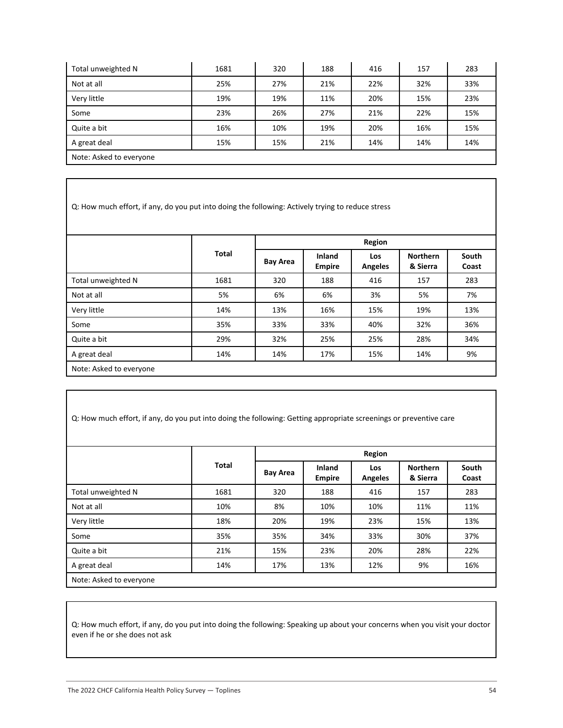| | Total | Bay Area | Inland Empire | Los Angeles | Northern & Sierra | South Coast |
|---|---|---|---|---|---|---|
| Total unweighted N | 1681 | 320 | 188 | 416 | 157 | 283 |
| Not at all | 25% | 27% | 21% | 22% | 32% | 33% |
| Very little | 19% | 19% | 11% | 20% | 15% | 23% |
| Some | 23% | 26% | 27% | 21% | 22% | 15% |
| Quite a bit | 16% | 10% | 19% | 20% | 16% | 15% |
| A great deal | 15% | 15% | 21% | 14% | 14% | 14% |

Note: Asked to everyone

Q: How much effort, if any, do you put into doing the following: Actively trying to reduce stress

| | Total | Region | | | | |
|---|---|---|---|---|---|---|
| | | Bay Area | Inland Empire | Los Angeles | Northern & Sierra | South Coast |
| Total unweighted N | 1681 | 320 | 188 | 416 | 157 | 283 |
| Not at all | 5% | 6% | 6% | 3% | 5% | 7% |
| Very little | 14% | 13% | 16% | 15% | 19% | 13% |
| Some | 35% | 33% | 33% | 40% | 32% | 36% |
| Quite a bit | 29% | 32% | 25% | 25% | 28% | 34% |
| A great deal | 14% | 14% | 17% | 15% | 14% | 9% |

Note: Asked to everyone

Q: How much effort, if any, do you put into doing the following: Getting appropriate screenings or preventive care

| | Total | Region | | | | |
|---|---|---|---|---|---|---|
| | | Bay Area | Inland Empire | Los Angeles | Northern & Sierra | South Coast |
| Total unweighted N | 1681 | 320 | 188 | 416 | 157 | 283 |
| Not at all | 10% | 8% | 10% | 10% | 11% | 11% |
| Very little | 18% | 20% | 19% | 23% | 15% | 13% |
| Some | 35% | 35% | 34% | 33% | 30% | 37% |
| Quite a bit | 21% | 15% | 23% | 20% | 28% | 22% |
| A great deal | 14% | 17% | 13% | 12% | 9% | 16% |

Note: Asked to everyone

Q: How much effort, if any, do you put into doing the following: Speaking up about your concerns when you visit your doctor even if he or she does not ask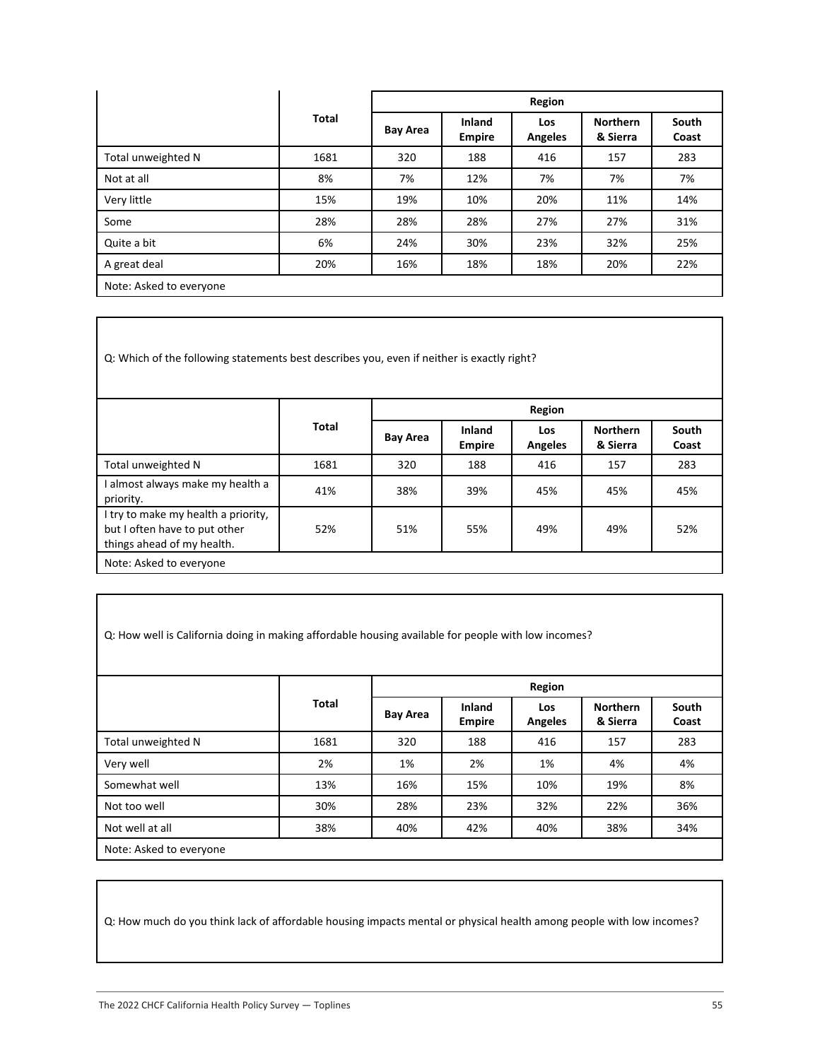| | Total | Region | | | | |
|---|---|---|---|---|---|---|
| | | Bay Area | Inland Empire | Los Angeles | Northern & Sierra | South Coast |
| Total unweighted N | 1681 | 320 | 188 | 416 | 157 | 283 |
| Not at all | 8% | 7% | 12% | 7% | 7% | 7% |
| Very little | 15% | 19% | 10% | 20% | 11% | 14% |
| Some | 28% | 28% | 28% | 27% | 27% | 31% |
| Quite a bit | 6% | 24% | 30% | 23% | 32% | 25% |
| A great deal | 20% | 16% | 18% | 18% | 20% | 22% |
| Note: Asked to everyone | | | | | | |

Q: Which of the following statements best describes you, even if neither is exactly right?

| | Total | Region | | | | |
|---|---|---|---|---|---|---|
| | | Bay Area | Inland Empire | Los Angeles | Northern & Sierra | South Coast |
| Total unweighted N | 1681 | 320 | 188 | 416 | 157 | 283 |
| I almost always make my health a priority. | 41% | 38% | 39% | 45% | 45% | 45% |
| I try to make my health a priority, but I often have to put other things ahead of my health. | 52% | 51% | 55% | 49% | 49% | 52% |
| Note: Asked to everyone | | | | | | |

Q: How well is California doing in making affordable housing available for people with low incomes?

| | Total | Region | | | | |
|---|---|---|---|---|---|---|
| | | Bay Area | Inland Empire | Los Angeles | Northern & Sierra | South Coast |
| Total unweighted N | 1681 | 320 | 188 | 416 | 157 | 283 |
| Very well | 2% | 1% | 2% | 1% | 4% | 4% |
| Somewhat well | 13% | 16% | 15% | 10% | 19% | 8% |
| Not too well | 30% | 28% | 23% | 32% | 22% | 36% |
| Not well at all | 38% | 40% | 42% | 40% | 38% | 34% |
| Note: Asked to everyone | | | | | | |

Q: How much do you think lack of affordable housing impacts mental or physical health among people with low incomes?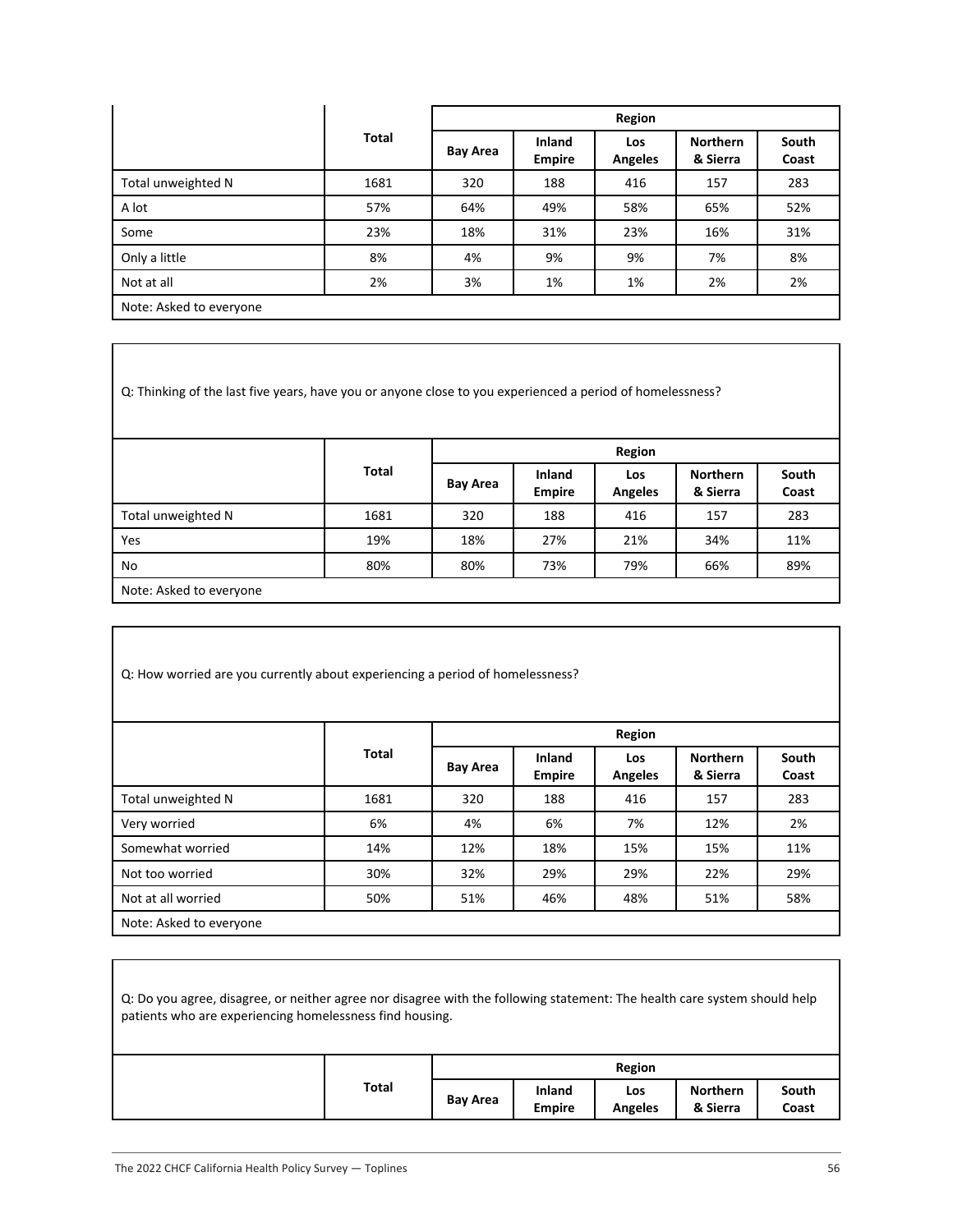| | Total | Region | | | | |
|---|---|---|---|---|---|---|
| | | Bay Area | Inland Empire | Los Angeles | Northern & Sierra | South Coast |
| Total unweighted N | 1681 | 320 | 188 | 416 | 157 | 283 |
| A lot | 57% | 64% | 49% | 58% | 65% | 52% |
| Some | 23% | 18% | 31% | 23% | 16% | 31% |
| Only a little | 8% | 4% | 9% | 9% | 7% | 8% |
| Not at all | 2% | 3% | 1% | 1% | 2% | 2% |
| Note: Asked to everyone | | | | | | |

Q: Thinking of the last five years, have you or anyone close to you experienced a period of homelessness?

| | Total | Region | | | | |
|---|---|---|---|---|---|---|
| | | Bay Area | Inland Empire | Los Angeles | Northern & Sierra | South Coast |
| Total unweighted N | 1681 | 320 | 188 | 416 | 157 | 283 |
| Yes | 19% | 18% | 27% | 21% | 34% | 11% |
| No | 80% | 80% | 73% | 79% | 66% | 89% |
| Note: Asked to everyone | | | | | | |

Q: How worried are you currently about experiencing a period of homelessness?

| | Total | Region | | | | |
|---|---|---|---|---|---|---|
| | | Bay Area | Inland Empire | Los Angeles | Northern & Sierra | South Coast |
| Total unweighted N | 1681 | 320 | 188 | 416 | 157 | 283 |
| Very worried | 6% | 4% | 6% | 7% | 12% | 2% |
| Somewhat worried | 14% | 12% | 18% | 15% | 15% | 11% |
| Not too worried | 30% | 32% | 29% | 29% | 22% | 29% |
| Not at all worried | 50% | 51% | 46% | 48% | 51% | 58% |
| Note: Asked to everyone | | | | | | |

Q: Do you agree, disagree, or neither agree nor disagree with the following statement: The health care system should help patients who are experiencing homelessness find housing.

| | Total | Region | | | | |
|---|---|---|---|---|---|---|
| | | Bay Area | Inland Empire | Los Angeles | Northern & Sierra | South Coast |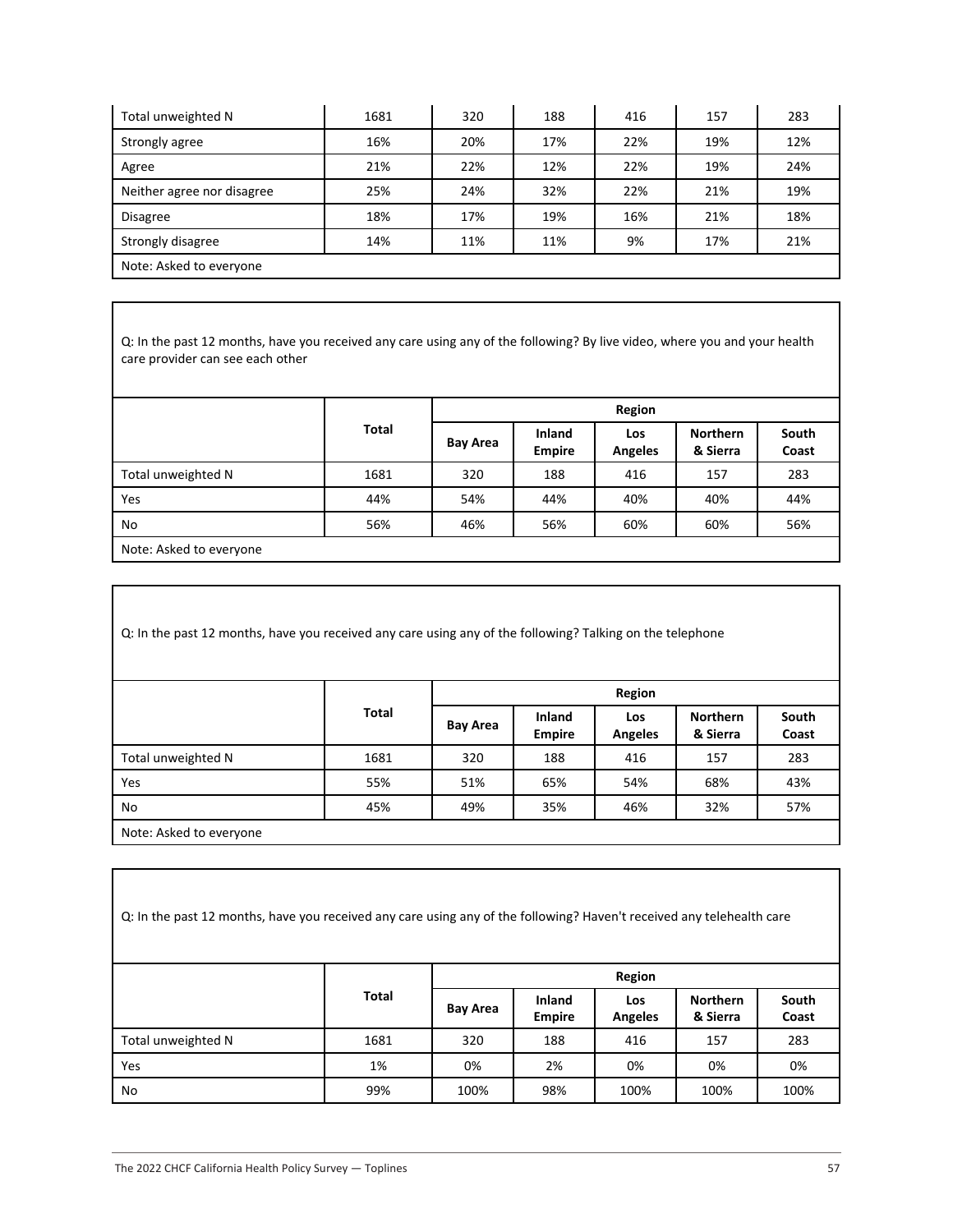| | Total | Bay Area | Inland Empire | Los Angeles | Northern & Sierra | South Coast |
|---|---|---|---|---|---|---|
| Total unweighted N | 1681 | 320 | 188 | 416 | 157 | 283 |
| Strongly agree | 16% | 20% | 17% | 22% | 19% | 12% |
| Agree | 21% | 22% | 12% | 22% | 19% | 24% |
| Neither agree nor disagree | 25% | 24% | 32% | 22% | 21% | 19% |
| Disagree | 18% | 17% | 19% | 16% | 21% | 18% |
| Strongly disagree | 14% | 11% | 11% | 9% | 17% | 21% |
| Note: Asked to everyone | | | | | | |

Q: In the past 12 months, have you received any care using any of the following? By live video, where you and your health care provider can see each other

| | Total | Region | | | | |
|---|---|---|---|---|---|---|
| | | Bay Area | Inland Empire | Los Angeles | Northern & Sierra | South Coast |
| Total unweighted N | 1681 | 320 | 188 | 416 | 157 | 283 |
| Yes | 44% | 54% | 44% | 40% | 40% | 44% |
| No | 56% | 46% | 56% | 60% | 60% | 56% |
| Note: Asked to everyone | | | | | | |

Q: In the past 12 months, have you received any care using any of the following? Talking on the telephone

| | Total | Region | | | | |
|---|---|---|---|---|---|---|
| | | Bay Area | Inland Empire | Los Angeles | Northern & Sierra | South Coast |
| Total unweighted N | 1681 | 320 | 188 | 416 | 157 | 283 |
| Yes | 55% | 51% | 65% | 54% | 68% | 43% |
| No | 45% | 49% | 35% | 46% | 32% | 57% |
| Note: Asked to everyone | | | | | | |

Q: In the past 12 months, have you received any care using any of the following? Haven't received any telehealth care

| | Total | Region | | | | |
|---|---|---|---|---|---|---|
| | | Bay Area | Inland Empire | Los Angeles | Northern & Sierra | South Coast |
| Total unweighted N | 1681 | 320 | 188 | 416 | 157 | 283 |
| Yes | 1% | 0% | 2% | 0% | 0% | 0% |
| No | 99% | 100% | 98% | 100% | 100% | 100% |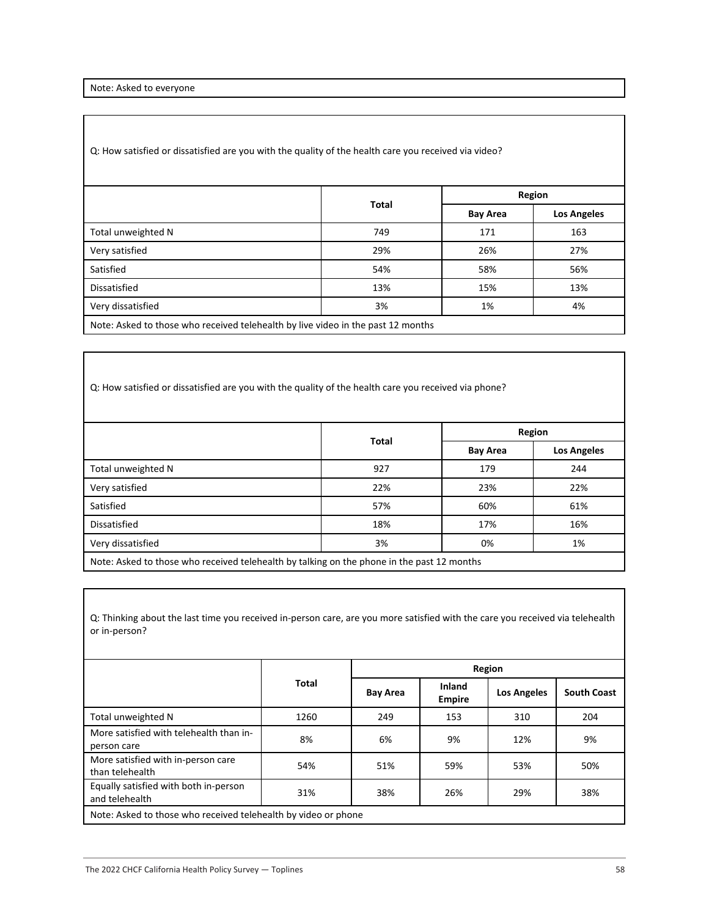Note: Asked to everyone

Q: How satisfied or dissatisfied are you with the quality of the health care you received via video?

| | Total | Region | |
|---|---|---|---|
| | | Bay Area | Los Angeles |
| Total unweighted N | 749 | 171 | 163 |
| Very satisfied | 29% | 26% | 27% |
| Satisfied | 54% | 58% | 56% |
| Dissatisfied | 13% | 15% | 13% |
| Very dissatisfied | 3% | 1% | 4% |

Note: Asked to those who received telehealth by live video in the past 12 months

Q: How satisfied or dissatisfied are you with the quality of the health care you received via phone?

| | Total | Region | |
|---|---|---|---|
| | | Bay Area | Los Angeles |
| Total unweighted N | 927 | 179 | 244 |
| Very satisfied | 22% | 23% | 22% |
| Satisfied | 57% | 60% | 61% |
| Dissatisfied | 18% | 17% | 16% |
| Very dissatisfied | 3% | 0% | 1% |

Note: Asked to those who received telehealth by talking on the phone in the past 12 months

Q: Thinking about the last time you received in-person care, are you more satisfied with the care you received via telehealth or in-person?

| | Total | Region | | | |
|---|---|---|---|---|---|
| | | Bay Area | Inland Empire | Los Angeles | South Coast |
| Total unweighted N | 1260 | 249 | 153 | 310 | 204 |
| More satisfied with telehealth than in-person care | 8% | 6% | 9% | 12% | 9% |
| More satisfied with in-person care than telehealth | 54% | 51% | 59% | 53% | 50% |
| Equally satisfied with both in-person and telehealth | 31% | 38% | 26% | 29% | 38% |

Note: Asked to those who received telehealth by video or phone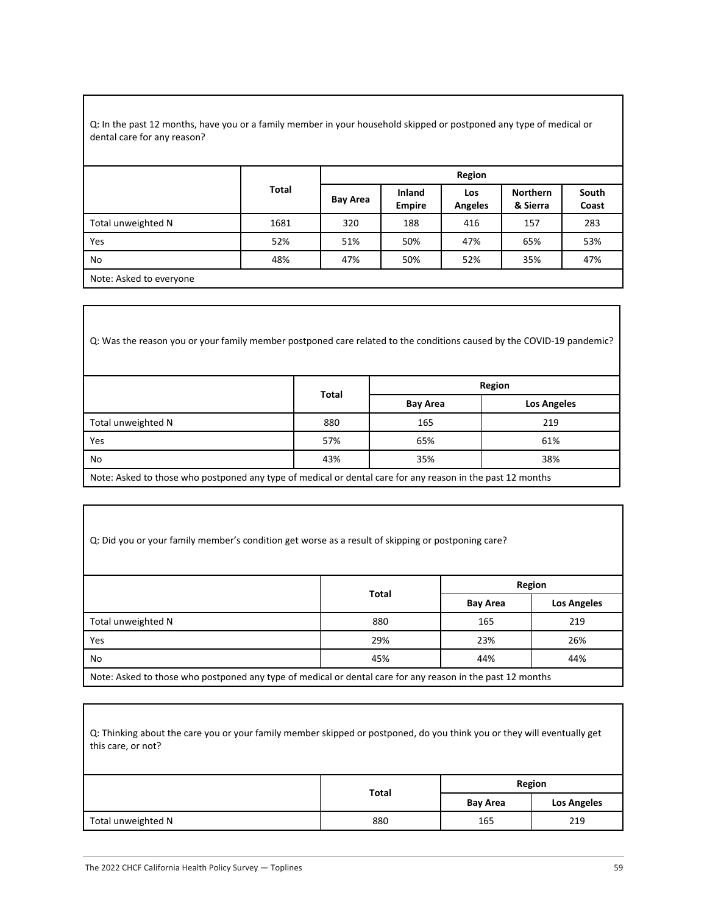Q: In the past 12 months, have you or a family member in your household skipped or postponed any type of medical or dental care for any reason?

| | Total | Region | | | | |
|---|---|---|---|---|---|---|
| | | Bay Area | Inland Empire | Los Angeles | Northern & Sierra | South Coast |
| Total unweighted N | 1681 | 320 | 188 | 416 | 157 | 283 |
| Yes | 52% | 51% | 50% | 47% | 65% | 53% |
| No | 48% | 47% | 50% | 52% | 35% | 47% |

Note: Asked to everyone

Q: Was the reason you or your family member postponed care related to the conditions caused by the COVID-19 pandemic?

| | Total | Region | |
|---|---|---|---|
| | | Bay Area | Los Angeles |
| Total unweighted N | 880 | 165 | 219 |
| Yes | 57% | 65% | 61% |
| No | 43% | 35% | 38% |

Note: Asked to those who postponed any type of medical or dental care for any reason in the past 12 months

Q: Did you or your family member's condition get worse as a result of skipping or postponing care?

| | Total | Region | |
|---|---|---|---|
| | | Bay Area | Los Angeles |
| Total unweighted N | 880 | 165 | 219 |
| Yes | 29% | 23% | 26% |
| No | 45% | 44% | 44% |

Note: Asked to those who postponed any type of medical or dental care for any reason in the past 12 months

Q: Thinking about the care you or your family member skipped or postponed, do you think you or they will eventually get this care, or not?

| | Total | Region | |
|---|---|---|---|
| | | Bay Area | Los Angeles |
| Total unweighted N | 880 | 165 | 219 |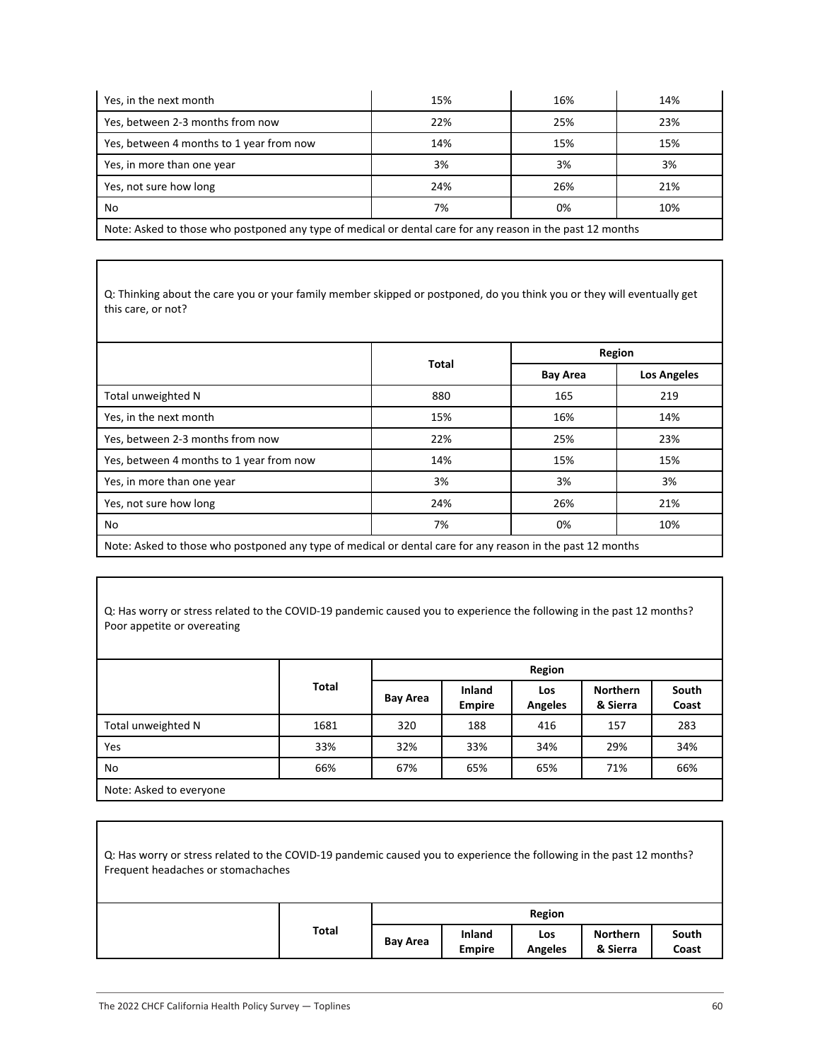| | | | |
|---|---|---|---|
| Yes, in the next month | 15% | 16% | 14% |
| Yes, between 2-3 months from now | 22% | 25% | 23% |
| Yes, between 4 months to 1 year from now | 14% | 15% | 15% |
| Yes, in more than one year | 3% | 3% | 3% |
| Yes, not sure how long | 24% | 26% | 21% |
| No | 7% | 0% | 10% |
| Note: Asked to those who postponed any type of medical or dental care for any reason in the past 12 months | | | |

Q: Thinking about the care you or your family member skipped or postponed, do you think you or they will eventually get this care, or not?

| | Total | Region | |
|---|---|---|---|
| | | Bay Area | Los Angeles |
| Total unweighted N | 880 | 165 | 219 |
| Yes, in the next month | 15% | 16% | 14% |
| Yes, between 2-3 months from now | 22% | 25% | 23% |
| Yes, between 4 months to 1 year from now | 14% | 15% | 15% |
| Yes, in more than one year | 3% | 3% | 3% |
| Yes, not sure how long | 24% | 26% | 21% |
| No | 7% | 0% | 10% |
| Note: Asked to those who postponed any type of medical or dental care for any reason in the past 12 months | | | |

Q: Has worry or stress related to the COVID-19 pandemic caused you to experience the following in the past 12 months? Poor appetite or overeating

| | Total | Region | | | | |
|---|---|---|---|---|---|---|
| | | Bay Area | Inland Empire | Los Angeles | Northern & Sierra | South Coast |
| Total unweighted N | 1681 | 320 | 188 | 416 | 157 | 283 |
| Yes | 33% | 32% | 33% | 34% | 29% | 34% |
| No | 66% | 67% | 65% | 65% | 71% | 66% |
| Note: Asked to everyone | | | | | | |

Q: Has worry or stress related to the COVID-19 pandemic caused you to experience the following in the past 12 months? Frequent headaches or stomachaches

| | Total | Region | | | | |
|---|---|---|---|---|---|---|
| | | Bay Area | Inland Empire | Los Angeles | Northern & Sierra | South Coast |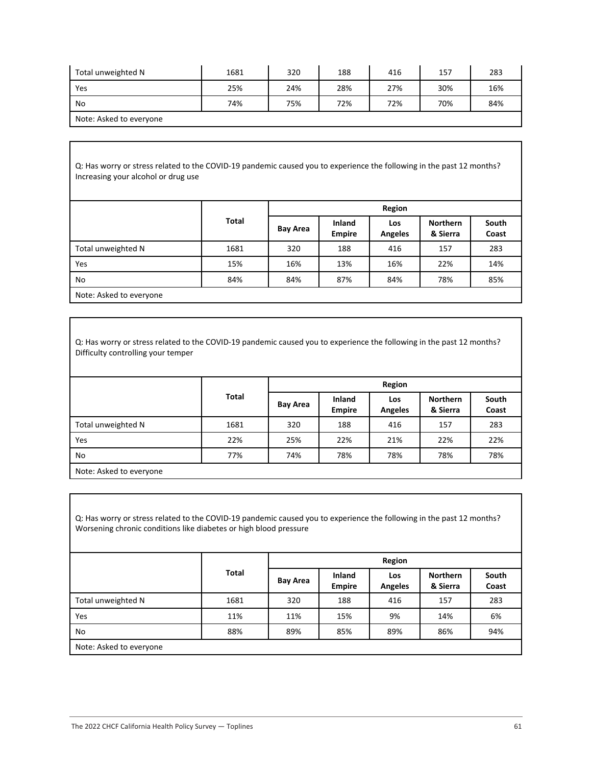| | Total | Bay Area | Inland Empire | Los Angeles | Northern & Sierra | South Coast |
|---|---|---|---|---|---|---|
| Total unweighted N | 1681 | 320 | 188 | 416 | 157 | 283 |
| Yes | 25% | 24% | 28% | 27% | 30% | 16% |
| No | 74% | 75% | 72% | 72% | 70% | 84% |
| Note: Asked to everyone | | | | | | |

Q: Has worry or stress related to the COVID-19 pandemic caused you to experience the following in the past 12 months? Increasing your alcohol or drug use

| | Total | Region | | | | |
|---|---|---|---|---|---|---|
| | | Bay Area | Inland Empire | Los Angeles | Northern & Sierra | South Coast |
| Total unweighted N | 1681 | 320 | 188 | 416 | 157 | 283 |
| Yes | 15% | 16% | 13% | 16% | 22% | 14% |
| No | 84% | 84% | 87% | 84% | 78% | 85% |
| Note: Asked to everyone | | | | | | |

Q: Has worry or stress related to the COVID-19 pandemic caused you to experience the following in the past 12 months? Difficulty controlling your temper

| | Total | Region | | | | |
|---|---|---|---|---|---|---|
| | | Bay Area | Inland Empire | Los Angeles | Northern & Sierra | South Coast |
| Total unweighted N | 1681 | 320 | 188 | 416 | 157 | 283 |
| Yes | 22% | 25% | 22% | 21% | 22% | 22% |
| No | 77% | 74% | 78% | 78% | 78% | 78% |
| Note: Asked to everyone | | | | | | |

Q: Has worry or stress related to the COVID-19 pandemic caused you to experience the following in the past 12 months? Worsening chronic conditions like diabetes or high blood pressure

| | Total | Region | | | | |
|---|---|---|---|---|---|---|
| | | Bay Area | Inland Empire | Los Angeles | Northern & Sierra | South Coast |
| Total unweighted N | 1681 | 320 | 188 | 416 | 157 | 283 |
| Yes | 11% | 11% | 15% | 9% | 14% | 6% |
| No | 88% | 89% | 85% | 89% | 86% | 94% |
| Note: Asked to everyone | | | | | | |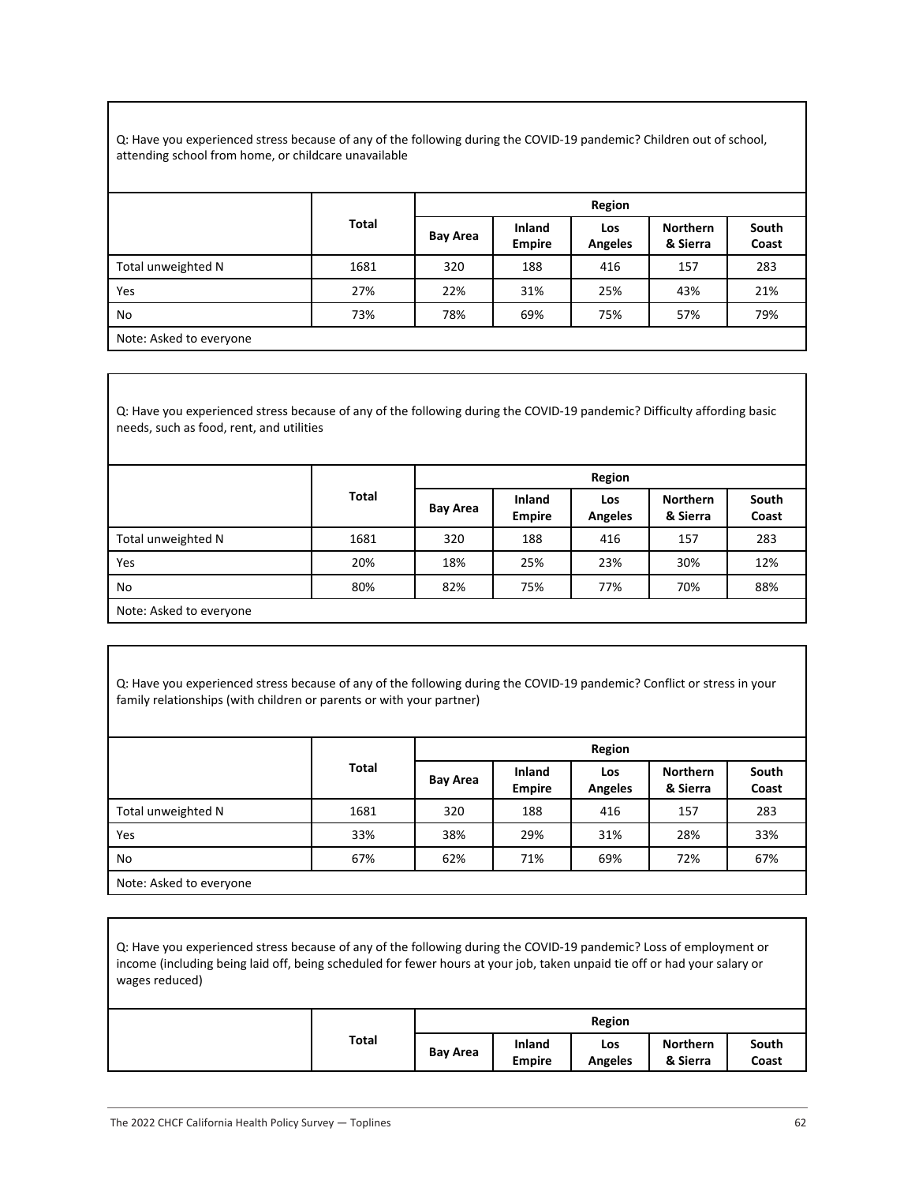Q: Have you experienced stress because of any of the following during the COVID-19 pandemic? Children out of school, attending school from home, or childcare unavailable

| | Total | Region | | | | |
|---|---|---|---|---|---|---|
| | | Bay Area | Inland Empire | Los Angeles | Northern & Sierra | South Coast |
| Total unweighted N | 1681 | 320 | 188 | 416 | 157 | 283 |
| Yes | 27% | 22% | 31% | 25% | 43% | 21% |
| No | 73% | 78% | 69% | 75% | 57% | 79% |
| Note: Asked to everyone | | | | | | |

Q: Have you experienced stress because of any of the following during the COVID-19 pandemic? Difficulty affording basic needs, such as food, rent, and utilities

| | Total | Region | | | | |
|---|---|---|---|---|---|---|
| | | Bay Area | Inland Empire | Los Angeles | Northern & Sierra | South Coast |
| Total unweighted N | 1681 | 320 | 188 | 416 | 157 | 283 |
| Yes | 20% | 18% | 25% | 23% | 30% | 12% |
| No | 80% | 82% | 75% | 77% | 70% | 88% |
| Note: Asked to everyone | | | | | | |

Q: Have you experienced stress because of any of the following during the COVID-19 pandemic? Conflict or stress in your family relationships (with children or parents or with your partner)

| | Total | Region | | | | |
|---|---|---|---|---|---|---|
| | | Bay Area | Inland Empire | Los Angeles | Northern & Sierra | South Coast |
| Total unweighted N | 1681 | 320 | 188 | 416 | 157 | 283 |
| Yes | 33% | 38% | 29% | 31% | 28% | 33% |
| No | 67% | 62% | 71% | 69% | 72% | 67% |
| Note: Asked to everyone | | | | | | |

Q: Have you experienced stress because of any of the following during the COVID-19 pandemic? Loss of employment or income (including being laid off, being scheduled for fewer hours at your job, taken unpaid tie off or had your salary or wages reduced)

| | Total | Region | | | | |
|---|---|---|---|---|---|---|
| | | Bay Area | Inland Empire | Los Angeles | Northern & Sierra | South Coast |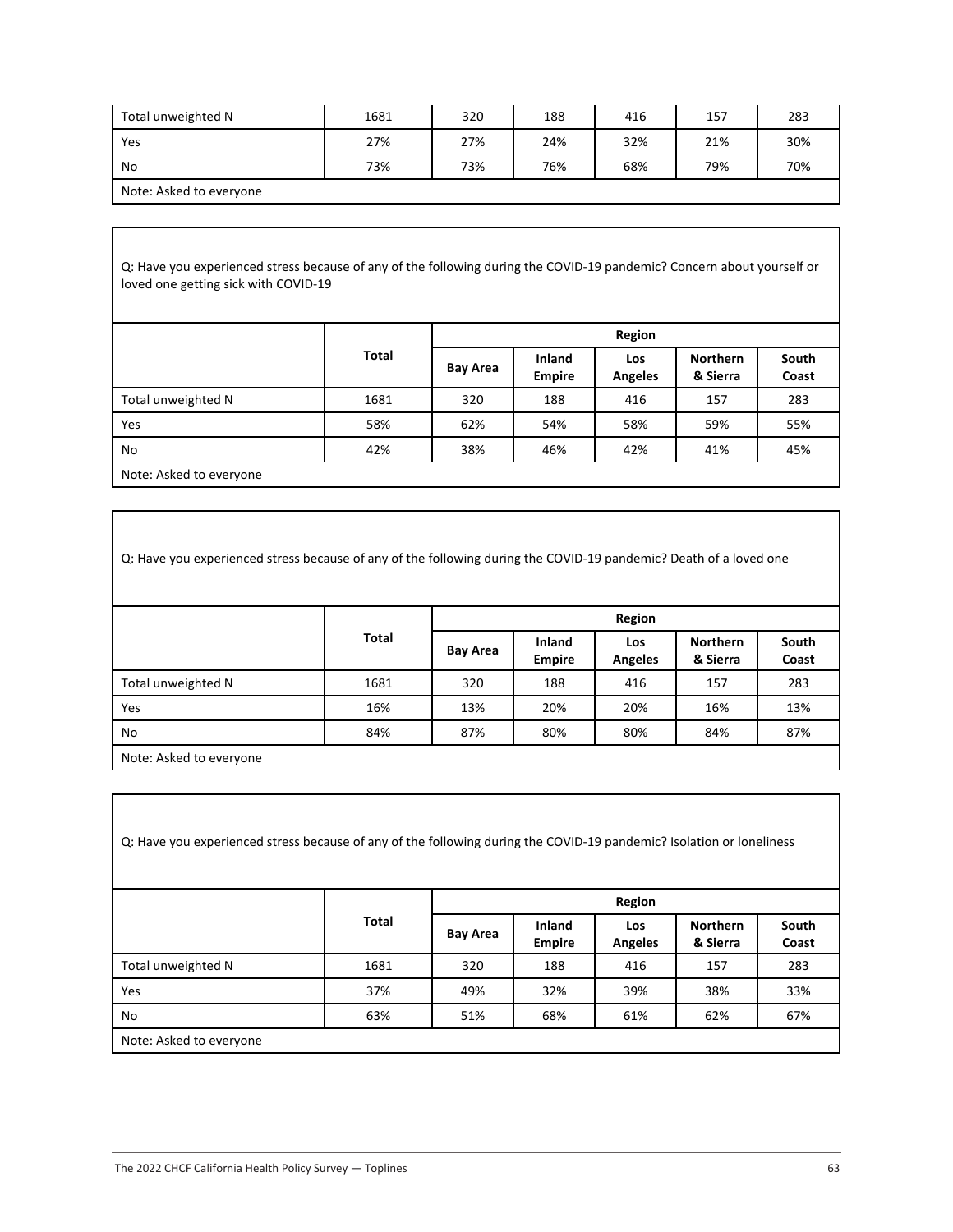| | | | | | | |
|---|---|---|---|---|---|---|
| Total unweighted N | 1681 | 320 | 188 | 416 | 157 | 283 |
| Yes | 27% | 27% | 24% | 32% | 21% | 30% |
| No | 73% | 73% | 76% | 68% | 79% | 70% |
| Note: Asked to everyone | | | | | | |

Q: Have you experienced stress because of any of the following during the COVID-19 pandemic? Concern about yourself or loved one getting sick with COVID-19

| | Total | Region | | | | |
|---|---|---|---|---|---|---|
| | | Bay Area | Inland Empire | Los Angeles | Northern & Sierra | South Coast |
| Total unweighted N | 1681 | 320 | 188 | 416 | 157 | 283 |
| Yes | 58% | 62% | 54% | 58% | 59% | 55% |
| No | 42% | 38% | 46% | 42% | 41% | 45% |
| Note: Asked to everyone | | | | | | |

Q: Have you experienced stress because of any of the following during the COVID-19 pandemic? Death of a loved one

| | Total | Region | | | | |
|---|---|---|---|---|---|---|
| | | Bay Area | Inland Empire | Los Angeles | Northern & Sierra | South Coast |
| Total unweighted N | 1681 | 320 | 188 | 416 | 157 | 283 |
| Yes | 16% | 13% | 20% | 20% | 16% | 13% |
| No | 84% | 87% | 80% | 80% | 84% | 87% |
| Note: Asked to everyone | | | | | | |

Q: Have you experienced stress because of any of the following during the COVID-19 pandemic? Isolation or loneliness

| | Total | Region | | | | |
|---|---|---|---|---|---|---|
| | | Bay Area | Inland Empire | Los Angeles | Northern & Sierra | South Coast |
| Total unweighted N | 1681 | 320 | 188 | 416 | 157 | 283 |
| Yes | 37% | 49% | 32% | 39% | 38% | 33% |
| No | 63% | 51% | 68% | 61% | 62% | 67% |
| Note: Asked to everyone | | | | | | |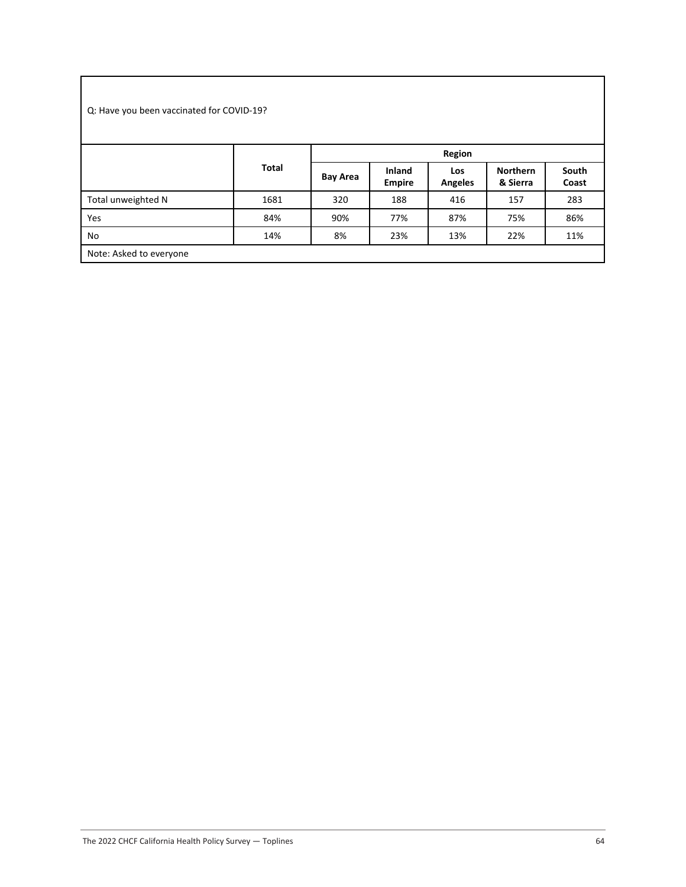Q: Have you been vaccinated for COVID-19?

| | Total | Region | | | | |
|---|---|---|---|---|---|---|
| | | Bay Area | Inland Empire | Los Angeles | Northern & Sierra | South Coast |
| Total unweighted N | 1681 | 320 | 188 | 416 | 157 | 283 |
| Yes | 84% | 90% | 77% | 87% | 75% | 86% |
| No | 14% | 8% | 23% | 13% | 22% | 11% |

Note: Asked to everyone